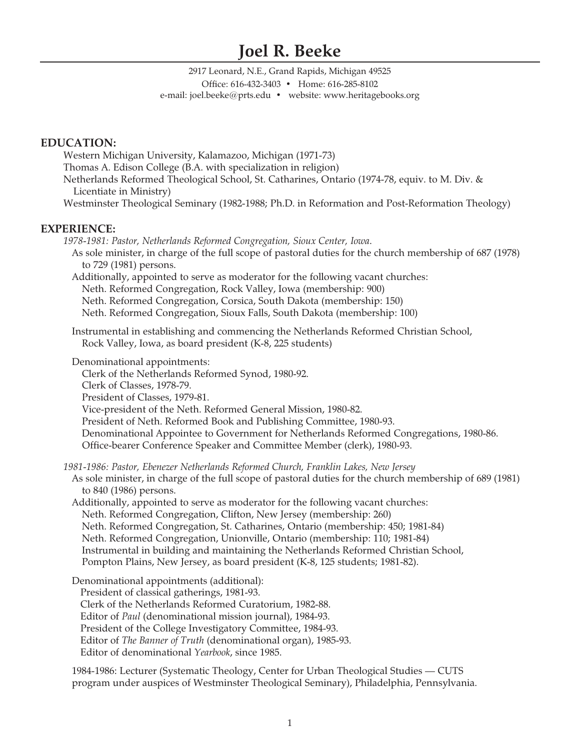# Joel R. Beeke

2917 Leonard, N.E., Grand Rapids, Michigan 49525
Office: 616-432-3403 • Home: 616-285-8102
e-mail: joel.beeke@prts.edu • website: www.heritagebooks.org

## EDUCATION:

Western Michigan University, Kalamazoo, Michigan (1971-73)
Thomas A. Edison College (B.A. with specialization in religion)
Netherlands Reformed Theological School, St. Catharines, Ontario (1974-78, equiv. to M. Div. & Licentiate in Ministry)
Westminster Theological Seminary (1982-1988; Ph.D. in Reformation and Post-Reformation Theology)

## EXPERIENCE:

*1978-1981: Pastor, Netherlands Reformed Congregation, Sioux Center, Iowa.*

As sole minister, in charge of the full scope of pastoral duties for the church membership of 687 (1978) to 729 (1981) persons.

Additionally, appointed to serve as moderator for the following vacant churches:
Neth. Reformed Congregation, Rock Valley, Iowa (membership: 900)
Neth. Reformed Congregation, Corsica, South Dakota (membership: 150)
Neth. Reformed Congregation, Sioux Falls, South Dakota (membership: 100)

Instrumental in establishing and commencing the Netherlands Reformed Christian School, Rock Valley, Iowa, as board president (K-8, 225 students)

Denominational appointments:
Clerk of the Netherlands Reformed Synod, 1980-92.
Clerk of Classes, 1978-79.
President of Classes, 1979-81.
Vice-president of the Neth. Reformed General Mission, 1980-82.
President of Neth. Reformed Book and Publishing Committee, 1980-93.
Denominational Appointee to Government for Netherlands Reformed Congregations, 1980-86.
Office-bearer Conference Speaker and Committee Member (clerk), 1980-93.

*1981-1986: Pastor, Ebenezer Netherlands Reformed Church, Franklin Lakes, New Jersey*

As sole minister, in charge of the full scope of pastoral duties for the church membership of 689 (1981) to 840 (1986) persons.

Additionally, appointed to serve as moderator for the following vacant churches:
Neth. Reformed Congregation, Clifton, New Jersey (membership: 260)
Neth. Reformed Congregation, St. Catharines, Ontario (membership: 450; 1981-84)
Neth. Reformed Congregation, Unionville, Ontario (membership: 110; 1981-84)
Instrumental in building and maintaining the Netherlands Reformed Christian School, Pompton Plains, New Jersey, as board president (K-8, 125 students; 1981-82).

Denominational appointments (additional):
President of classical gatherings, 1981-93.
Clerk of the Netherlands Reformed Curatorium, 1982-88.
Editor of *Paul* (denominational mission journal), 1984-93.
President of the College Investigatory Committee, 1984-93.
Editor of *The Banner of Truth* (denominational organ), 1985-93.
Editor of denominational *Yearbook*, since 1985.

1984-1986: Lecturer (Systematic Theology, Center for Urban Theological Studies — CUTS program under auspices of Westminster Theological Seminary), Philadelphia, Pennsylvania.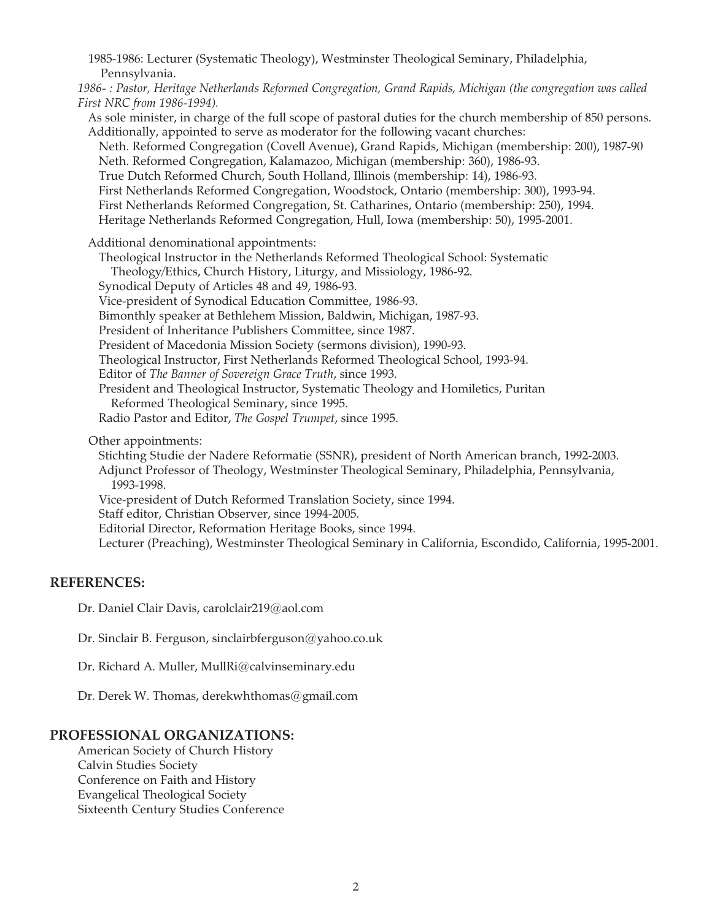1985-1986: Lecturer (Systematic Theology), Westminster Theological Seminary, Philadelphia, Pennsylvania.

*1986- : Pastor, Heritage Netherlands Reformed Congregation, Grand Rapids, Michigan (the congregation was called First NRC from 1986-1994).*

As sole minister, in charge of the full scope of pastoral duties for the church membership of 850 persons. Additionally, appointed to serve as moderator for the following vacant churches:

- Neth. Reformed Congregation (Covell Avenue), Grand Rapids, Michigan (membership: 200), 1987-90
- Neth. Reformed Congregation, Kalamazoo, Michigan (membership: 360), 1986-93.
- True Dutch Reformed Church, South Holland, Illinois (membership: 14), 1986-93.
- First Netherlands Reformed Congregation, Woodstock, Ontario (membership: 300), 1993-94.
- First Netherlands Reformed Congregation, St. Catharines, Ontario (membership: 250), 1994.
- Heritage Netherlands Reformed Congregation, Hull, Iowa (membership: 50), 1995-2001.

Additional denominational appointments:

- Theological Instructor in the Netherlands Reformed Theological School: Systematic Theology/Ethics, Church History, Liturgy, and Missiology, 1986-92.
- Synodical Deputy of Articles 48 and 49, 1986-93.
- Vice-president of Synodical Education Committee, 1986-93.
- Bimonthly speaker at Bethlehem Mission, Baldwin, Michigan, 1987-93.
- President of Inheritance Publishers Committee, since 1987.
- President of Macedonia Mission Society (sermons division), 1990-93.
- Theological Instructor, First Netherlands Reformed Theological School, 1993-94.
- Editor of *The Banner of Sovereign Grace Truth*, since 1993.
- President and Theological Instructor, Systematic Theology and Homiletics, Puritan Reformed Theological Seminary, since 1995.
- Radio Pastor and Editor, *The Gospel Trumpet*, since 1995.

Other appointments:

- Stichting Studie der Nadere Reformatie (SSNR), president of North American branch, 1992-2003.
- Adjunct Professor of Theology, Westminster Theological Seminary, Philadelphia, Pennsylvania, 1993-1998.
- Vice-president of Dutch Reformed Translation Society, since 1994.
- Staff editor, Christian Observer, since 1994-2005.
- Editorial Director, Reformation Heritage Books, since 1994.
- Lecturer (Preaching), Westminster Theological Seminary in California, Escondido, California, 1995-2001.

## REFERENCES:

Dr. Daniel Clair Davis, carolclair219@aol.com

Dr. Sinclair B. Ferguson, sinclairbferguson@yahoo.co.uk

Dr. Richard A. Muller, MullRi@calvinseminary.edu

Dr. Derek W. Thomas, derekwhthomas@gmail.com

## PROFESSIONAL ORGANIZATIONS:

American Society of Church History
Calvin Studies Society
Conference on Faith and History
Evangelical Theological Society
Sixteenth Century Studies Conference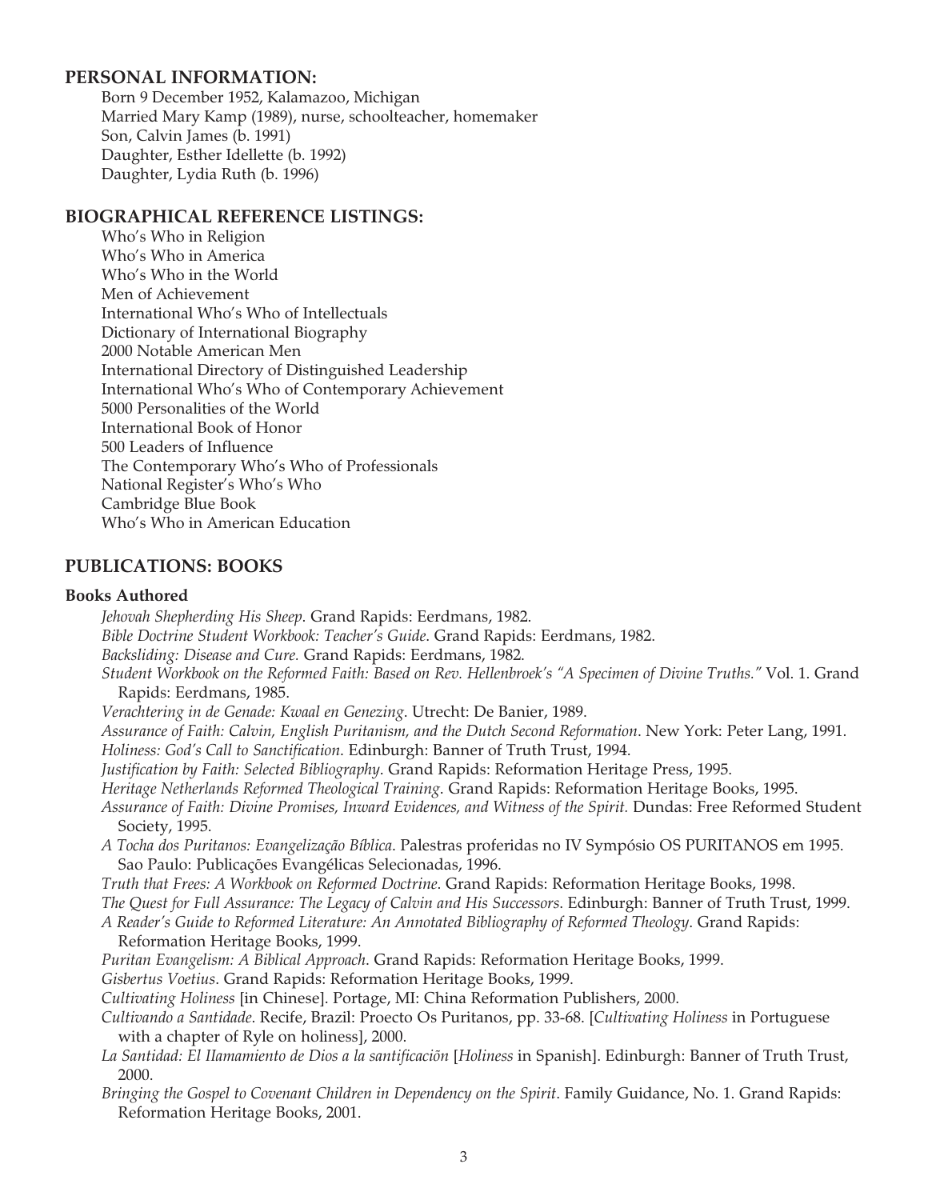## PERSONAL INFORMATION:

Born 9 December 1952, Kalamazoo, Michigan
Married Mary Kamp (1989), nurse, schoolteacher, homemaker
Son, Calvin James (b. 1991)
Daughter, Esther Idellette (b. 1992)
Daughter, Lydia Ruth (b. 1996)

## BIOGRAPHICAL REFERENCE LISTINGS:

Who's Who in Religion
Who's Who in America
Who's Who in the World
Men of Achievement
International Who's Who of Intellectuals
Dictionary of International Biography
2000 Notable American Men
International Directory of Distinguished Leadership
International Who's Who of Contemporary Achievement
5000 Personalities of the World
International Book of Honor
500 Leaders of Influence
The Contemporary Who's Who of Professionals
National Register's Who's Who
Cambridge Blue Book
Who's Who in American Education

## PUBLICATIONS: BOOKS

### Books Authored

*Jehovah Shepherding His Sheep*. Grand Rapids: Eerdmans, 1982.

*Bible Doctrine Student Workbook: Teacher's Guide*. Grand Rapids: Eerdmans, 1982.

*Backsliding: Disease and Cure.* Grand Rapids: Eerdmans, 1982.

*Student Workbook on the Reformed Faith: Based on Rev. Hellenbroek's "A Specimen of Divine Truths."* Vol. 1. Grand Rapids: Eerdmans, 1985.

*Verachtering in de Genade: Kwaal en Genezing*. Utrecht: De Banier, 1989.

*Assurance of Faith: Calvin, English Puritanism, and the Dutch Second Reformation*. New York: Peter Lang, 1991.

*Holiness: God's Call to Sanctification*. Edinburgh: Banner of Truth Trust, 1994.

*Justification by Faith: Selected Bibliography*. Grand Rapids: Reformation Heritage Press, 1995.

*Heritage Netherlands Reformed Theological Training*. Grand Rapids: Reformation Heritage Books, 1995.

*Assurance of Faith: Divine Promises, Inward Evidences, and Witness of the Spirit.* Dundas: Free Reformed Student Society, 1995.

*A Tocha dos Puritanos: Evangelização Bíblica*. Palestras proferidas no IV Sympósio OS PURITANOS em 1995. Sao Paulo: Publicações Evangélicas Selecionadas, 1996.

*Truth that Frees: A Workbook on Reformed Doctrine*. Grand Rapids: Reformation Heritage Books, 1998.

*The Quest for Full Assurance: The Legacy of Calvin and His Successors*. Edinburgh: Banner of Truth Trust, 1999.

*A Reader's Guide to Reformed Literature: An Annotated Bibliography of Reformed Theology*. Grand Rapids: Reformation Heritage Books, 1999.

*Puritan Evangelism: A Biblical Approach*. Grand Rapids: Reformation Heritage Books, 1999.

*Gisbertus Voetius*. Grand Rapids: Reformation Heritage Books, 1999.

*Cultivating Holiness* [in Chinese]. Portage, MI: China Reformation Publishers, 2000.

*Cultivando a Santidade*. Recife, Brazil: Proecto Os Puritanos, pp. 33-68. [*Cultivating Holiness* in Portuguese with a chapter of Ryle on holiness], 2000.

*La Santidad: El IIamamiento de Dios a la santificación* [*Holiness* in Spanish]. Edinburgh: Banner of Truth Trust, 2000.

*Bringing the Gospel to Covenant Children in Dependency on the Spirit*. Family Guidance, No. 1. Grand Rapids: Reformation Heritage Books, 2001.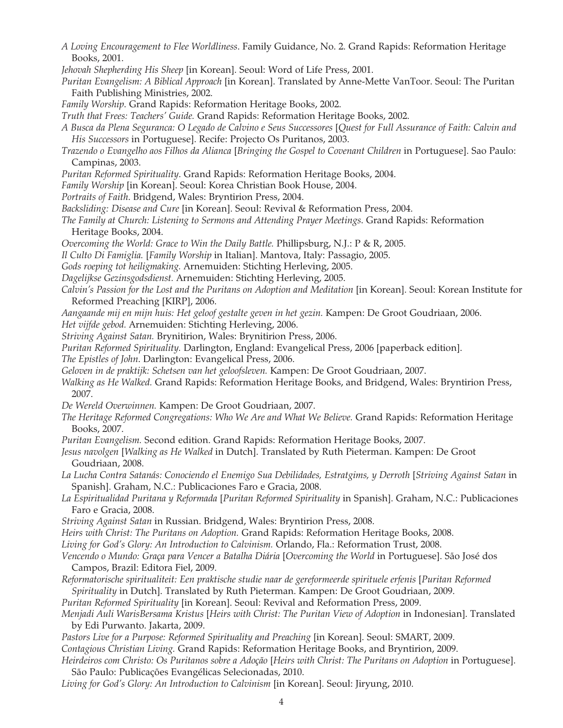*A Loving Encouragement to Flee Worldliness*. Family Guidance, No. 2. Grand Rapids: Reformation Heritage Books, 2001.

*Jehovah Shepherding His Sheep* [in Korean]. Seoul: Word of Life Press, 2001.

*Puritan Evangelism: A Biblical Approach* [in Korean]. Translated by Anne-Mette VanToor. Seoul: The Puritan Faith Publishing Ministries, 2002.

*Family Worship*. Grand Rapids: Reformation Heritage Books, 2002.

*Truth that Frees: Teachers' Guide.* Grand Rapids: Reformation Heritage Books, 2002.

*A Busca da Plena Seguranca: O Legado de Calvino e Seus Successores* [*Quest for Full Assurance of Faith: Calvin and His Successors* in Portuguese]. Recife: Projecto Os Puritanos, 2003.

*Trazendo o Evangelho aos Filhos da Alianca* [*Bringing the Gospel to Covenant Children* in Portuguese]. Sao Paulo: Campinas, 2003.

*Puritan Reformed Spirituality.* Grand Rapids: Reformation Heritage Books, 2004.

*Family Worship* [in Korean]. Seoul: Korea Christian Book House, 2004.

*Portraits of Faith*. Bridgend, Wales: Bryntirion Press, 2004.

*Backsliding: Disease and Cure* [in Korean]. Seoul: Revival & Reformation Press, 2004.

*The Family at Church: Listening to Sermons and Attending Prayer Meetings*. Grand Rapids: Reformation Heritage Books, 2004.

*Overcoming the World: Grace to Win the Daily Battle.* Phillipsburg, N.J.: P & R, 2005.

*Il Culto Di Famiglia.* [*Family Worship* in Italian]. Mantova, Italy: Passagio, 2005.

*Gods roeping tot heiligmaking.* Arnemuiden: Stichting Herleving, 2005.

*Dagelijkse Gezinsgodsdienst.* Arnemuiden: Stichting Herleving, 2005.

*Calvin's Passion for the Lost and the Puritans on Adoption and Meditation* [in Korean]. Seoul: Korean Institute for Reformed Preaching [KIRP], 2006.

*Aangaande mij en mijn huis: Het geloof gestalte geven in het gezin.* Kampen: De Groot Goudriaan, 2006.

*Het vijfde gebod.* Arnemuiden: Stichting Herleving, 2006.

*Striving Against Satan.* Brynitirion, Wales: Brynitirion Press, 2006.

*Puritan Reformed Spirituality.* Darlington, England: Evangelical Press, 2006 [paperback edition].

*The Epistles of John.* Darlington: Evangelical Press, 2006.

*Geloven in de praktijk: Schetsen van het geloofsleven.* Kampen: De Groot Goudriaan, 2007.

*Walking as He Walked.* Grand Rapids: Reformation Heritage Books, and Bridgend, Wales: Bryntirion Press, 2007.

*De Wereld Overwinnen.* Kampen: De Groot Goudriaan, 2007.

*The Heritage Reformed Congregations: Who We Are and What We Believe.* Grand Rapids: Reformation Heritage Books, 2007.

*Puritan Evangelism.* Second edition. Grand Rapids: Reformation Heritage Books, 2007.

*Jesus navolgen* [*Walking as He Walked* in Dutch]. Translated by Ruth Pieterman. Kampen: De Groot Goudriaan, 2008.

*La Lucha Contra Satanás: Conociendo el Enemigo Sua Debilidades, Estratgims, y Derroth* [*Striving Against Satan* in Spanish]. Graham, N.C.: Publicaciones Faro e Gracia, 2008.

*La Espiritualidad Puritana y Reformada* [*Puritan Reformed Spirituality* in Spanish]. Graham, N.C.: Publicaciones Faro e Gracia, 2008.

*Striving Against Satan* in Russian. Bridgend, Wales: Bryntirion Press, 2008.

*Heirs with Christ: The Puritans on Adoption.* Grand Rapids: Reformation Heritage Books, 2008.

*Living for God's Glory: An Introduction to Calvinism.* Orlando, Fla.: Reformation Trust, 2008.

*Vencendo o Mundo: Graça para Vencer a Batalha Diária* [*Overcoming the World* in Portuguese]. São José dos Campos, Brazil: Editora Fiel, 2009.

*Reformatorische spiritualiteit: Een praktische studie naar de gereformeerde spirituele erfenis* [*Puritan Reformed Spirituality* in Dutch]. Translated by Ruth Pieterman. Kampen: De Groot Goudriaan, 2009.

*Puritan Reformed Spirituality* [in Korean]. Seoul: Revival and Reformation Press, 2009.

*Menjadi Auli WarisBersama Kristus* [*Heirs with Christ: The Puritan View of Adoption* in Indonesian]. Translated by Edi Purwanto. Jakarta, 2009.

*Pastors Live for a Purpose: Reformed Spirituality and Preaching* [in Korean]. Seoul: SMART, 2009.

*Contagious Christian Living.* Grand Rapids: Reformation Heritage Books, and Bryntirion, 2009.

*Heirdeiros com Christo: Os Puritanos sobre a Adoção* [*Heirs with Christ: The Puritans on Adoption* in Portuguese]. São Paulo: Publicações Evangélicas Selecionadas, 2010.

*Living for God's Glory: An Introduction to Calvinism* [in Korean]. Seoul: Jiryung, 2010.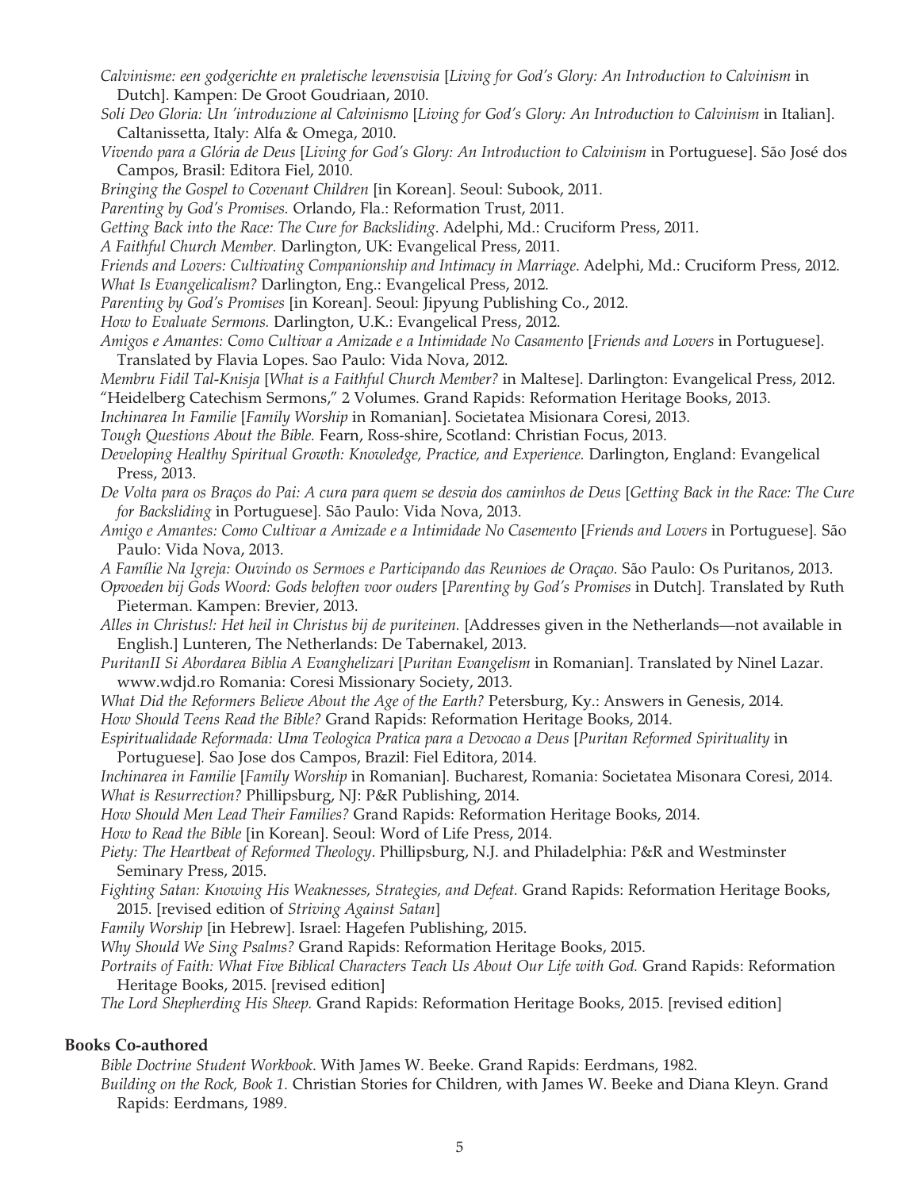*Calvinisme: een godgerichte en praletische levensvisia* [*Living for God's Glory: An Introduction to Calvinism* in Dutch]. Kampen: De Groot Goudriaan, 2010.

*Soli Deo Gloria: Un 'introduzione al Calvinismo* [*Living for God's Glory: An Introduction to Calvinism* in Italian]. Caltanissetta, Italy: Alfa & Omega, 2010.

*Vivendo para a Glória de Deus* [*Living for God's Glory: An Introduction to Calvinism* in Portuguese]. São José dos Campos, Brasil: Editora Fiel, 2010.

*Bringing the Gospel to Covenant Children* [in Korean]. Seoul: Subook, 2011.

*Parenting by God's Promises.* Orlando, Fla.: Reformation Trust, 2011.

*Getting Back into the Race: The Cure for Backsliding*. Adelphi, Md.: Cruciform Press, 2011.

*A Faithful Church Member.* Darlington, UK: Evangelical Press, 2011.

*Friends and Lovers: Cultivating Companionship and Intimacy in Marriage*. Adelphi, Md.: Cruciform Press, 2012.

*What Is Evangelicalism?* Darlington, Eng.: Evangelical Press, 2012.

*Parenting by God's Promises* [in Korean]. Seoul: Jipyung Publishing Co., 2012.

*How to Evaluate Sermons.* Darlington, U.K.: Evangelical Press, 2012.

*Amigos e Amantes: Como Cultivar a Amizade e a Intimidade No Casamento* [*Friends and Lovers* in Portuguese]. Translated by Flavia Lopes. Sao Paulo: Vida Nova, 2012.

*Membru Fidil Tal-Knisja* [*What is a Faithful Church Member?* in Maltese]. Darlington: Evangelical Press, 2012.

"Heidelberg Catechism Sermons," 2 Volumes. Grand Rapids: Reformation Heritage Books, 2013.

*Inchinarea In Familie* [*Family Worship* in Romanian]. Societatea Misionara Coresi, 2013.

*Tough Questions About the Bible.* Fearn, Ross-shire, Scotland: Christian Focus, 2013.

*Developing Healthy Spiritual Growth: Knowledge, Practice, and Experience.* Darlington, England: Evangelical Press, 2013.

*De Volta para os Braços do Pai: A cura para quem se desvia dos caminhos de Deus* [*Getting Back in the Race: The Cure for Backsliding* in Portuguese]. São Paulo: Vida Nova, 2013.

*Amigo e Amantes: Como Cultivar a Amizade e a Intimidade No Casemento* [*Friends and Lovers* in Portuguese]. São Paulo: Vida Nova, 2013.

*A Famílie Na Igreja: Ouvindo os Sermoes e Participando das Reunioes de Oraçao.* São Paulo: Os Puritanos, 2013.

*Opvoeden bij Gods Woord: Gods beloften voor ouders* [*Parenting by God's Promises* in Dutch]. Translated by Ruth Pieterman. Kampen: Brevier, 2013.

*Alles in Christus!: Het heil in Christus bij de puriteinen.* [Addresses given in the Netherlands—not available in English.] Lunteren, The Netherlands: De Tabernakel, 2013.

*PuritanII Si Abordarea Biblia A Evanghelizari* [*Puritan Evangelism* in Romanian]. Translated by Ninel Lazar. www.wdjd.ro Romania: Coresi Missionary Society, 2013.

*What Did the Reformers Believe About the Age of the Earth?* Petersburg, Ky.: Answers in Genesis, 2014.

*How Should Teens Read the Bible?* Grand Rapids: Reformation Heritage Books, 2014.

*Espiritualidade Reformada: Uma Teologica Pratica para a Devocao a Deus* [*Puritan Reformed Spirituality* in Portuguese]. Sao Jose dos Campos, Brazil: Fiel Editora, 2014.

*Inchinarea in Familie* [*Family Worship* in Romanian]. Bucharest, Romania: Societatea Misonara Coresi, 2014.

*What is Resurrection?* Phillipsburg, NJ: P&R Publishing, 2014.

*How Should Men Lead Their Families?* Grand Rapids: Reformation Heritage Books, 2014.

*How to Read the Bible* [in Korean]. Seoul: Word of Life Press, 2014.

*Piety: The Heartbeat of Reformed Theology*. Phillipsburg, N.J. and Philadelphia: P&R and Westminster Seminary Press, 2015.

*Fighting Satan: Knowing His Weaknesses, Strategies, and Defeat.* Grand Rapids: Reformation Heritage Books, 2015. [revised edition of *Striving Against Satan*]

*Family Worship* [in Hebrew]. Israel: Hagefen Publishing, 2015.

*Why Should We Sing Psalms?* Grand Rapids: Reformation Heritage Books, 2015.

*Portraits of Faith: What Five Biblical Characters Teach Us About Our Life with God.* Grand Rapids: Reformation Heritage Books, 2015. [revised edition]

*The Lord Shepherding His Sheep.* Grand Rapids: Reformation Heritage Books, 2015. [revised edition]

**Books Co-authored**

*Bible Doctrine Student Workbook*. With James W. Beeke. Grand Rapids: Eerdmans, 1982.

*Building on the Rock, Book 1.* Christian Stories for Children, with James W. Beeke and Diana Kleyn. Grand Rapids: Eerdmans, 1989.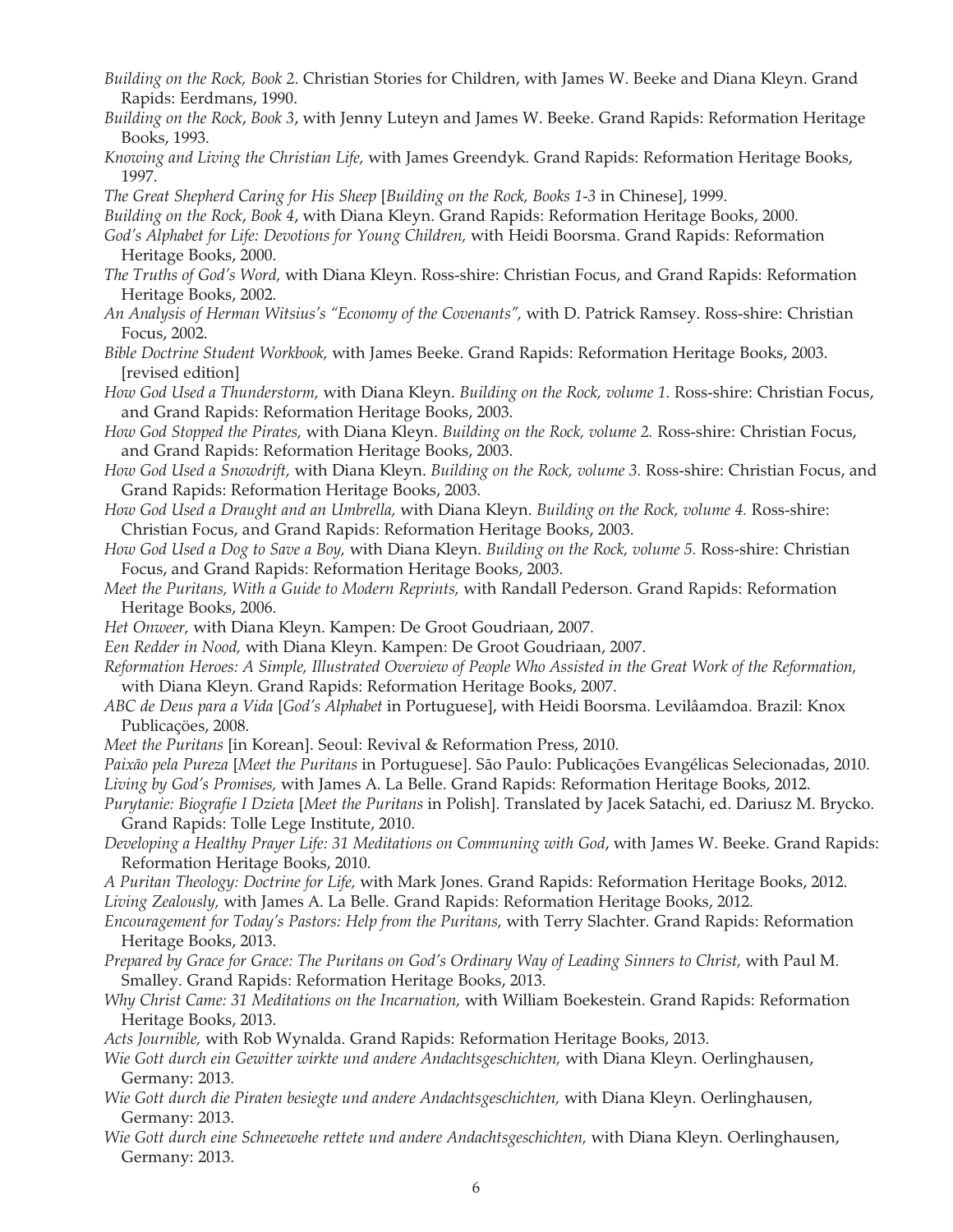*Building on the Rock, Book 2*. Christian Stories for Children, with James W. Beeke and Diana Kleyn. Grand Rapids: Eerdmans, 1990.

*Building on the Rock*, *Book 3*, with Jenny Luteyn and James W. Beeke. Grand Rapids: Reformation Heritage Books, 1993.

*Knowing and Living the Christian Life,* with James Greendyk. Grand Rapids: Reformation Heritage Books, 1997.

*The Great Shepherd Caring for His Sheep* [*Building on the Rock, Books 1-3* in Chinese], 1999.

*Building on the Rock*, *Book 4*, with Diana Kleyn. Grand Rapids: Reformation Heritage Books, 2000.

*God's Alphabet for Life: Devotions for Young Children,* with Heidi Boorsma. Grand Rapids: Reformation Heritage Books, 2000.

*The Truths of God's Word,* with Diana Kleyn. Ross-shire: Christian Focus, and Grand Rapids: Reformation Heritage Books, 2002.

*An Analysis of Herman Witsius's "Economy of the Covenants",* with D. Patrick Ramsey. Ross-shire: Christian Focus, 2002.

*Bible Doctrine Student Workbook,* with James Beeke. Grand Rapids: Reformation Heritage Books, 2003. [revised edition]

*How God Used a Thunderstorm,* with Diana Kleyn. *Building on the Rock, volume 1.* Ross-shire: Christian Focus, and Grand Rapids: Reformation Heritage Books, 2003.

*How God Stopped the Pirates,* with Diana Kleyn. *Building on the Rock, volume 2.* Ross-shire: Christian Focus, and Grand Rapids: Reformation Heritage Books, 2003.

*How God Used a Snowdrift,* with Diana Kleyn. *Building on the Rock, volume 3.* Ross-shire: Christian Focus, and Grand Rapids: Reformation Heritage Books, 2003.

*How God Used a Draught and an Umbrella,* with Diana Kleyn. *Building on the Rock, volume 4.* Ross-shire: Christian Focus, and Grand Rapids: Reformation Heritage Books, 2003.

*How God Used a Dog to Save a Boy,* with Diana Kleyn. *Building on the Rock, volume 5.* Ross-shire: Christian Focus, and Grand Rapids: Reformation Heritage Books, 2003.

*Meet the Puritans, With a Guide to Modern Reprints,* with Randall Pederson. Grand Rapids: Reformation Heritage Books, 2006.

*Het Onweer,* with Diana Kleyn. Kampen: De Groot Goudriaan, 2007.

*Een Redder in Nood,* with Diana Kleyn. Kampen: De Groot Goudriaan, 2007.

*Reformation Heroes: A Simple, Illustrated Overview of People Who Assisted in the Great Work of the Reformation,* with Diana Kleyn. Grand Rapids: Reformation Heritage Books, 2007.

*ABC de Deus para a Vida* [*God's Alphabet* in Portuguese], with Heidi Boorsma. Levilâamdoa. Brazil: Knox Publicaçöes, 2008.

*Meet the Puritans* [in Korean]. Seoul: Revival & Reformation Press, 2010.

*Paixão pela Pureza* [*Meet the Puritans* in Portuguese]. São Paulo: Publicações Evangélicas Selecionadas, 2010.

*Living by God's Promises,* with James A. La Belle. Grand Rapids: Reformation Heritage Books, 2012.

*Purytanie: Biografie I Dzieta* [*Meet the Puritans* in Polish]. Translated by Jacek Satachi, ed. Dariusz M. Brycko. Grand Rapids: Tolle Lege Institute, 2010.

*Developing a Healthy Prayer Life: 31 Meditations on Communing with God*, with James W. Beeke. Grand Rapids: Reformation Heritage Books, 2010.

*A Puritan Theology: Doctrine for Life,* with Mark Jones. Grand Rapids: Reformation Heritage Books, 2012.

*Living Zealously,* with James A. La Belle. Grand Rapids: Reformation Heritage Books, 2012.

*Encouragement for Today's Pastors: Help from the Puritans,* with Terry Slachter. Grand Rapids: Reformation Heritage Books, 2013.

*Prepared by Grace for Grace: The Puritans on God's Ordinary Way of Leading Sinners to Christ,* with Paul M. Smalley. Grand Rapids: Reformation Heritage Books, 2013.

*Why Christ Came: 31 Meditations on the Incarnation,* with William Boekestein. Grand Rapids: Reformation Heritage Books, 2013.

*Acts Journible,* with Rob Wynalda. Grand Rapids: Reformation Heritage Books, 2013.

*Wie Gott durch ein Gewitter wirkte und andere Andachtsgeschichten,* with Diana Kleyn. Oerlinghausen, Germany: 2013.

*Wie Gott durch die Piraten besiegte und andere Andachtsgeschichten,* with Diana Kleyn. Oerlinghausen, Germany: 2013.

*Wie Gott durch eine Schneewehe rettete und andere Andachtsgeschichten,* with Diana Kleyn. Oerlinghausen, Germany: 2013.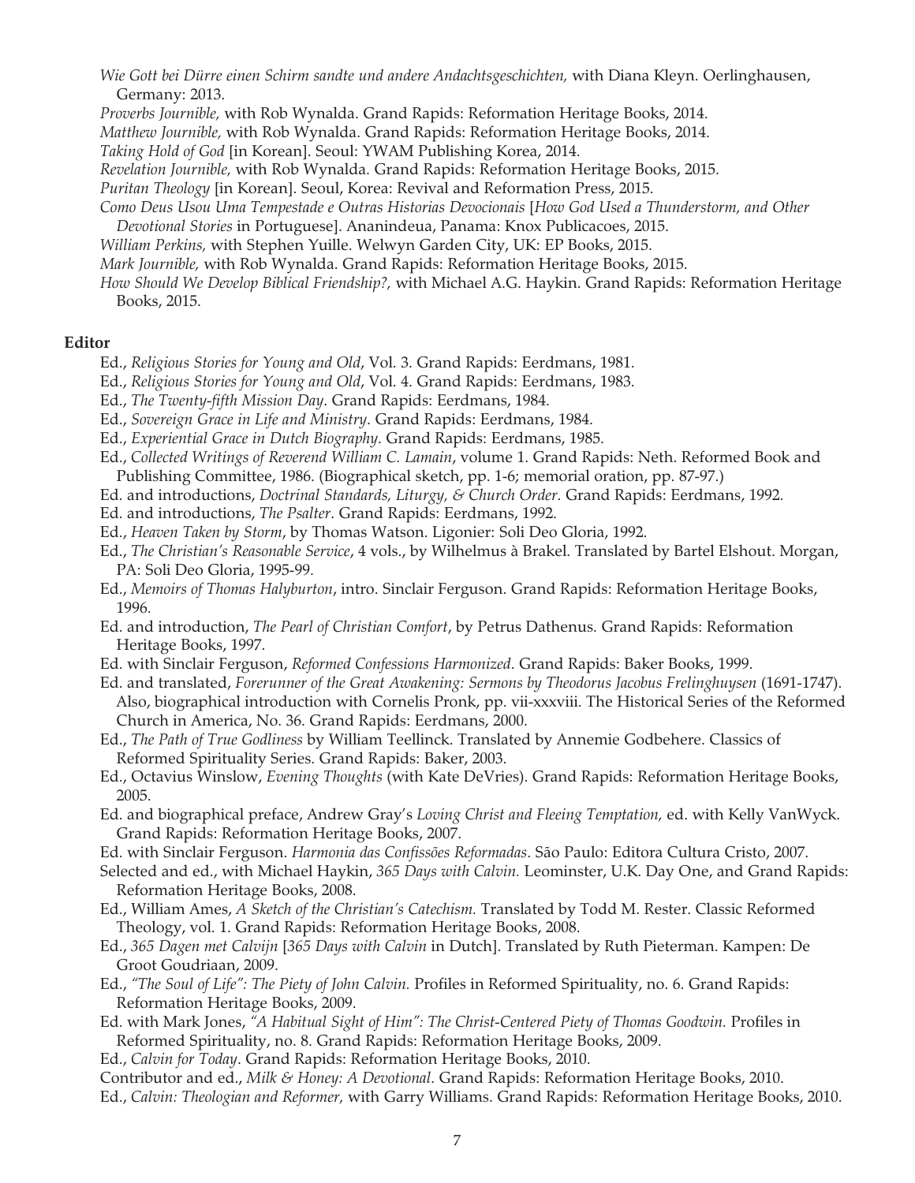*Wie Gott bei Dürre einen Schirm sandte und andere Andachtsgeschichten,* with Diana Kleyn. Oerlinghausen, Germany: 2013.

*Proverbs Journible,* with Rob Wynalda. Grand Rapids: Reformation Heritage Books, 2014.

*Matthew Journible,* with Rob Wynalda. Grand Rapids: Reformation Heritage Books, 2014.

*Taking Hold of God* [in Korean]. Seoul: YWAM Publishing Korea, 2014.

*Revelation Journible,* with Rob Wynalda. Grand Rapids: Reformation Heritage Books, 2015.

*Puritan Theology* [in Korean]. Seoul, Korea: Revival and Reformation Press, 2015.

*Como Deus Usou Uma Tempestade e Outras Historias Devocionais* [*How God Used a Thunderstorm, and Other Devotional Stories* in Portuguese]. Ananindeua, Panama: Knox Publicacoes, 2015.

*William Perkins,* with Stephen Yuille. Welwyn Garden City, UK: EP Books, 2015.

*Mark Journible,* with Rob Wynalda. Grand Rapids: Reformation Heritage Books, 2015.

*How Should We Develop Biblical Friendship?,* with Michael A.G. Haykin. Grand Rapids: Reformation Heritage Books, 2015.

**Editor**

Ed., *Religious Stories for Young and Old*, Vol. 3. Grand Rapids: Eerdmans, 1981.

Ed., *Religious Stories for Young and Old*, Vol. 4. Grand Rapids: Eerdmans, 1983.

Ed., *The Twenty-fifth Mission Day*. Grand Rapids: Eerdmans, 1984.

Ed., *Sovereign Grace in Life and Ministry*. Grand Rapids: Eerdmans, 1984.

Ed., *Experiential Grace in Dutch Biography*. Grand Rapids: Eerdmans, 1985.

Ed., *Collected Writings of Reverend William C. Lamain*, volume 1. Grand Rapids: Neth. Reformed Book and Publishing Committee, 1986. (Biographical sketch, pp. 1-6; memorial oration, pp. 87-97.)

Ed. and introductions, *Doctrinal Standards, Liturgy, & Church Order*. Grand Rapids: Eerdmans, 1992.

Ed. and introductions, *The Psalter*. Grand Rapids: Eerdmans, 1992.

Ed., *Heaven Taken by Storm*, by Thomas Watson. Ligonier: Soli Deo Gloria, 1992.

Ed., *The Christian's Reasonable Service*, 4 vols., by Wilhelmus à Brakel. Translated by Bartel Elshout. Morgan, PA: Soli Deo Gloria, 1995-99.

Ed., *Memoirs of Thomas Halyburton*, intro. Sinclair Ferguson. Grand Rapids: Reformation Heritage Books, 1996.

Ed. and introduction, *The Pearl of Christian Comfort*, by Petrus Dathenus. Grand Rapids: Reformation Heritage Books, 1997.

Ed. with Sinclair Ferguson, *Reformed Confessions Harmonized*. Grand Rapids: Baker Books, 1999.

Ed. and translated, *Forerunner of the Great Awakening: Sermons by Theodorus Jacobus Frelinghuysen* (1691-1747). Also, biographical introduction with Cornelis Pronk, pp. vii-xxxviii. The Historical Series of the Reformed Church in America, No. 36. Grand Rapids: Eerdmans, 2000.

Ed., *The Path of True Godliness* by William Teellinck. Translated by Annemie Godbehere. Classics of Reformed Spirituality Series. Grand Rapids: Baker, 2003.

Ed., Octavius Winslow, *Evening Thoughts* (with Kate DeVries). Grand Rapids: Reformation Heritage Books, 2005.

Ed. and biographical preface, Andrew Gray's *Loving Christ and Fleeing Temptation,* ed. with Kelly VanWyck. Grand Rapids: Reformation Heritage Books, 2007.

Ed. with Sinclair Ferguson. *Harmonia das Confissões Reformadas*. São Paulo: Editora Cultura Cristo, 2007.

Selected and ed., with Michael Haykin, *365 Days with Calvin.* Leominster, U.K. Day One, and Grand Rapids: Reformation Heritage Books, 2008.

Ed., William Ames, *A Sketch of the Christian's Catechism.* Translated by Todd M. Rester. Classic Reformed Theology, vol. 1. Grand Rapids: Reformation Heritage Books, 2008.

Ed., *365 Dagen met Calvijn* [*365 Days with Calvin* in Dutch]. Translated by Ruth Pieterman. Kampen: De Groot Goudriaan, 2009.

Ed., *"The Soul of Life": The Piety of John Calvin.* Profiles in Reformed Spirituality, no. 6. Grand Rapids: Reformation Heritage Books, 2009.

Ed. with Mark Jones, *"A Habitual Sight of Him": The Christ-Centered Piety of Thomas Goodwin.* Profiles in Reformed Spirituality, no. 8. Grand Rapids: Reformation Heritage Books, 2009.

Ed., *Calvin for Today*. Grand Rapids: Reformation Heritage Books, 2010.

Contributor and ed., *Milk & Honey: A Devotional*. Grand Rapids: Reformation Heritage Books, 2010.

Ed., *Calvin: Theologian and Reformer,* with Garry Williams. Grand Rapids: Reformation Heritage Books, 2010.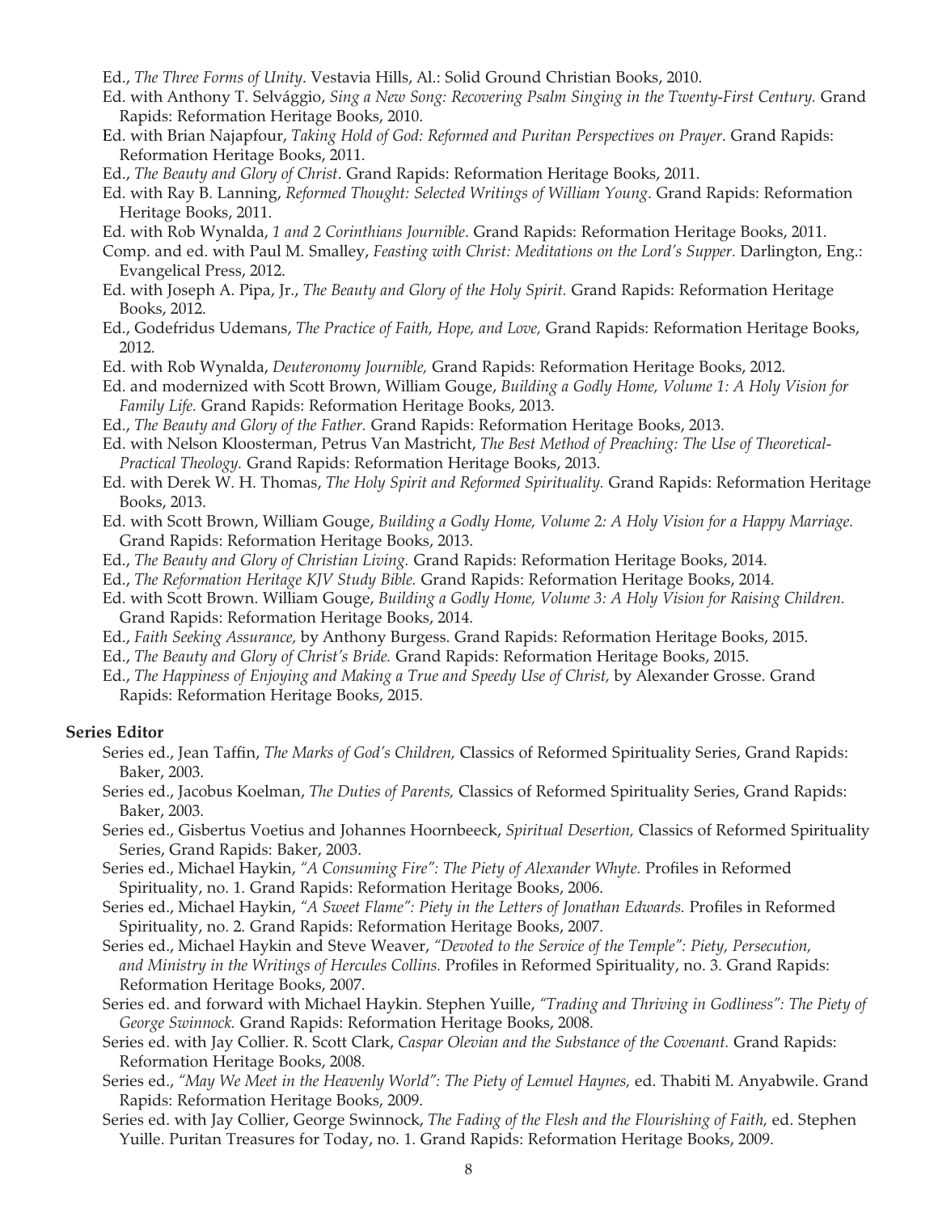Ed., *The Three Forms of Unity*. Vestavia Hills, Al.: Solid Ground Christian Books, 2010.

Ed. with Anthony T. Selvággio, *Sing a New Song: Recovering Psalm Singing in the Twenty-First Century.* Grand Rapids: Reformation Heritage Books, 2010.

Ed. with Brian Najapfour, *Taking Hold of God: Reformed and Puritan Perspectives on Prayer*. Grand Rapids: Reformation Heritage Books, 2011.

Ed., *The Beauty and Glory of Christ*. Grand Rapids: Reformation Heritage Books, 2011.

Ed. with Ray B. Lanning, *Reformed Thought: Selected Writings of William Young*. Grand Rapids: Reformation Heritage Books, 2011.

Ed. with Rob Wynalda, *1 and 2 Corinthians Journible*. Grand Rapids: Reformation Heritage Books, 2011.

Comp. and ed. with Paul M. Smalley, *Feasting with Christ: Meditations on the Lord's Supper.* Darlington, Eng.: Evangelical Press, 2012.

Ed. with Joseph A. Pipa, Jr., *The Beauty and Glory of the Holy Spirit.* Grand Rapids: Reformation Heritage Books, 2012.

Ed., Godefridus Udemans, *The Practice of Faith, Hope, and Love,* Grand Rapids: Reformation Heritage Books, 2012.

Ed. with Rob Wynalda, *Deuteronomy Journible,* Grand Rapids: Reformation Heritage Books, 2012.

Ed. and modernized with Scott Brown, William Gouge, *Building a Godly Home, Volume 1: A Holy Vision for Family Life.* Grand Rapids: Reformation Heritage Books, 2013.

Ed., *The Beauty and Glory of the Father.* Grand Rapids: Reformation Heritage Books, 2013.

Ed. with Nelson Kloosterman, Petrus Van Mastricht, *The Best Method of Preaching: The Use of Theoretical-Practical Theology.* Grand Rapids: Reformation Heritage Books, 2013.

Ed. with Derek W. H. Thomas, *The Holy Spirit and Reformed Spirituality.* Grand Rapids: Reformation Heritage Books, 2013.

Ed. with Scott Brown, William Gouge, *Building a Godly Home, Volume 2: A Holy Vision for a Happy Marriage.* Grand Rapids: Reformation Heritage Books, 2013.

Ed., *The Beauty and Glory of Christian Living.* Grand Rapids: Reformation Heritage Books, 2014.

Ed., *The Reformation Heritage KJV Study Bible.* Grand Rapids: Reformation Heritage Books, 2014.

Ed. with Scott Brown. William Gouge, *Building a Godly Home, Volume 3: A Holy Vision for Raising Children.* Grand Rapids: Reformation Heritage Books, 2014.

Ed., *Faith Seeking Assurance,* by Anthony Burgess. Grand Rapids: Reformation Heritage Books, 2015.

Ed., *The Beauty and Glory of Christ's Bride.* Grand Rapids: Reformation Heritage Books, 2015.

Ed., *The Happiness of Enjoying and Making a True and Speedy Use of Christ,* by Alexander Grosse. Grand Rapids: Reformation Heritage Books, 2015.

**Series Editor**

Series ed., Jean Taffin, *The Marks of God's Children,* Classics of Reformed Spirituality Series, Grand Rapids: Baker, 2003.

Series ed., Jacobus Koelman, *The Duties of Parents,* Classics of Reformed Spirituality Series, Grand Rapids: Baker, 2003.

Series ed., Gisbertus Voetius and Johannes Hoornbeeck, *Spiritual Desertion,* Classics of Reformed Spirituality Series, Grand Rapids: Baker, 2003.

Series ed., Michael Haykin, *"A Consuming Fire": The Piety of Alexander Whyte.* Profiles in Reformed Spirituality, no. 1. Grand Rapids: Reformation Heritage Books, 2006.

Series ed., Michael Haykin, *"A Sweet Flame": Piety in the Letters of Jonathan Edwards.* Profiles in Reformed Spirituality, no. 2. Grand Rapids: Reformation Heritage Books, 2007.

Series ed., Michael Haykin and Steve Weaver, *"Devoted to the Service of the Temple": Piety, Persecution, and Ministry in the Writings of Hercules Collins.* Profiles in Reformed Spirituality, no. 3. Grand Rapids: Reformation Heritage Books, 2007.

Series ed. and forward with Michael Haykin. Stephen Yuille, *"Trading and Thriving in Godliness": The Piety of George Swinnock.* Grand Rapids: Reformation Heritage Books, 2008.

Series ed. with Jay Collier. R. Scott Clark, *Caspar Olevian and the Substance of the Covenant.* Grand Rapids: Reformation Heritage Books, 2008.

Series ed., *"May We Meet in the Heavenly World": The Piety of Lemuel Haynes,* ed. Thabiti M. Anyabwile. Grand Rapids: Reformation Heritage Books, 2009.

Series ed. with Jay Collier, George Swinnock, *The Fading of the Flesh and the Flourishing of Faith,* ed. Stephen Yuille. Puritan Treasures for Today, no. 1. Grand Rapids: Reformation Heritage Books, 2009.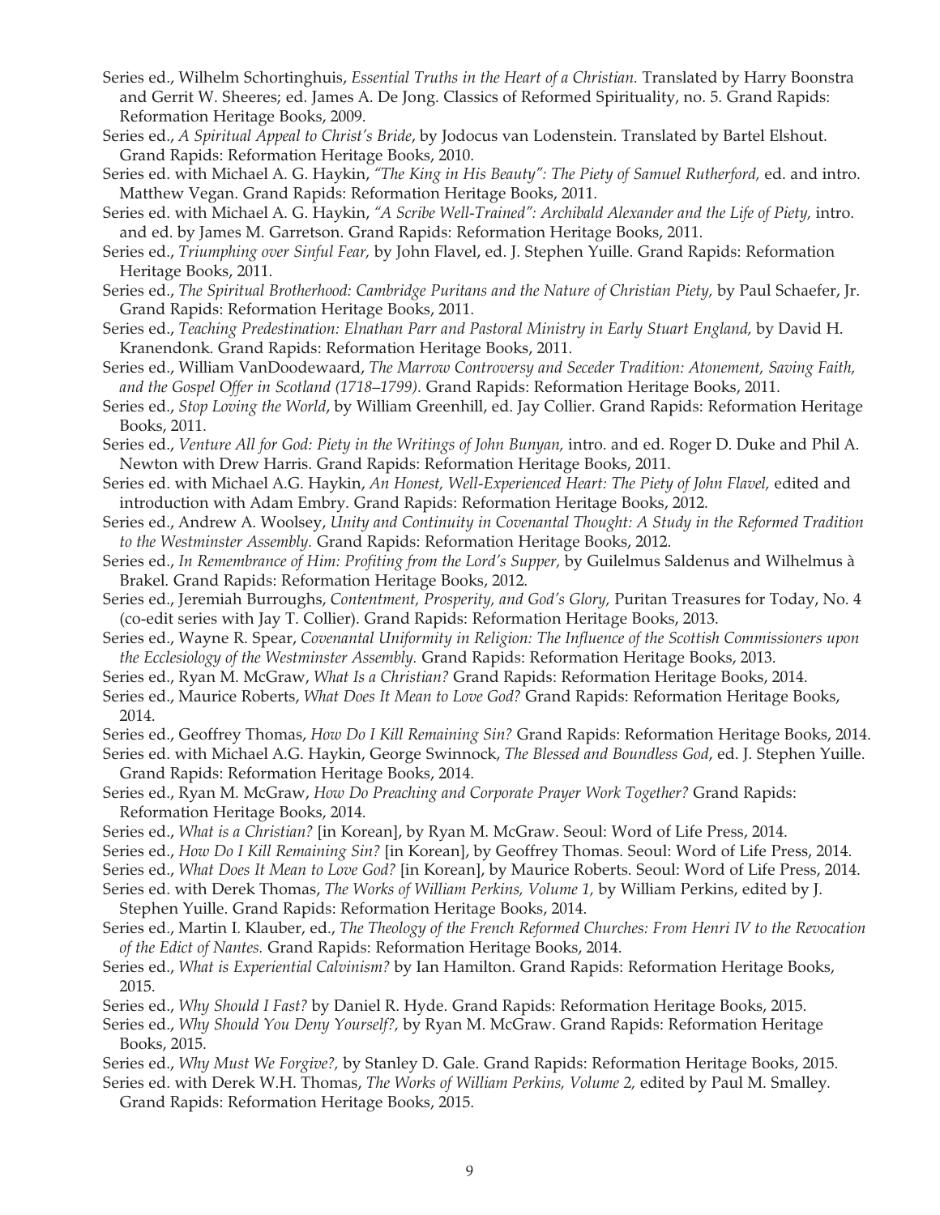Series ed., Wilhelm Schortinghuis, *Essential Truths in the Heart of a Christian.* Translated by Harry Boonstra and Gerrit W. Sheeres; ed. James A. De Jong. Classics of Reformed Spirituality, no. 5. Grand Rapids: Reformation Heritage Books, 2009.

Series ed., *A Spiritual Appeal to Christ's Bride*, by Jodocus van Lodenstein. Translated by Bartel Elshout. Grand Rapids: Reformation Heritage Books, 2010.

Series ed. with Michael A. G. Haykin, *"The King in His Beauty": The Piety of Samuel Rutherford,* ed. and intro. Matthew Vegan. Grand Rapids: Reformation Heritage Books, 2011.

Series ed. with Michael A. G. Haykin, *"A Scribe Well-Trained": Archibald Alexander and the Life of Piety,* intro. and ed. by James M. Garretson. Grand Rapids: Reformation Heritage Books, 2011.

Series ed., *Triumphing over Sinful Fear,* by John Flavel, ed. J. Stephen Yuille. Grand Rapids: Reformation Heritage Books, 2011.

Series ed., *The Spiritual Brotherhood: Cambridge Puritans and the Nature of Christian Piety,* by Paul Schaefer, Jr. Grand Rapids: Reformation Heritage Books, 2011.

Series ed., *Teaching Predestination: Elnathan Parr and Pastoral Ministry in Early Stuart England,* by David H. Kranendonk. Grand Rapids: Reformation Heritage Books, 2011.

Series ed., William VanDoodewaard, *The Marrow Controversy and Seceder Tradition: Atonement, Saving Faith, and the Gospel Offer in Scotland (1718–1799).* Grand Rapids: Reformation Heritage Books, 2011.

Series ed., *Stop Loving the World*, by William Greenhill, ed. Jay Collier. Grand Rapids: Reformation Heritage Books, 2011.

Series ed., *Venture All for God: Piety in the Writings of John Bunyan,* intro. and ed. Roger D. Duke and Phil A. Newton with Drew Harris. Grand Rapids: Reformation Heritage Books, 2011.

Series ed. with Michael A.G. Haykin, *An Honest, Well-Experienced Heart: The Piety of John Flavel,* edited and introduction with Adam Embry. Grand Rapids: Reformation Heritage Books, 2012.

Series ed., Andrew A. Woolsey, *Unity and Continuity in Covenantal Thought: A Study in the Reformed Tradition to the Westminster Assembly.* Grand Rapids: Reformation Heritage Books, 2012.

Series ed., *In Remembrance of Him: Profiting from the Lord's Supper,* by Guilelmus Saldenus and Wilhelmus à Brakel. Grand Rapids: Reformation Heritage Books, 2012.

Series ed., Jeremiah Burroughs, *Contentment, Prosperity, and God's Glory,* Puritan Treasures for Today, No. 4 (co-edit series with Jay T. Collier). Grand Rapids: Reformation Heritage Books, 2013.

Series ed., Wayne R. Spear, *Covenantal Uniformity in Religion: The Influence of the Scottish Commissioners upon the Ecclesiology of the Westminster Assembly.* Grand Rapids: Reformation Heritage Books, 2013.

Series ed., Ryan M. McGraw, *What Is a Christian?* Grand Rapids: Reformation Heritage Books, 2014.

Series ed., Maurice Roberts, *What Does It Mean to Love God?* Grand Rapids: Reformation Heritage Books, 2014.

Series ed., Geoffrey Thomas, *How Do I Kill Remaining Sin?* Grand Rapids: Reformation Heritage Books, 2014.

Series ed. with Michael A.G. Haykin, George Swinnock, *The Blessed and Boundless God*, ed. J. Stephen Yuille. Grand Rapids: Reformation Heritage Books, 2014.

Series ed., Ryan M. McGraw, *How Do Preaching and Corporate Prayer Work Together?* Grand Rapids: Reformation Heritage Books, 2014.

Series ed., *What is a Christian?* [in Korean], by Ryan M. McGraw. Seoul: Word of Life Press, 2014.

Series ed., *How Do I Kill Remaining Sin?* [in Korean], by Geoffrey Thomas. Seoul: Word of Life Press, 2014.

Series ed., *What Does It Mean to Love God?* [in Korean], by Maurice Roberts. Seoul: Word of Life Press, 2014.

Series ed. with Derek Thomas, *The Works of William Perkins, Volume 1,* by William Perkins, edited by J. Stephen Yuille. Grand Rapids: Reformation Heritage Books, 2014.

Series ed., Martin I. Klauber, ed., *The Theology of the French Reformed Churches: From Henri IV to the Revocation of the Edict of Nantes.* Grand Rapids: Reformation Heritage Books, 2014.

Series ed., *What is Experiential Calvinism?* by Ian Hamilton. Grand Rapids: Reformation Heritage Books, 2015.

Series ed., *Why Should I Fast?* by Daniel R. Hyde. Grand Rapids: Reformation Heritage Books, 2015.

Series ed., *Why Should You Deny Yourself?,* by Ryan M. McGraw. Grand Rapids: Reformation Heritage Books, 2015.

Series ed., *Why Must We Forgive?,* by Stanley D. Gale. Grand Rapids: Reformation Heritage Books, 2015.

Series ed. with Derek W.H. Thomas, *The Works of William Perkins, Volume 2,* edited by Paul M. Smalley. Grand Rapids: Reformation Heritage Books, 2015.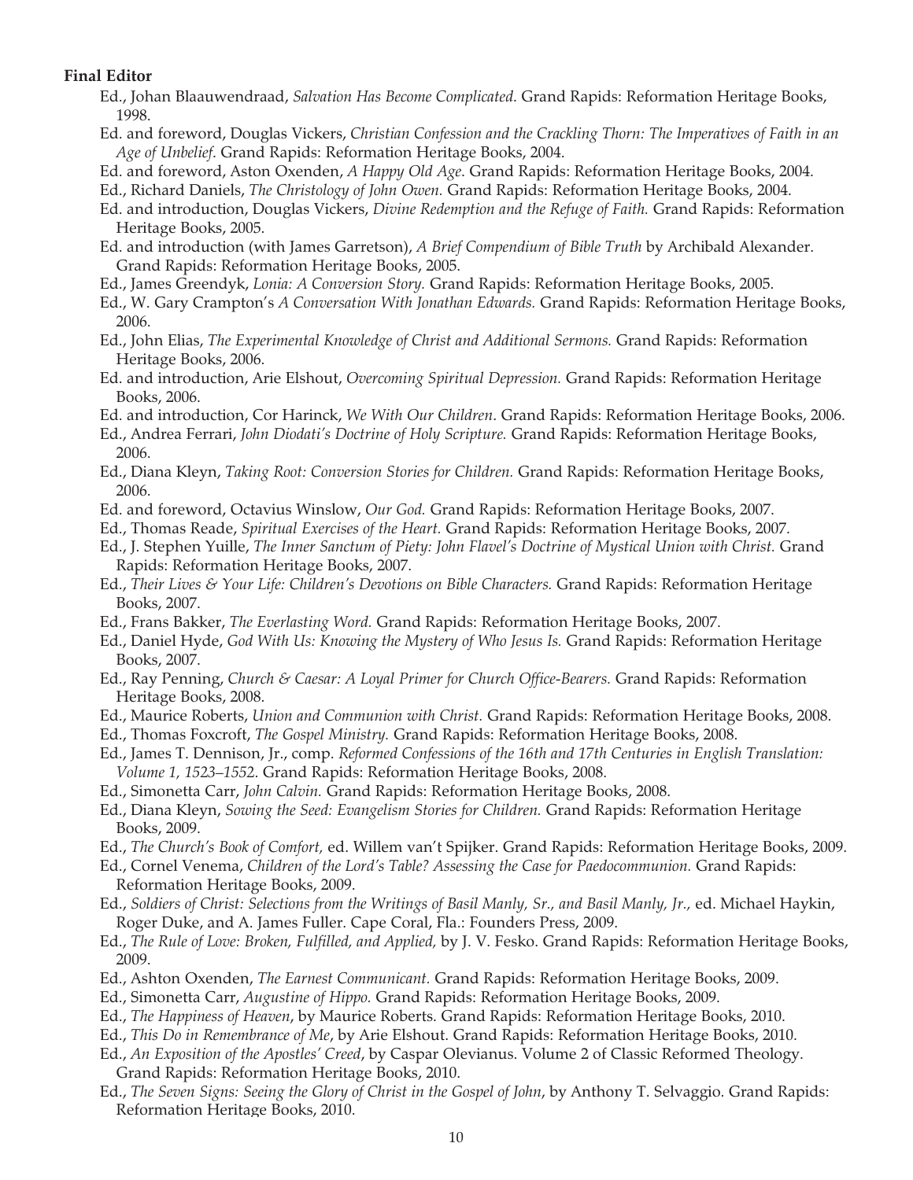**Final Editor**

- Ed., Johan Blaauwendraad, *Salvation Has Become Complicated*. Grand Rapids: Reformation Heritage Books, 1998.
- Ed. and foreword, Douglas Vickers, *Christian Confession and the Crackling Thorn: The Imperatives of Faith in an Age of Unbelief.* Grand Rapids: Reformation Heritage Books, 2004.
- Ed. and foreword, Aston Oxenden, *A Happy Old Age.* Grand Rapids: Reformation Heritage Books, 2004.
- Ed., Richard Daniels, *The Christology of John Owen.* Grand Rapids: Reformation Heritage Books, 2004.
- Ed. and introduction, Douglas Vickers, *Divine Redemption and the Refuge of Faith.* Grand Rapids: Reformation Heritage Books, 2005.
- Ed. and introduction (with James Garretson), *A Brief Compendium of Bible Truth* by Archibald Alexander. Grand Rapids: Reformation Heritage Books, 2005.
- Ed., James Greendyk, *Lonia: A Conversion Story.* Grand Rapids: Reformation Heritage Books, 2005.
- Ed., W. Gary Crampton's *A Conversation With Jonathan Edwards.* Grand Rapids: Reformation Heritage Books, 2006.
- Ed., John Elias, *The Experimental Knowledge of Christ and Additional Sermons.* Grand Rapids: Reformation Heritage Books, 2006.
- Ed. and introduction, Arie Elshout, *Overcoming Spiritual Depression.* Grand Rapids: Reformation Heritage Books, 2006.
- Ed. and introduction, Cor Harinck, *We With Our Children*. Grand Rapids: Reformation Heritage Books, 2006.
- Ed., Andrea Ferrari, *John Diodati's Doctrine of Holy Scripture.* Grand Rapids: Reformation Heritage Books, 2006.
- Ed., Diana Kleyn, *Taking Root: Conversion Stories for Children.* Grand Rapids: Reformation Heritage Books, 2006.
- Ed. and foreword, Octavius Winslow, *Our God.* Grand Rapids: Reformation Heritage Books, 2007.
- Ed., Thomas Reade, *Spiritual Exercises of the Heart.* Grand Rapids: Reformation Heritage Books, 2007.
- Ed., J. Stephen Yuille, *The Inner Sanctum of Piety: John Flavel's Doctrine of Mystical Union with Christ.* Grand Rapids: Reformation Heritage Books, 2007.
- Ed., *Their Lives & Your Life: Children's Devotions on Bible Characters.* Grand Rapids: Reformation Heritage Books, 2007.
- Ed., Frans Bakker, *The Everlasting Word.* Grand Rapids: Reformation Heritage Books, 2007.
- Ed., Daniel Hyde, *God With Us: Knowing the Mystery of Who Jesus Is.* Grand Rapids: Reformation Heritage Books, 2007.
- Ed., Ray Penning, *Church & Caesar: A Loyal Primer for Church Office-Bearers.* Grand Rapids: Reformation Heritage Books, 2008.
- Ed., Maurice Roberts, *Union and Communion with Christ.* Grand Rapids: Reformation Heritage Books, 2008.
- Ed., Thomas Foxcroft, *The Gospel Ministry.* Grand Rapids: Reformation Heritage Books, 2008.
- Ed., James T. Dennison, Jr., comp. *Reformed Confessions of the 16th and 17th Centuries in English Translation: Volume 1, 1523–1552*. Grand Rapids: Reformation Heritage Books, 2008.
- Ed., Simonetta Carr, *John Calvin.* Grand Rapids: Reformation Heritage Books, 2008.
- Ed., Diana Kleyn, *Sowing the Seed: Evangelism Stories for Children.* Grand Rapids: Reformation Heritage Books, 2009.
- Ed., *The Church's Book of Comfort,* ed. Willem van't Spijker. Grand Rapids: Reformation Heritage Books, 2009.
- Ed., Cornel Venema, *Children of the Lord's Table? Assessing the Case for Paedocommunion.* Grand Rapids: Reformation Heritage Books, 2009.
- Ed., *Soldiers of Christ: Selections from the Writings of Basil Manly, Sr., and Basil Manly, Jr.,* ed. Michael Haykin, Roger Duke, and A. James Fuller. Cape Coral, Fla.: Founders Press, 2009.
- Ed., *The Rule of Love: Broken, Fulfilled, and Applied,* by J. V. Fesko. Grand Rapids: Reformation Heritage Books, 2009.
- Ed., Ashton Oxenden, *The Earnest Communicant.* Grand Rapids: Reformation Heritage Books, 2009.
- Ed., Simonetta Carr, *Augustine of Hippo.* Grand Rapids: Reformation Heritage Books, 2009.
- Ed., *The Happiness of Heaven*, by Maurice Roberts. Grand Rapids: Reformation Heritage Books, 2010.
- Ed., *This Do in Remembrance of Me*, by Arie Elshout. Grand Rapids: Reformation Heritage Books, 2010.
- Ed., *An Exposition of the Apostles' Creed*, by Caspar Olevianus. Volume 2 of Classic Reformed Theology. Grand Rapids: Reformation Heritage Books, 2010.
- Ed., *The Seven Signs: Seeing the Glory of Christ in the Gospel of John*, by Anthony T. Selvaggio. Grand Rapids: Reformation Heritage Books, 2010.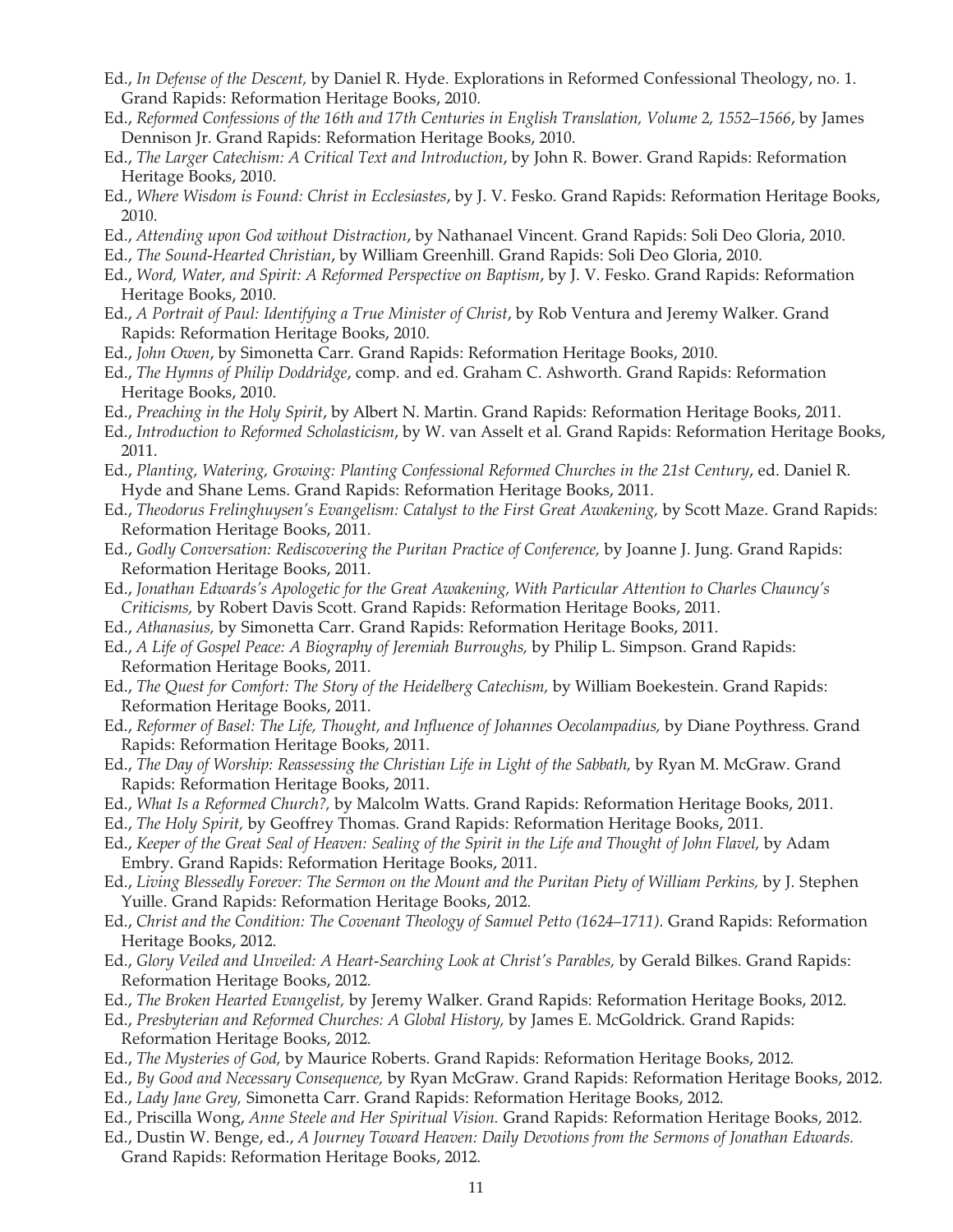Ed., *In Defense of the Descent,* by Daniel R. Hyde. Explorations in Reformed Confessional Theology, no. 1. Grand Rapids: Reformation Heritage Books, 2010.

Ed., *Reformed Confessions of the 16th and 17th Centuries in English Translation, Volume 2, 1552–1566*, by James Dennison Jr. Grand Rapids: Reformation Heritage Books, 2010.

Ed., *The Larger Catechism: A Critical Text and Introduction*, by John R. Bower. Grand Rapids: Reformation Heritage Books, 2010.

Ed., *Where Wisdom is Found: Christ in Ecclesiastes*, by J. V. Fesko. Grand Rapids: Reformation Heritage Books, 2010.

Ed., *Attending upon God without Distraction*, by Nathanael Vincent. Grand Rapids: Soli Deo Gloria, 2010.

Ed., *The Sound-Hearted Christian*, by William Greenhill. Grand Rapids: Soli Deo Gloria, 2010.

Ed., *Word, Water, and Spirit: A Reformed Perspective on Baptism*, by J. V. Fesko. Grand Rapids: Reformation Heritage Books, 2010.

Ed., *A Portrait of Paul: Identifying a True Minister of Christ*, by Rob Ventura and Jeremy Walker. Grand Rapids: Reformation Heritage Books, 2010.

Ed., *John Owen*, by Simonetta Carr. Grand Rapids: Reformation Heritage Books, 2010.

Ed., *The Hymns of Philip Doddridge*, comp. and ed. Graham C. Ashworth. Grand Rapids: Reformation Heritage Books, 2010.

Ed., *Preaching in the Holy Spirit*, by Albert N. Martin. Grand Rapids: Reformation Heritage Books, 2011.

Ed., *Introduction to Reformed Scholasticism*, by W. van Asselt et al. Grand Rapids: Reformation Heritage Books, 2011.

Ed., *Planting, Watering, Growing: Planting Confessional Reformed Churches in the 21st Century*, ed. Daniel R. Hyde and Shane Lems. Grand Rapids: Reformation Heritage Books, 2011.

Ed., *Theodorus Frelinghuysen's Evangelism: Catalyst to the First Great Awakening,* by Scott Maze. Grand Rapids: Reformation Heritage Books, 2011.

Ed., *Godly Conversation: Rediscovering the Puritan Practice of Conference,* by Joanne J. Jung. Grand Rapids: Reformation Heritage Books, 2011.

Ed., *Jonathan Edwards's Apologetic for the Great Awakening, With Particular Attention to Charles Chauncy's Criticisms,* by Robert Davis Scott. Grand Rapids: Reformation Heritage Books, 2011.

Ed., *Athanasius,* by Simonetta Carr. Grand Rapids: Reformation Heritage Books, 2011.

Ed., *A Life of Gospel Peace: A Biography of Jeremiah Burroughs,* by Philip L. Simpson. Grand Rapids: Reformation Heritage Books, 2011.

Ed., *The Quest for Comfort: The Story of the Heidelberg Catechism,* by William Boekestein. Grand Rapids: Reformation Heritage Books, 2011.

Ed., *Reformer of Basel: The Life, Thought, and Influence of Johannes Oecolampadius,* by Diane Poythress. Grand Rapids: Reformation Heritage Books, 2011.

Ed., *The Day of Worship: Reassessing the Christian Life in Light of the Sabbath,* by Ryan M. McGraw. Grand Rapids: Reformation Heritage Books, 2011.

Ed., *What Is a Reformed Church?,* by Malcolm Watts. Grand Rapids: Reformation Heritage Books, 2011.

Ed., *The Holy Spirit,* by Geoffrey Thomas. Grand Rapids: Reformation Heritage Books, 2011.

Ed., *Keeper of the Great Seal of Heaven: Sealing of the Spirit in the Life and Thought of John Flavel,* by Adam Embry. Grand Rapids: Reformation Heritage Books, 2011.

Ed., *Living Blessedly Forever: The Sermon on the Mount and the Puritan Piety of William Perkins,* by J. Stephen Yuille. Grand Rapids: Reformation Heritage Books, 2012.

Ed., *Christ and the Condition: The Covenant Theology of Samuel Petto (1624–1711)*. Grand Rapids: Reformation Heritage Books, 2012.

Ed., *Glory Veiled and Unveiled: A Heart-Searching Look at Christ's Parables,* by Gerald Bilkes. Grand Rapids: Reformation Heritage Books, 2012.

Ed., *The Broken Hearted Evangelist,* by Jeremy Walker. Grand Rapids: Reformation Heritage Books, 2012.

Ed., *Presbyterian and Reformed Churches: A Global History,* by James E. McGoldrick. Grand Rapids: Reformation Heritage Books, 2012.

Ed., *The Mysteries of God,* by Maurice Roberts. Grand Rapids: Reformation Heritage Books, 2012.

Ed., *By Good and Necessary Consequence,* by Ryan McGraw. Grand Rapids: Reformation Heritage Books, 2012.

Ed., *Lady Jane Grey,* Simonetta Carr. Grand Rapids: Reformation Heritage Books, 2012.

Ed., Priscilla Wong, *Anne Steele and Her Spiritual Vision.* Grand Rapids: Reformation Heritage Books, 2012.

Ed., Dustin W. Benge, ed., *A Journey Toward Heaven: Daily Devotions from the Sermons of Jonathan Edwards.* Grand Rapids: Reformation Heritage Books, 2012.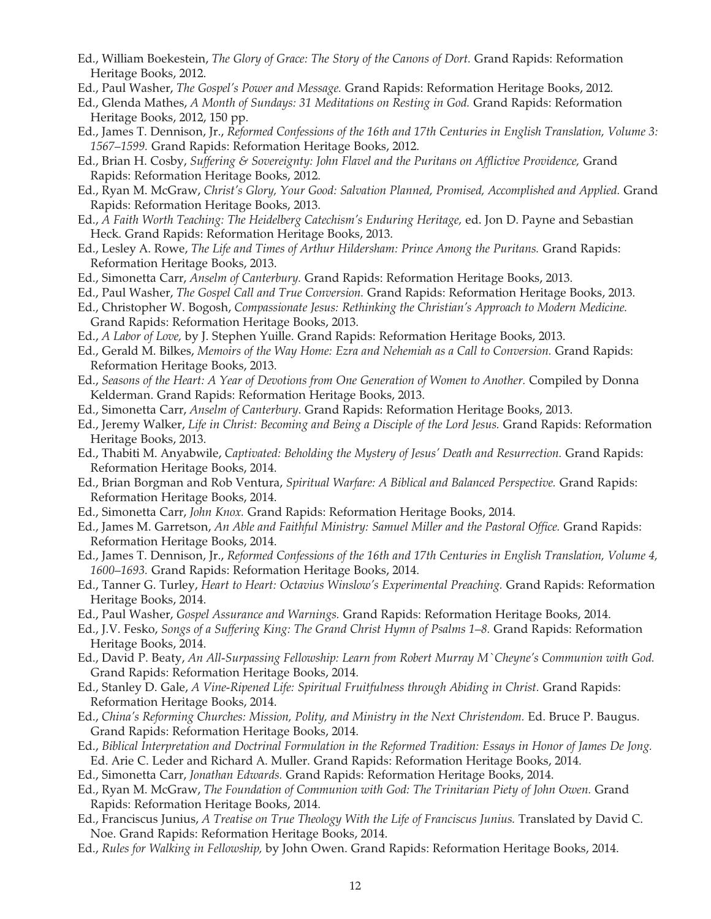Ed., William Boekestein, *The Glory of Grace: The Story of the Canons of Dort.* Grand Rapids: Reformation Heritage Books, 2012.

Ed., Paul Washer, *The Gospel's Power and Message.* Grand Rapids: Reformation Heritage Books, 2012.

Ed., Glenda Mathes, *A Month of Sundays: 31 Meditations on Resting in God.* Grand Rapids: Reformation Heritage Books, 2012, 150 pp.

Ed., James T. Dennison, Jr., *Reformed Confessions of the 16th and 17th Centuries in English Translation, Volume 3: 1567–1599.* Grand Rapids: Reformation Heritage Books, 2012.

Ed., Brian H. Cosby, *Suffering & Sovereignty: John Flavel and the Puritans on Afflictive Providence,* Grand Rapids: Reformation Heritage Books, 2012.

Ed., Ryan M. McGraw, *Christ's Glory, Your Good: Salvation Planned, Promised, Accomplished and Applied.* Grand Rapids: Reformation Heritage Books, 2013.

Ed., *A Faith Worth Teaching: The Heidelberg Catechism's Enduring Heritage,* ed. Jon D. Payne and Sebastian Heck. Grand Rapids: Reformation Heritage Books, 2013.

Ed., Lesley A. Rowe, *The Life and Times of Arthur Hildersham: Prince Among the Puritans.* Grand Rapids: Reformation Heritage Books, 2013.

Ed., Simonetta Carr, *Anselm of Canterbury.* Grand Rapids: Reformation Heritage Books, 2013.

Ed., Paul Washer, *The Gospel Call and True Conversion.* Grand Rapids: Reformation Heritage Books, 2013.

Ed., Christopher W. Bogosh, *Compassionate Jesus: Rethinking the Christian's Approach to Modern Medicine.* Grand Rapids: Reformation Heritage Books, 2013.

Ed., *A Labor of Love,* by J. Stephen Yuille. Grand Rapids: Reformation Heritage Books, 2013.

Ed., Gerald M. Bilkes, *Memoirs of the Way Home: Ezra and Nehemiah as a Call to Conversion.* Grand Rapids: Reformation Heritage Books, 2013.

Ed., *Seasons of the Heart: A Year of Devotions from One Generation of Women to Another.* Compiled by Donna Kelderman. Grand Rapids: Reformation Heritage Books, 2013.

Ed., Simonetta Carr, *Anselm of Canterbury*. Grand Rapids: Reformation Heritage Books, 2013.

Ed., Jeremy Walker, *Life in Christ: Becoming and Being a Disciple of the Lord Jesus.* Grand Rapids: Reformation Heritage Books, 2013.

Ed., Thabiti M. Anyabwile, *Captivated: Beholding the Mystery of Jesus' Death and Resurrection.* Grand Rapids: Reformation Heritage Books, 2014.

Ed., Brian Borgman and Rob Ventura, *Spiritual Warfare: A Biblical and Balanced Perspective.* Grand Rapids: Reformation Heritage Books, 2014.

Ed., Simonetta Carr, *John Knox.* Grand Rapids: Reformation Heritage Books, 2014.

Ed., James M. Garretson, *An Able and Faithful Ministry: Samuel Miller and the Pastoral Office.* Grand Rapids: Reformation Heritage Books, 2014.

Ed., James T. Dennison, Jr., *Reformed Confessions of the 16th and 17th Centuries in English Translation, Volume 4, 1600–1693.* Grand Rapids: Reformation Heritage Books, 2014.

Ed., Tanner G. Turley, *Heart to Heart: Octavius Winslow's Experimental Preaching.* Grand Rapids: Reformation Heritage Books, 2014.

Ed., Paul Washer, *Gospel Assurance and Warnings.* Grand Rapids: Reformation Heritage Books, 2014.

Ed., J.V. Fesko, *Songs of a Suffering King: The Grand Christ Hymn of Psalms 1–8.* Grand Rapids: Reformation Heritage Books, 2014.

Ed., David P. Beaty, *An All-Surpassing Fellowship: Learn from Robert Murray M`Cheyne's Communion with God.* Grand Rapids: Reformation Heritage Books, 2014.

Ed., Stanley D. Gale, *A Vine-Ripened Life: Spiritual Fruitfulness through Abiding in Christ.* Grand Rapids: Reformation Heritage Books, 2014.

Ed., *China's Reforming Churches: Mission, Polity, and Ministry in the Next Christendom.* Ed. Bruce P. Baugus. Grand Rapids: Reformation Heritage Books, 2014.

Ed., *Biblical Interpretation and Doctrinal Formulation in the Reformed Tradition: Essays in Honor of James De Jong.* Ed. Arie C. Leder and Richard A. Muller. Grand Rapids: Reformation Heritage Books, 2014.

Ed., Simonetta Carr, *Jonathan Edwards.* Grand Rapids: Reformation Heritage Books, 2014.

Ed., Ryan M. McGraw, *The Foundation of Communion with God: The Trinitarian Piety of John Owen.* Grand Rapids: Reformation Heritage Books, 2014.

Ed., Franciscus Junius, *A Treatise on True Theology With the Life of Franciscus Junius.* Translated by David C. Noe. Grand Rapids: Reformation Heritage Books, 2014.

Ed., *Rules for Walking in Fellowship,* by John Owen. Grand Rapids: Reformation Heritage Books, 2014.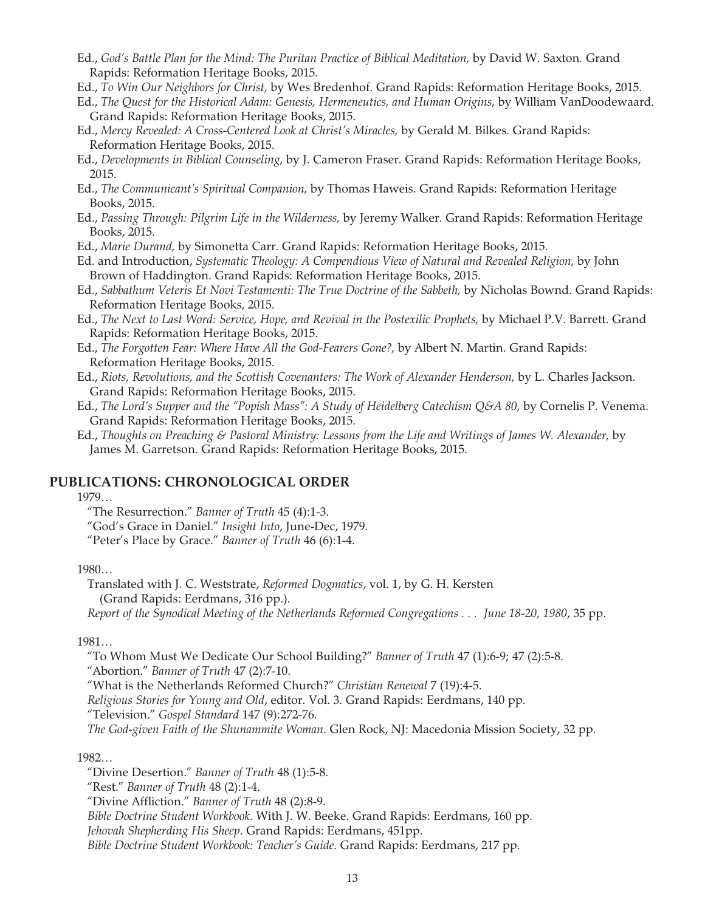Ed., *God's Battle Plan for the Mind: The Puritan Practice of Biblical Meditation,* by David W. Saxton. Grand Rapids: Reformation Heritage Books, 2015.

Ed., *To Win Our Neighbors for Christ,* by Wes Bredenhof. Grand Rapids: Reformation Heritage Books, 2015.

Ed., *The Quest for the Historical Adam: Genesis, Hermeneutics, and Human Origins,* by William VanDoodewaard. Grand Rapids: Reformation Heritage Books, 2015.

Ed., *Mercy Revealed: A Cross-Centered Look at Christ's Miracles,* by Gerald M. Bilkes. Grand Rapids: Reformation Heritage Books, 2015.

Ed., *Developments in Biblical Counseling,* by J. Cameron Fraser. Grand Rapids: Reformation Heritage Books, 2015.

Ed., *The Communicant's Spiritual Companion,* by Thomas Haweis. Grand Rapids: Reformation Heritage Books, 2015.

Ed., *Passing Through: Pilgrim Life in the Wilderness,* by Jeremy Walker. Grand Rapids: Reformation Heritage Books, 2015.

Ed., *Marie Durand,* by Simonetta Carr. Grand Rapids: Reformation Heritage Books, 2015.

Ed. and Introduction, *Systematic Theology: A Compendious View of Natural and Revealed Religion,* by John Brown of Haddington. Grand Rapids: Reformation Heritage Books, 2015.

Ed., *Sabbathum Veteris Et Novi Testamenti: The True Doctrine of the Sabbeth,* by Nicholas Bownd. Grand Rapids: Reformation Heritage Books, 2015.

Ed., *The Next to Last Word: Service, Hope, and Revival in the Postexilic Prophets,* by Michael P.V. Barrett. Grand Rapids: Reformation Heritage Books, 2015.

Ed., *The Forgotten Fear: Where Have All the God-Fearers Gone?,* by Albert N. Martin. Grand Rapids: Reformation Heritage Books, 2015.

Ed., *Riots, Revolutions, and the Scottish Covenanters: The Work of Alexander Henderson,* by L. Charles Jackson. Grand Rapids: Reformation Heritage Books, 2015.

Ed., *The Lord's Supper and the "Popish Mass": A Study of Heidelberg Catechism Q&A 80,* by Cornelis P. Venema. Grand Rapids: Reformation Heritage Books, 2015.

Ed., *Thoughts on Preaching & Pastoral Ministry: Lessons from the Life and Writings of James W. Alexander,* by James M. Garretson. Grand Rapids: Reformation Heritage Books, 2015.

## PUBLICATIONS: CHRONOLOGICAL ORDER

1979…

"The Resurrection." *Banner of Truth* 45 (4):1-3.
"God's Grace in Daniel." *Insight Into*, June-Dec, 1979.
"Peter's Place by Grace." *Banner of Truth* 46 (6):1-4.

1980…

Translated with J. C. Weststrate, *Reformed Dogmatics*, vol. 1, by G. H. Kersten (Grand Rapids: Eerdmans, 316 pp.).
*Report of the Synodical Meeting of the Netherlands Reformed Congregations . . . June 18-20, 1980*, 35 pp.

1981…

"To Whom Must We Dedicate Our School Building?" *Banner of Truth* 47 (1):6-9; 47 (2):5-8.
"Abortion." *Banner of Truth* 47 (2):7-10.
"What is the Netherlands Reformed Church?" *Christian Renewal* 7 (19):4-5.
*Religious Stories for Young and Old*, editor. Vol. 3. Grand Rapids: Eerdmans, 140 pp.
"Television." *Gospel Standard* 147 (9):272-76.
*The God-given Faith of the Shunammite Woman*. Glen Rock, NJ: Macedonia Mission Society, 32 pp.

1982…

"Divine Desertion." *Banner of Truth* 48 (1):5-8.
"Rest." *Banner of Truth* 48 (2):1-4.
"Divine Affliction." *Banner of Truth* 48 (2):8-9.
*Bible Doctrine Student Workbook*. With J. W. Beeke. Grand Rapids: Eerdmans, 160 pp.
*Jehovah Shepherding His Sheep*. Grand Rapids: Eerdmans, 451pp.
*Bible Doctrine Student Workbook: Teacher's Guide*. Grand Rapids: Eerdmans, 217 pp.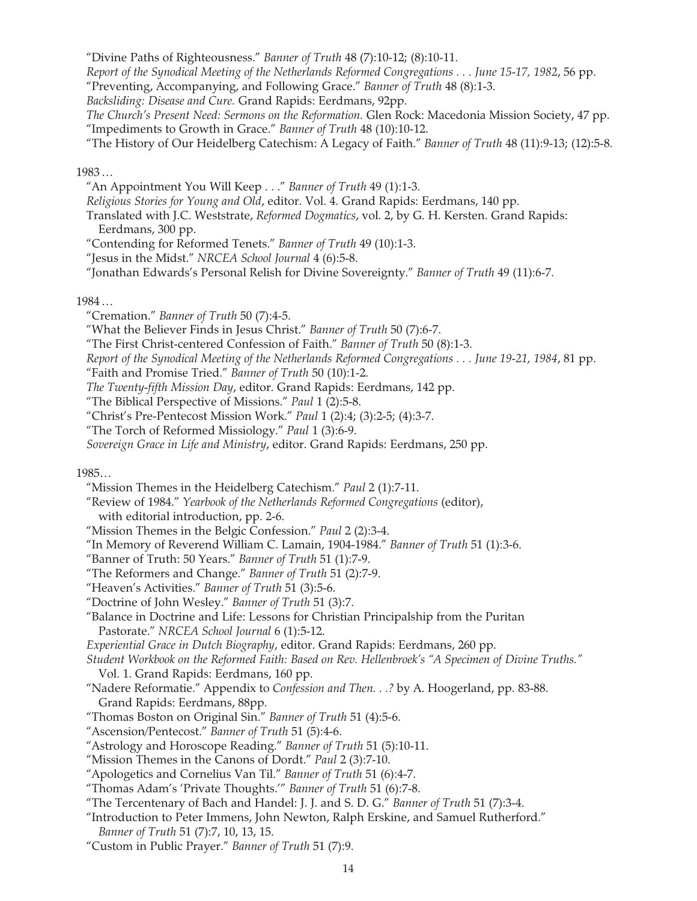"Divine Paths of Righteousness." *Banner of Truth* 48 (7):10-12; (8):10-11.
*Report of the Synodical Meeting of the Netherlands Reformed Congregations . . . June 15-17, 1982*, 56 pp.
"Preventing, Accompanying, and Following Grace." *Banner of Truth* 48 (8):1-3.
*Backsliding: Disease and Cure.* Grand Rapids: Eerdmans, 92pp.
*The Church's Present Need: Sermons on the Reformation.* Glen Rock: Macedonia Mission Society, 47 pp.
"Impediments to Growth in Grace." *Banner of Truth* 48 (10):10-12.
"The History of Our Heidelberg Catechism: A Legacy of Faith." *Banner of Truth* 48 (11):9-13; (12):5-8.

1983 …

"An Appointment You Will Keep . . ." *Banner of Truth* 49 (1):1-3.
*Religious Stories for Young and Old*, editor. Vol. 4. Grand Rapids: Eerdmans, 140 pp.
Translated with J.C. Weststrate, *Reformed Dogmatics*, vol. 2, by G. H. Kersten. Grand Rapids: Eerdmans, 300 pp.
"Contending for Reformed Tenets." *Banner of Truth* 49 (10):1-3.
"Jesus in the Midst." *NRCEA School Journal* 4 (6):5-8.
"Jonathan Edwards's Personal Relish for Divine Sovereignty." *Banner of Truth* 49 (11):6-7.

1984 …

"Cremation." *Banner of Truth* 50 (7):4-5.
"What the Believer Finds in Jesus Christ." *Banner of Truth* 50 (7):6-7.
"The First Christ-centered Confession of Faith." *Banner of Truth* 50 (8):1-3.
*Report of the Synodical Meeting of the Netherlands Reformed Congregations . . . June 19-21, 1984*, 81 pp.
"Faith and Promise Tried." *Banner of Truth* 50 (10):1-2.
*The Twenty-fifth Mission Day*, editor. Grand Rapids: Eerdmans, 142 pp.
"The Biblical Perspective of Missions." *Paul* 1 (2):5-8.
"Christ's Pre-Pentecost Mission Work." *Paul* 1 (2):4; (3):2-5; (4):3-7.
"The Torch of Reformed Missiology." *Paul* 1 (3):6-9.
*Sovereign Grace in Life and Ministry*, editor. Grand Rapids: Eerdmans, 250 pp.

1985…

"Mission Themes in the Heidelberg Catechism." *Paul* 2 (1):7-11.
"Review of 1984." *Yearbook of the Netherlands Reformed Congregations* (editor), with editorial introduction, pp. 2-6.
"Mission Themes in the Belgic Confession." *Paul* 2 (2):3-4.
"In Memory of Reverend William C. Lamain, 1904-1984." *Banner of Truth* 51 (1):3-6.
"Banner of Truth: 50 Years." *Banner of Truth* 51 (1):7-9.
"The Reformers and Change." *Banner of Truth* 51 (2):7-9.
"Heaven's Activities." *Banner of Truth* 51 (3):5-6.
"Doctrine of John Wesley." *Banner of Truth* 51 (3):7.
"Balance in Doctrine and Life: Lessons for Christian Principalship from the Puritan Pastorate." *NRCEA School Journal* 6 (1):5-12.
*Experiential Grace in Dutch Biography*, editor. Grand Rapids: Eerdmans, 260 pp.
*Student Workbook on the Reformed Faith: Based on Rev. Hellenbroek's "A Specimen of Divine Truths."* Vol. 1. Grand Rapids: Eerdmans, 160 pp.
"Nadere Reformatie." Appendix to *Confession and Then. . .?* by A. Hoogerland, pp. 83-88. Grand Rapids: Eerdmans, 88pp.
"Thomas Boston on Original Sin." *Banner of Truth* 51 (4):5-6.
"Ascension/Pentecost." *Banner of Truth* 51 (5):4-6.
"Astrology and Horoscope Reading." *Banner of Truth* 51 (5):10-11.
"Mission Themes in the Canons of Dordt." *Paul* 2 (3):7-10.
"Apologetics and Cornelius Van Til." *Banner of Truth* 51 (6):4-7.
"Thomas Adam's 'Private Thoughts.'" *Banner of Truth* 51 (6):7-8.
"The Tercentenary of Bach and Handel: J. J. and S. D. G." *Banner of Truth* 51 (7):3-4.
"Introduction to Peter Immens, John Newton, Ralph Erskine, and Samuel Rutherford." *Banner of Truth* 51 (7):7, 10, 13, 15.
"Custom in Public Prayer." *Banner of Truth* 51 (7):9.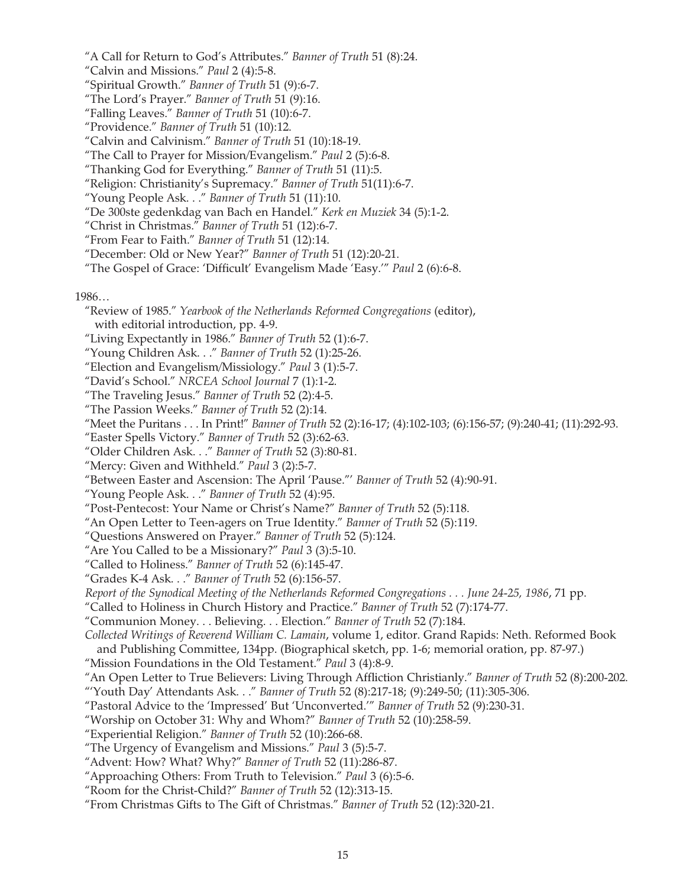"A Call for Return to God's Attributes." *Banner of Truth* 51 (8):24.
"Calvin and Missions." *Paul* 2 (4):5-8.
"Spiritual Growth." *Banner of Truth* 51 (9):6-7.
"The Lord's Prayer." *Banner of Truth* 51 (9):16.
"Falling Leaves." *Banner of Truth* 51 (10):6-7.
"Providence." *Banner of Truth* 51 (10):12.
"Calvin and Calvinism." *Banner of Truth* 51 (10):18-19.
"The Call to Prayer for Mission/Evangelism." *Paul* 2 (5):6-8.
"Thanking God for Everything." *Banner of Truth* 51 (11):5.
"Religion: Christianity's Supremacy." *Banner of Truth* 51(11):6-7.
"Young People Ask. . ." *Banner of Truth* 51 (11):10.
"De 300ste gedenkdag van Bach en Handel." *Kerk en Muziek* 34 (5):1-2.
"Christ in Christmas." *Banner of Truth* 51 (12):6-7.
"From Fear to Faith." *Banner of Truth* 51 (12):14.
"December: Old or New Year?" *Banner of Truth* 51 (12):20-21.
"The Gospel of Grace: 'Difficult' Evangelism Made 'Easy.'" *Paul* 2 (6):6-8.

1986…

"Review of 1985." *Yearbook of the Netherlands Reformed Congregations* (editor), with editorial introduction, pp. 4-9.
"Living Expectantly in 1986." *Banner of Truth* 52 (1):6-7.
"Young Children Ask. . ." *Banner of Truth* 52 (1):25-26.
"Election and Evangelism/Missiology." *Paul* 3 (1):5-7.
"David's School." *NRCEA School Journal* 7 (1):1-2.
"The Traveling Jesus." *Banner of Truth* 52 (2):4-5.
"The Passion Weeks." *Banner of Truth* 52 (2):14.
"Meet the Puritans . . . In Print!" *Banner of Truth* 52 (2):16-17; (4):102-103; (6):156-57; (9):240-41; (11):292-93.
"Easter Spells Victory." *Banner of Truth* 52 (3):62-63.
"Older Children Ask. . ." *Banner of Truth* 52 (3):80-81.
"Mercy: Given and Withheld." *Paul* 3 (2):5-7.
"Between Easter and Ascension: The April 'Pause."' *Banner of Truth* 52 (4):90-91.
"Young People Ask. . ." *Banner of Truth* 52 (4):95.
"Post-Pentecost: Your Name or Christ's Name?" *Banner of Truth* 52 (5):118.
"An Open Letter to Teen-agers on True Identity." *Banner of Truth* 52 (5):119.
"Questions Answered on Prayer." *Banner of Truth* 52 (5):124.
"Are You Called to be a Missionary?" *Paul* 3 (3):5-10.
"Called to Holiness." *Banner of Truth* 52 (6):145-47.
"Grades K-4 Ask. . ." *Banner of Truth* 52 (6):156-57.
*Report of the Synodical Meeting of the Netherlands Reformed Congregations . . . June 24-25, 1986*, 71 pp.
"Called to Holiness in Church History and Practice." *Banner of Truth* 52 (7):174-77.
"Communion Money. . . Believing. . . Election." *Banner of Truth* 52 (7):184.
*Collected Writings of Reverend William C. Lamain*, volume 1, editor. Grand Rapids: Neth. Reformed Book and Publishing Committee, 134pp. (Biographical sketch, pp. 1-6; memorial oration, pp. 87-97.)
"Mission Foundations in the Old Testament." *Paul* 3 (4):8-9.
"An Open Letter to True Believers: Living Through Affliction Christianly." *Banner of Truth* 52 (8):200-202.
"'Youth Day' Attendants Ask. . ." *Banner of Truth* 52 (8):217-18; (9):249-50; (11):305-306.
"Pastoral Advice to the 'Impressed' But 'Unconverted.'" *Banner of Truth* 52 (9):230-31.
"Worship on October 31: Why and Whom?" *Banner of Truth* 52 (10):258-59.
"Experiential Religion." *Banner of Truth* 52 (10):266-68.
"The Urgency of Evangelism and Missions." *Paul* 3 (5):5-7.
"Advent: How? What? Why?" *Banner of Truth* 52 (11):286-87.
"Approaching Others: From Truth to Television." *Paul* 3 (6):5-6.
"Room for the Christ-Child?" *Banner of Truth* 52 (12):313-15.
"From Christmas Gifts to The Gift of Christmas." *Banner of Truth* 52 (12):320-21.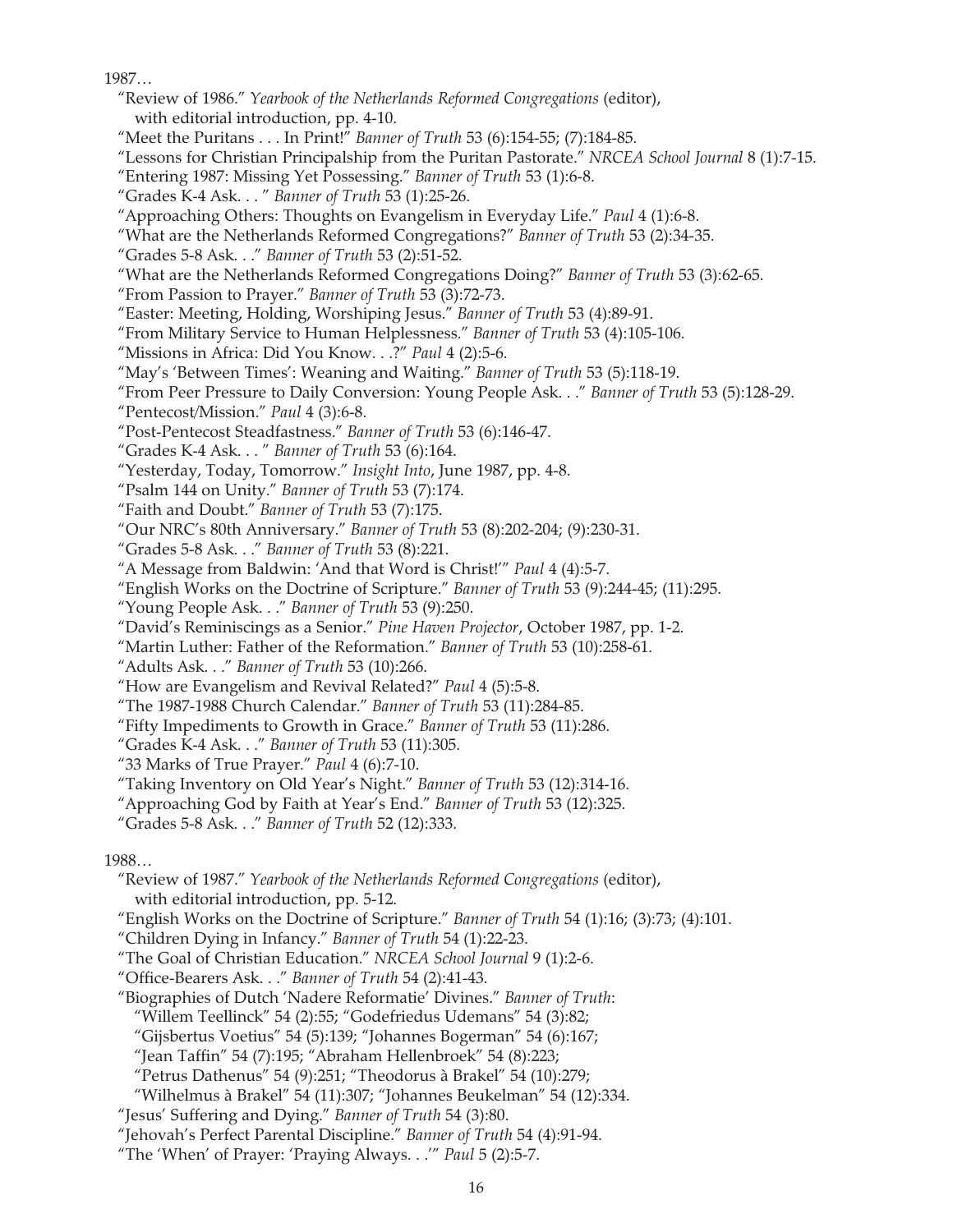1987…

"Review of 1986." *Yearbook of the Netherlands Reformed Congregations* (editor), with editorial introduction, pp. 4-10.

"Meet the Puritans . . . In Print!" *Banner of Truth* 53 (6):154-55; (7):184-85.

"Lessons for Christian Principalship from the Puritan Pastorate." *NRCEA School Journal* 8 (1):7-15.

"Entering 1987: Missing Yet Possessing." *Banner of Truth* 53 (1):6-8.

"Grades K-4 Ask. . . " *Banner of Truth* 53 (1):25-26.

"Approaching Others: Thoughts on Evangelism in Everyday Life." *Paul* 4 (1):6-8.

"What are the Netherlands Reformed Congregations?" *Banner of Truth* 53 (2):34-35.

"Grades 5-8 Ask. . ." *Banner of Truth* 53 (2):51-52.

"What are the Netherlands Reformed Congregations Doing?" *Banner of Truth* 53 (3):62-65.

"From Passion to Prayer." *Banner of Truth* 53 (3):72-73.

"Easter: Meeting, Holding, Worshiping Jesus." *Banner of Truth* 53 (4):89-91.

"From Military Service to Human Helplessness." *Banner of Truth* 53 (4):105-106.

"Missions in Africa: Did You Know. . .?" *Paul* 4 (2):5-6.

"May's 'Between Times': Weaning and Waiting." *Banner of Truth* 53 (5):118-19.

"From Peer Pressure to Daily Conversion: Young People Ask. . ." *Banner of Truth* 53 (5):128-29.

"Pentecost/Mission." *Paul* 4 (3):6-8.

"Post-Pentecost Steadfastness." *Banner of Truth* 53 (6):146-47.

"Grades K-4 Ask. . . " *Banner of Truth* 53 (6):164.

"Yesterday, Today, Tomorrow." *Insight Into*, June 1987, pp. 4-8.

"Psalm 144 on Unity." *Banner of Truth* 53 (7):174.

"Faith and Doubt." *Banner of Truth* 53 (7):175.

"Our NRC's 80th Anniversary." *Banner of Truth* 53 (8):202-204; (9):230-31.

"Grades 5-8 Ask. . ." *Banner of Truth* 53 (8):221.

"A Message from Baldwin: 'And that Word is Christ!'" *Paul* 4 (4):5-7.

"English Works on the Doctrine of Scripture." *Banner of Truth* 53 (9):244-45; (11):295.

"Young People Ask. . ." *Banner of Truth* 53 (9):250.

"David's Reminiscings as a Senior." *Pine Haven Projector*, October 1987, pp. 1-2.

"Martin Luther: Father of the Reformation." *Banner of Truth* 53 (10):258-61.

"Adults Ask. . ." *Banner of Truth* 53 (10):266.

"How are Evangelism and Revival Related?" *Paul* 4 (5):5-8.

"The 1987-1988 Church Calendar." *Banner of Truth* 53 (11):284-85.

"Fifty Impediments to Growth in Grace." *Banner of Truth* 53 (11):286.

"Grades K-4 Ask. . ." *Banner of Truth* 53 (11):305.

"33 Marks of True Prayer." *Paul* 4 (6):7-10.

"Taking Inventory on Old Year's Night." *Banner of Truth* 53 (12):314-16.

"Approaching God by Faith at Year's End." *Banner of Truth* 53 (12):325.

"Grades 5-8 Ask. . ." *Banner of Truth* 52 (12):333.

1988…

"Review of 1987." *Yearbook of the Netherlands Reformed Congregations* (editor), with editorial introduction, pp. 5-12.

"English Works on the Doctrine of Scripture." *Banner of Truth* 54 (1):16; (3):73; (4):101.

"Children Dying in Infancy." *Banner of Truth* 54 (1):22-23.

"The Goal of Christian Education." *NRCEA School Journal* 9 (1):2-6.

"Office-Bearers Ask. . ." *Banner of Truth* 54 (2):41-43.

"Biographies of Dutch 'Nadere Reformatie' Divines." *Banner of Truth*:
"Willem Teellinck" 54 (2):55; "Godefriedus Udemans" 54 (3):82;
"Gijsbertus Voetius" 54 (5):139; "Johannes Bogerman" 54 (6):167;
"Jean Taffin" 54 (7):195; "Abraham Hellenbroek" 54 (8):223;
"Petrus Dathenus" 54 (9):251; "Theodorus à Brakel" 54 (10):279;
"Wilhelmus à Brakel" 54 (11):307; "Johannes Beukelman" 54 (12):334.

"Jesus' Suffering and Dying." *Banner of Truth* 54 (3):80.

"Jehovah's Perfect Parental Discipline." *Banner of Truth* 54 (4):91-94.

"The 'When' of Prayer: 'Praying Always. . .'" *Paul* 5 (2):5-7.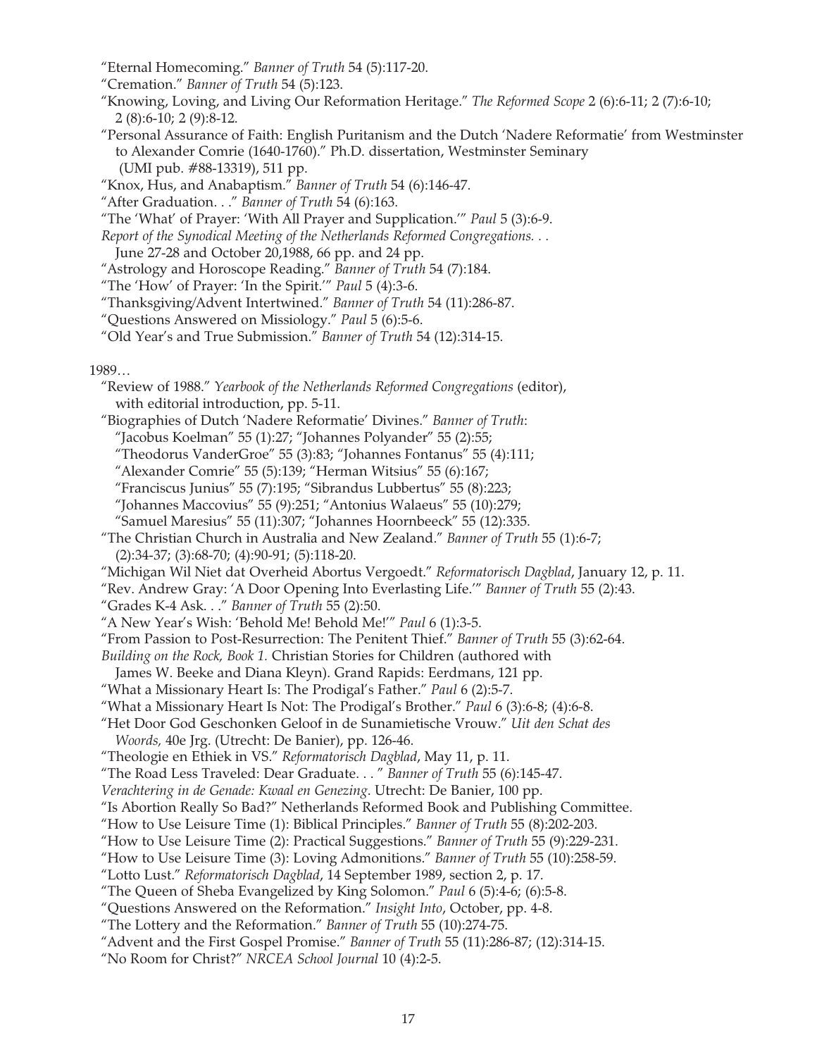"Eternal Homecoming." *Banner of Truth* 54 (5):117-20.

"Cremation." *Banner of Truth* 54 (5):123.

"Knowing, Loving, and Living Our Reformation Heritage." *The Reformed Scope* 2 (6):6-11; 2 (7):6-10; 2 (8):6-10; 2 (9):8-12.

"Personal Assurance of Faith: English Puritanism and the Dutch 'Nadere Reformatie' from Westminster to Alexander Comrie (1640-1760)." Ph.D. dissertation, Westminster Seminary (UMI pub. #88-13319), 511 pp.

"Knox, Hus, and Anabaptism." *Banner of Truth* 54 (6):146-47.

"After Graduation. . ." *Banner of Truth* 54 (6):163.

"The 'What' of Prayer: 'With All Prayer and Supplication.'" *Paul* 5 (3):6-9.

*Report of the Synodical Meeting of the Netherlands Reformed Congregations. . .* June 27-28 and October 20,1988, 66 pp. and 24 pp.

"Astrology and Horoscope Reading." *Banner of Truth* 54 (7):184.

"The 'How' of Prayer: 'In the Spirit.'" *Paul* 5 (4):3-6.

"Thanksgiving/Advent Intertwined." *Banner of Truth* 54 (11):286-87.

"Questions Answered on Missiology." *Paul* 5 (6):5-6.

"Old Year's and True Submission." *Banner of Truth* 54 (12):314-15.

1989…

"Review of 1988." *Yearbook of the Netherlands Reformed Congregations* (editor), with editorial introduction, pp. 5-11.

"Biographies of Dutch 'Nadere Reformatie' Divines." *Banner of Truth*: "Jacobus Koelman" 55 (1):27; "Johannes Polyander" 55 (2):55; "Theodorus VanderGroe" 55 (3):83; "Johannes Fontanus" 55 (4):111; "Alexander Comrie" 55 (5):139; "Herman Witsius" 55 (6):167; "Franciscus Junius" 55 (7):195; "Sibrandus Lubbertus" 55 (8):223; "Johannes Maccovius" 55 (9):251; "Antonius Walaeus" 55 (10):279; "Samuel Maresius" 55 (11):307; "Johannes Hoornbeeck" 55 (12):335.

"The Christian Church in Australia and New Zealand." *Banner of Truth* 55 (1):6-7; (2):34-37; (3):68-70; (4):90-91; (5):118-20.

"Michigan Wil Niet dat Overheid Abortus Vergoedt." *Reformatorisch Dagblad*, January 12, p. 11.

"Rev. Andrew Gray: 'A Door Opening Into Everlasting Life.'" *Banner of Truth* 55 (2):43.

"Grades K-4 Ask. . ." *Banner of Truth* 55 (2):50.

"A New Year's Wish: 'Behold Me! Behold Me!'" *Paul* 6 (1):3-5.

"From Passion to Post-Resurrection: The Penitent Thief." *Banner of Truth* 55 (3):62-64.

*Building on the Rock, Book 1.* Christian Stories for Children (authored with James W. Beeke and Diana Kleyn). Grand Rapids: Eerdmans, 121 pp.

"What a Missionary Heart Is: The Prodigal's Father." *Paul* 6 (2):5-7.

"What a Missionary Heart Is Not: The Prodigal's Brother." *Paul* 6 (3):6-8; (4):6-8.

"Het Door God Geschonken Geloof in de Sunamietische Vrouw." *Uit den Schat des Woords,* 40e Jrg. (Utrecht: De Banier), pp. 126-46.

"Theologie en Ethiek in VS." *Reformatorisch Dagblad*, May 11, p. 11.

"The Road Less Traveled: Dear Graduate. . . " *Banner of Truth* 55 (6):145-47.

*Verachtering in de Genade: Kwaal en Genezing*. Utrecht: De Banier, 100 pp.

"Is Abortion Really So Bad?" Netherlands Reformed Book and Publishing Committee.

"How to Use Leisure Time (1): Biblical Principles." *Banner of Truth* 55 (8):202-203.

"How to Use Leisure Time (2): Practical Suggestions." *Banner of Truth* 55 (9):229-231.

"How to Use Leisure Time (3): Loving Admonitions." *Banner of Truth* 55 (10):258-59.

"Lotto Lust." *Reformatorisch Dagblad*, 14 September 1989, section 2, p. 17.

"The Queen of Sheba Evangelized by King Solomon." *Paul* 6 (5):4-6; (6):5-8.

"Questions Answered on the Reformation." *Insight Into*, October, pp. 4-8.

"The Lottery and the Reformation." *Banner of Truth* 55 (10):274-75.

"Advent and the First Gospel Promise." *Banner of Truth* 55 (11):286-87; (12):314-15.

"No Room for Christ?" *NRCEA School Journal* 10 (4):2-5.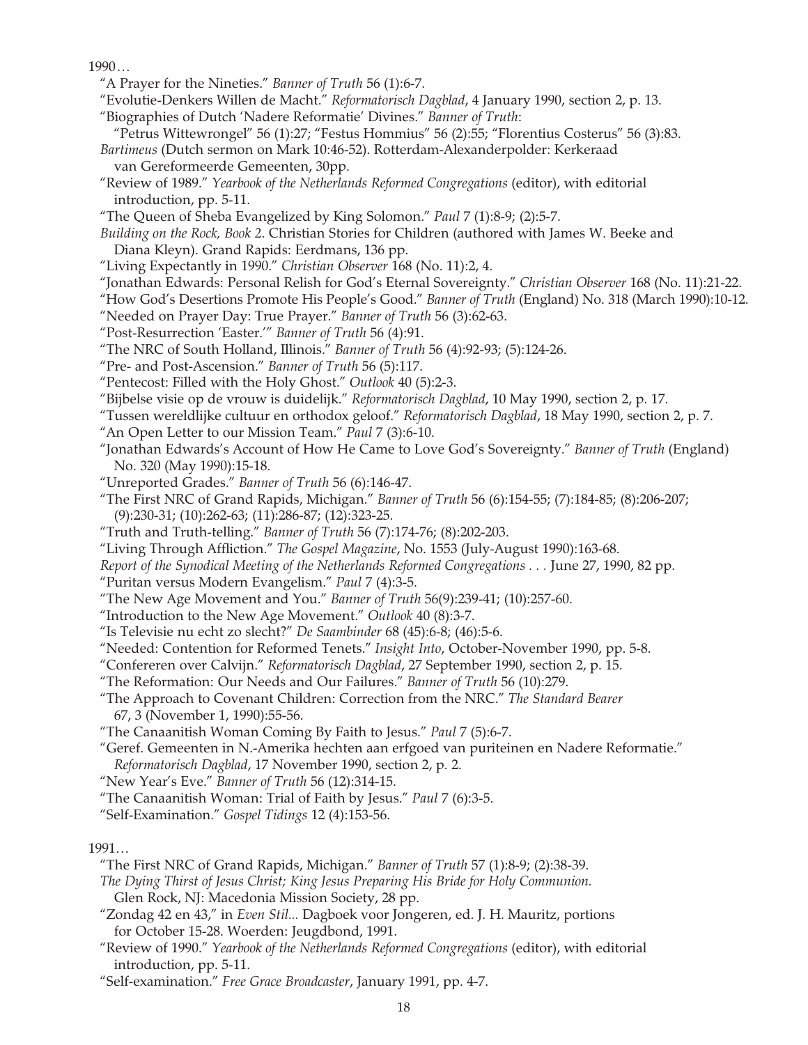1990…

"A Prayer for the Nineties." *Banner of Truth* 56 (1):6-7.

"Evolutie-Denkers Willen de Macht." *Reformatorisch Dagblad*, 4 January 1990, section 2, p. 13.

"Biographies of Dutch 'Nadere Reformatie' Divines." *Banner of Truth*:
"Petrus Wittewrongel" 56 (1):27; "Festus Hommius" 56 (2):55; "Florentius Costerus" 56 (3):83.

*Bartimeus* (Dutch sermon on Mark 10:46-52). Rotterdam-Alexanderpolder: Kerkeraad van Gereformeerde Gemeenten, 30pp.

"Review of 1989." *Yearbook of the Netherlands Reformed Congregations* (editor), with editorial introduction, pp. 5-11.

"The Queen of Sheba Evangelized by King Solomon." *Paul* 7 (1):8-9; (2):5-7.

*Building on the Rock, Book 2*. Christian Stories for Children (authored with James W. Beeke and Diana Kleyn). Grand Rapids: Eerdmans, 136 pp.

"Living Expectantly in 1990." *Christian Observer* 168 (No. 11):2, 4.

"Jonathan Edwards: Personal Relish for God's Eternal Sovereignty." *Christian Observer* 168 (No. 11):21-22.

"How God's Desertions Promote His People's Good." *Banner of Truth* (England) No. 318 (March 1990):10-12.

"Needed on Prayer Day: True Prayer." *Banner of Truth* 56 (3):62-63.

"Post-Resurrection 'Easter.'" *Banner of Truth* 56 (4):91.

"The NRC of South Holland, Illinois." *Banner of Truth* 56 (4):92-93; (5):124-26.

"Pre- and Post-Ascension." *Banner of Truth* 56 (5):117.

"Pentecost: Filled with the Holy Ghost." *Outlook* 40 (5):2-3.

"Bijbelse visie op de vrouw is duidelijk." *Reformatorisch Dagblad*, 10 May 1990, section 2, p. 17.

"Tussen wereldlijke cultuur en orthodox geloof." *Reformatorisch Dagblad*, 18 May 1990, section 2, p. 7.

"An Open Letter to our Mission Team." *Paul* 7 (3):6-10.

"Jonathan Edwards's Account of How He Came to Love God's Sovereignty." *Banner of Truth* (England) No. 320 (May 1990):15-18.

"Unreported Grades." *Banner of Truth* 56 (6):146-47.

"The First NRC of Grand Rapids, Michigan." *Banner of Truth* 56 (6):154-55; (7):184-85; (8):206-207; (9):230-31; (10):262-63; (11):286-87; (12):323-25.

"Truth and Truth-telling." *Banner of Truth* 56 (7):174-76; (8):202-203.

"Living Through Affliction." *The Gospel Magazine*, No. 1553 (July-August 1990):163-68.

*Report of the Synodical Meeting of the Netherlands Reformed Congregations . . .* June 27, 1990, 82 pp.

"Puritan versus Modern Evangelism." *Paul* 7 (4):3-5.

"The New Age Movement and You." *Banner of Truth* 56(9):239-41; (10):257-60.

"Introduction to the New Age Movement." *Outlook* 40 (8):3-7.

"Is Televisie nu echt zo slecht?" *De Saambinder* 68 (45):6-8; (46):5-6.

"Needed: Contention for Reformed Tenets." *Insight Into*, October-November 1990, pp. 5-8.

"Confereren over Calvijn." *Reformatorisch Dagblad*, 27 September 1990, section 2, p. 15.

"The Reformation: Our Needs and Our Failures." *Banner of Truth* 56 (10):279.

"The Approach to Covenant Children: Correction from the NRC." *The Standard Bearer* 67, 3 (November 1, 1990):55-56.

"The Canaanitish Woman Coming By Faith to Jesus." *Paul* 7 (5):6-7.

"Geref. Gemeenten in N.-Amerika hechten aan erfgoed van puriteinen en Nadere Reformatie." *Reformatorisch Dagblad*, 17 November 1990, section 2, p. 2.

"New Year's Eve." *Banner of Truth* 56 (12):314-15.

"The Canaanitish Woman: Trial of Faith by Jesus." *Paul* 7 (6):3-5.

"Self-Examination." *Gospel Tidings* 12 (4):153-56.

1991…

"The First NRC of Grand Rapids, Michigan." *Banner of Truth* 57 (1):8-9; (2):38-39.

*The Dying Thirst of Jesus Christ; King Jesus Preparing His Bride for Holy Communion.* Glen Rock, NJ: Macedonia Mission Society, 28 pp.

"Zondag 42 en 43," in *Even Stil...* Dagboek voor Jongeren, ed. J. H. Mauritz, portions for October 15-28. Woerden: Jeugdbond, 1991.

"Review of 1990." *Yearbook of the Netherlands Reformed Congregations* (editor), with editorial introduction, pp. 5-11.

"Self-examination." *Free Grace Broadcaster*, January 1991, pp. 4-7.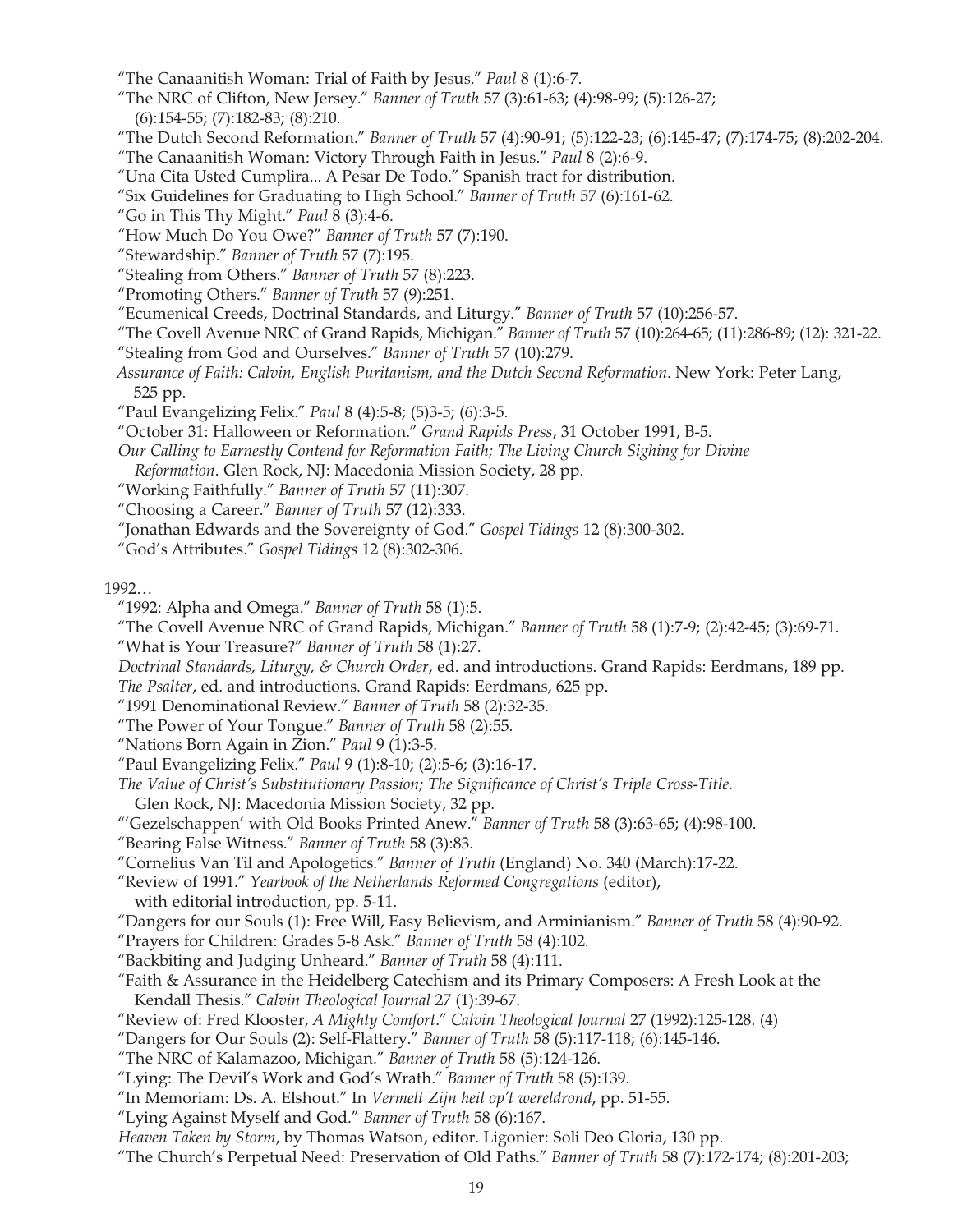"The Canaanitish Woman: Trial of Faith by Jesus." *Paul* 8 (1):6-7.

"The NRC of Clifton, New Jersey." *Banner of Truth* 57 (3):61-63; (4):98-99; (5):126-27; (6):154-55; (7):182-83; (8):210.

"The Dutch Second Reformation." *Banner of Truth* 57 (4):90-91; (5):122-23; (6):145-47; (7):174-75; (8):202-204.

"The Canaanitish Woman: Victory Through Faith in Jesus." *Paul* 8 (2):6-9.

"Una Cita Usted Cumplira... A Pesar De Todo." Spanish tract for distribution.

"Six Guidelines for Graduating to High School." *Banner of Truth* 57 (6):161-62.

"Go in This Thy Might." *Paul* 8 (3):4-6.

"How Much Do You Owe?" *Banner of Truth* 57 (7):190.

"Stewardship." *Banner of Truth* 57 (7):195.

"Stealing from Others." *Banner of Truth* 57 (8):223.

"Promoting Others." *Banner of Truth* 57 (9):251.

"Ecumenical Creeds, Doctrinal Standards, and Liturgy." *Banner of Truth* 57 (10):256-57.

"The Covell Avenue NRC of Grand Rapids, Michigan." *Banner of Truth* 57 (10):264-65; (11):286-89; (12): 321-22.

"Stealing from God and Ourselves." *Banner of Truth* 57 (10):279.

*Assurance of Faith: Calvin, English Puritanism, and the Dutch Second Reformation*. New York: Peter Lang, 525 pp.

"Paul Evangelizing Felix." *Paul* 8 (4):5-8; (5)3-5; (6):3-5.

"October 31: Halloween or Reformation." *Grand Rapids Press*, 31 October 1991, B-5.

*Our Calling to Earnestly Contend for Reformation Faith; The Living Church Sighing for Divine Reformation*. Glen Rock, NJ: Macedonia Mission Society, 28 pp.

"Working Faithfully." *Banner of Truth* 57 (11):307.

"Choosing a Career." *Banner of Truth* 57 (12):333.

"Jonathan Edwards and the Sovereignty of God." *Gospel Tidings* 12 (8):300-302.

"God's Attributes." *Gospel Tidings* 12 (8):302-306.

1992…

"1992: Alpha and Omega." *Banner of Truth* 58 (1):5.

"The Covell Avenue NRC of Grand Rapids, Michigan." *Banner of Truth* 58 (1):7-9; (2):42-45; (3):69-71.

"What is Your Treasure?" *Banner of Truth* 58 (1):27.

*Doctrinal Standards, Liturgy, & Church Order*, ed. and introductions. Grand Rapids: Eerdmans, 189 pp.

*The Psalter*, ed. and introductions. Grand Rapids: Eerdmans, 625 pp.

"1991 Denominational Review." *Banner of Truth* 58 (2):32-35.

"The Power of Your Tongue." *Banner of Truth* 58 (2):55.

"Nations Born Again in Zion." *Paul* 9 (1):3-5.

"Paul Evangelizing Felix." *Paul* 9 (1):8-10; (2):5-6; (3):16-17.

*The Value of Christ's Substitutionary Passion; The Significance of Christ's Triple Cross-Title*. Glen Rock, NJ: Macedonia Mission Society, 32 pp.

"'Gezelschappen' with Old Books Printed Anew." *Banner of Truth* 58 (3):63-65; (4):98-100.

"Bearing False Witness." *Banner of Truth* 58 (3):83.

"Cornelius Van Til and Apologetics." *Banner of Truth* (England) No. 340 (March):17-22.

"Review of 1991." *Yearbook of the Netherlands Reformed Congregations* (editor), with editorial introduction, pp. 5-11.

"Dangers for our Souls (1): Free Will, Easy Believism, and Arminianism." *Banner of Truth* 58 (4):90-92.

"Prayers for Children: Grades 5-8 Ask." *Banner of Truth* 58 (4):102.

"Backbiting and Judging Unheard." *Banner of Truth* 58 (4):111.

"Faith & Assurance in the Heidelberg Catechism and its Primary Composers: A Fresh Look at the Kendall Thesis." *Calvin Theological Journal* 27 (1):39-67.

"Review of: Fred Klooster, *A Mighty Comfort*." *Calvin Theological Journal* 27 (1992):125-128. (4)

"Dangers for Our Souls (2): Self-Flattery." *Banner of Truth* 58 (5):117-118; (6):145-146.

"The NRC of Kalamazoo, Michigan." *Banner of Truth* 58 (5):124-126.

"Lying: The Devil's Work and God's Wrath." *Banner of Truth* 58 (5):139.

"In Memoriam: Ds. A. Elshout." In *Vermelt Zijn heil op't wereldrond*, pp. 51-55.

"Lying Against Myself and God." *Banner of Truth* 58 (6):167.

*Heaven Taken by Storm*, by Thomas Watson, editor. Ligonier: Soli Deo Gloria, 130 pp.

"The Church's Perpetual Need: Preservation of Old Paths." *Banner of Truth* 58 (7):172-174; (8):201-203;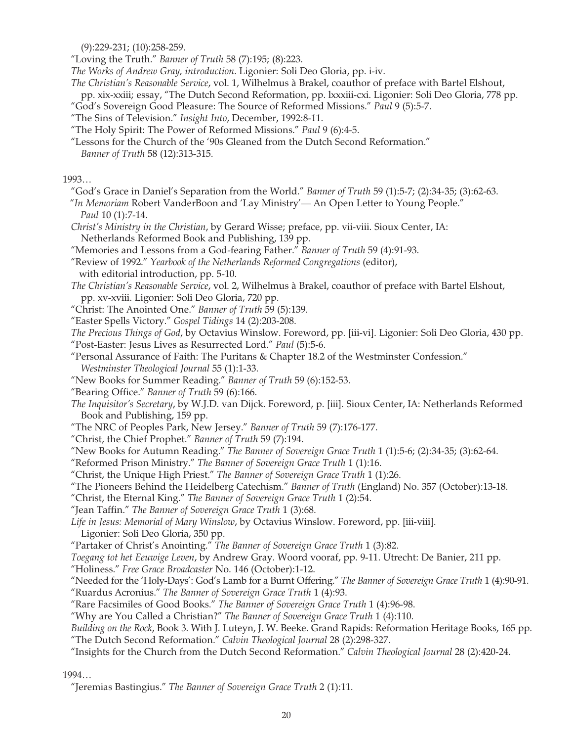(9):229-231; (10):258-259.

"Loving the Truth." *Banner of Truth* 58 (7):195; (8):223.

*The Works of Andrew Gray, introduction*. Ligonier: Soli Deo Gloria, pp. i-iv.

*The Christian's Reasonable Service*, vol. 1, Wilhelmus à Brakel, coauthor of preface with Bartel Elshout, pp. xix-xxiii; essay, "The Dutch Second Reformation, pp. lxxxiii-cxi. Ligonier: Soli Deo Gloria, 778 pp.

"God's Sovereign Good Pleasure: The Source of Reformed Missions." *Paul* 9 (5):5-7.

"The Sins of Television." *Insight Into*, December, 1992:8-11.

"The Holy Spirit: The Power of Reformed Missions." *Paul* 9 (6):4-5.

"Lessons for the Church of the '90s Gleaned from the Dutch Second Reformation." *Banner of Truth* 58 (12):313-315.

1993…

"God's Grace in Daniel's Separation from the World." *Banner of Truth* 59 (1):5-7; (2):34-35; (3):62-63.

"*In Memoriam* Robert VanderBoon and 'Lay Ministry'— An Open Letter to Young People." *Paul* 10 (1):7-14.

*Christ's Ministry in the Christian*, by Gerard Wisse; preface, pp. vii-viii. Sioux Center, IA: Netherlands Reformed Book and Publishing, 139 pp.

"Memories and Lessons from a God-fearing Father." *Banner of Truth* 59 (4):91-93.

"Review of 1992." *Yearbook of the Netherlands Reformed Congregations* (editor), with editorial introduction, pp. 5-10.

*The Christian's Reasonable Service*, vol. 2, Wilhelmus à Brakel, coauthor of preface with Bartel Elshout, pp. xv-xviii. Ligonier: Soli Deo Gloria, 720 pp.

"Christ: The Anointed One." *Banner of Truth* 59 (5):139.

"Easter Spells Victory." *Gospel Tidings* 14 (2):203-208.

*The Precious Things of God*, by Octavius Winslow. Foreword, pp. [iii-vi]. Ligonier: Soli Deo Gloria, 430 pp.

"Post-Easter: Jesus Lives as Resurrected Lord." *Paul* (5):5-6.

"Personal Assurance of Faith: The Puritans & Chapter 18.2 of the Westminster Confession." *Westminster Theological Journal* 55 (1):1-33.

"New Books for Summer Reading." *Banner of Truth* 59 (6):152-53.

"Bearing Office." *Banner of Truth* 59 (6):166.

*The Inquisitor's Secretary*, by W.J.D. van Dijck. Foreword, p. [iii]. Sioux Center, IA: Netherlands Reformed Book and Publishing, 159 pp.

"The NRC of Peoples Park, New Jersey." *Banner of Truth* 59 (7):176-177.

"Christ, the Chief Prophet." *Banner of Truth* 59 (7):194.

"New Books for Autumn Reading." *The Banner of Sovereign Grace Truth* 1 (1):5-6; (2):34-35; (3):62-64.

"Reformed Prison Ministry." *The Banner of Sovereign Grace Truth* 1 (1):16.

"Christ, the Unique High Priest." *The Banner of Sovereign Grace Truth* 1 (1):26.

"The Pioneers Behind the Heidelberg Catechism." *Banner of Truth* (England) No. 357 (October):13-18.

"Christ, the Eternal King." *The Banner of Sovereign Grace Truth* 1 (2):54.

"Jean Taffin." *The Banner of Sovereign Grace Truth* 1 (3):68.

*Life in Jesus: Memorial of Mary Winslow*, by Octavius Winslow. Foreword, pp. [iii-viii]. Ligonier: Soli Deo Gloria, 350 pp.

"Partaker of Christ's Anointing." *The Banner of Sovereign Grace Truth* 1 (3):82.

*Toegang tot het Eeuwige Leven*, by Andrew Gray. Woord vooraf, pp. 9-11. Utrecht: De Banier, 211 pp.

"Holiness." *Free Grace Broadcaster* No. 146 (October):1-12.

"Needed for the 'Holy-Days': God's Lamb for a Burnt Offering." *The Banner of Sovereign Grace Truth* 1 (4):90-91.

"Ruardus Acronius." *The Banner of Sovereign Grace Truth* 1 (4):93.

"Rare Facsimiles of Good Books." *The Banner of Sovereign Grace Truth* 1 (4):96-98.

"Why are You Called a Christian?" *The Banner of Sovereign Grace Truth* 1 (4):110.

*Building on the Rock*, Book 3. With J. Luteyn, J. W. Beeke. Grand Rapids: Reformation Heritage Books, 165 pp.

"The Dutch Second Reformation." *Calvin Theological Journal* 28 (2):298-327.

"Insights for the Church from the Dutch Second Reformation." *Calvin Theological Journal* 28 (2):420-24.

1994…

"Jeremias Bastingius." *The Banner of Sovereign Grace Truth* 2 (1):11.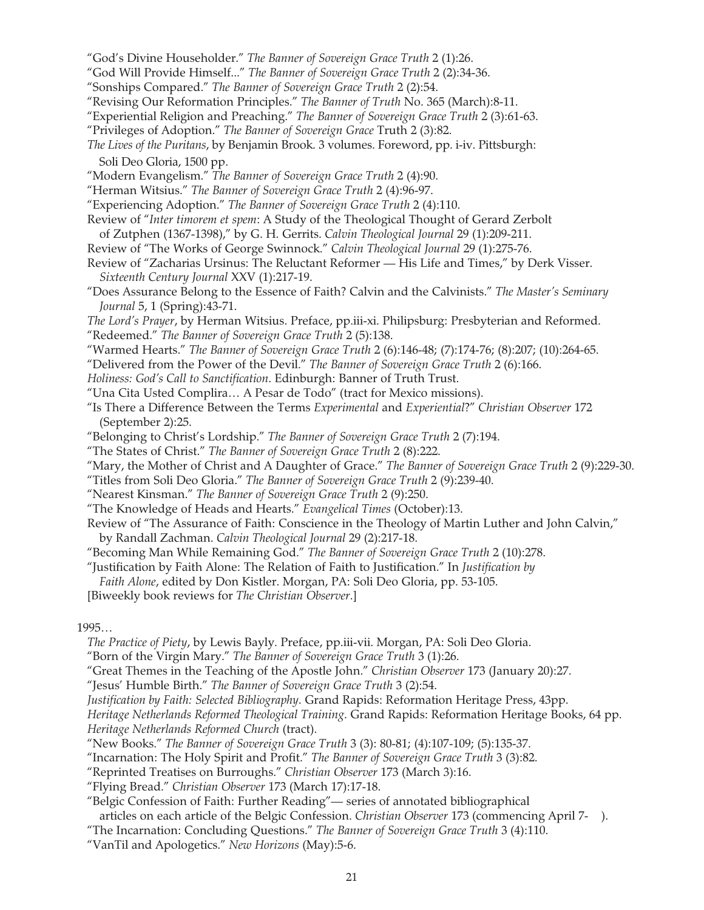"God's Divine Householder." *The Banner of Sovereign Grace Truth* 2 (1):26.
"God Will Provide Himself..." *The Banner of Sovereign Grace Truth* 2 (2):34-36.
"Sonships Compared." *The Banner of Sovereign Grace Truth* 2 (2):54.
"Revising Our Reformation Principles." *The Banner of Truth* No. 365 (March):8-11.
"Experiential Religion and Preaching." *The Banner of Sovereign Grace Truth* 2 (3):61-63.
"Privileges of Adoption." *The Banner of Sovereign Grace* Truth 2 (3):82.
*The Lives of the Puritans*, by Benjamin Brook. 3 volumes. Foreword, pp. i-iv. Pittsburgh: Soli Deo Gloria, 1500 pp.
"Modern Evangelism." *The Banner of Sovereign Grace Truth* 2 (4):90.
"Herman Witsius." *The Banner of Sovereign Grace Truth* 2 (4):96-97.
"Experiencing Adoption." *The Banner of Sovereign Grace Truth* 2 (4):110.
Review of "*Inter timorem et spem*: A Study of the Theological Thought of Gerard Zerbolt of Zutphen (1367-1398)," by G. H. Gerrits. *Calvin Theological Journal* 29 (1):209-211.
Review of "The Works of George Swinnock." *Calvin Theological Journal* 29 (1):275-76.
Review of "Zacharias Ursinus: The Reluctant Reformer — His Life and Times," by Derk Visser. *Sixteenth Century Journal* XXV (1):217-19.
"Does Assurance Belong to the Essence of Faith? Calvin and the Calvinists." *The Master's Seminary Journal* 5, 1 (Spring):43-71.
*The Lord's Prayer*, by Herman Witsius. Preface, pp.iii-xi. Philipsburg: Presbyterian and Reformed.
"Redeemed." *The Banner of Sovereign Grace Truth* 2 (5):138.
"Warmed Hearts." *The Banner of Sovereign Grace Truth* 2 (6):146-48; (7):174-76; (8):207; (10):264-65.
"Delivered from the Power of the Devil." *The Banner of Sovereign Grace Truth* 2 (6):166.
*Holiness: God's Call to Sanctification*. Edinburgh: Banner of Truth Trust.
"Una Cita Usted Complira… A Pesar de Todo" (tract for Mexico missions).
"Is There a Difference Between the Terms *Experimental* and *Experiential*?" *Christian Observer* 172 (September 2):25.
"Belonging to Christ's Lordship." *The Banner of Sovereign Grace Truth* 2 (7):194.
"The States of Christ." *The Banner of Sovereign Grace Truth* 2 (8):222.
"Mary, the Mother of Christ and A Daughter of Grace." *The Banner of Sovereign Grace Truth* 2 (9):229-30.
"Titles from Soli Deo Gloria." *The Banner of Sovereign Grace Truth* 2 (9):239-40.
"Nearest Kinsman." *The Banner of Sovereign Grace Truth* 2 (9):250.
"The Knowledge of Heads and Hearts." *Evangelical Times* (October):13.
Review of "The Assurance of Faith: Conscience in the Theology of Martin Luther and John Calvin," by Randall Zachman. *Calvin Theological Journal* 29 (2):217-18.
"Becoming Man While Remaining God." *The Banner of Sovereign Grace Truth* 2 (10):278.
"Justification by Faith Alone: The Relation of Faith to Justification." In *Justification by Faith Alone*, edited by Don Kistler. Morgan, PA: Soli Deo Gloria, pp. 53-105.
[Biweekly book reviews for *The Christian Observer*.]

1995…

*The Practice of Piety*, by Lewis Bayly. Preface, pp.iii-vii. Morgan, PA: Soli Deo Gloria.
"Born of the Virgin Mary." *The Banner of Sovereign Grace Truth* 3 (1):26.
"Great Themes in the Teaching of the Apostle John." *Christian Observer* 173 (January 20):27.
"Jesus' Humble Birth." *The Banner of Sovereign Grace Truth* 3 (2):54.
*Justification by Faith: Selected Bibliography*. Grand Rapids: Reformation Heritage Press, 43pp.
*Heritage Netherlands Reformed Theological Training*. Grand Rapids: Reformation Heritage Books, 64 pp.
*Heritage Netherlands Reformed Church* (tract).
"New Books." *The Banner of Sovereign Grace Truth* 3 (3): 80-81; (4):107-109; (5):135-37.
"Incarnation: The Holy Spirit and Profit." *The Banner of Sovereign Grace Truth* 3 (3):82.
"Reprinted Treatises on Burroughs." *Christian Observer* 173 (March 3):16.
"Flying Bread." *Christian Observer* 173 (March 17):17-18.
"Belgic Confession of Faith: Further Reading"— series of annotated bibliographical articles on each article of the Belgic Confession. *Christian Observer* 173 (commencing April 7- ).
"The Incarnation: Concluding Questions." *The Banner of Sovereign Grace Truth* 3 (4):110.
"VanTil and Apologetics." *New Horizons* (May):5-6.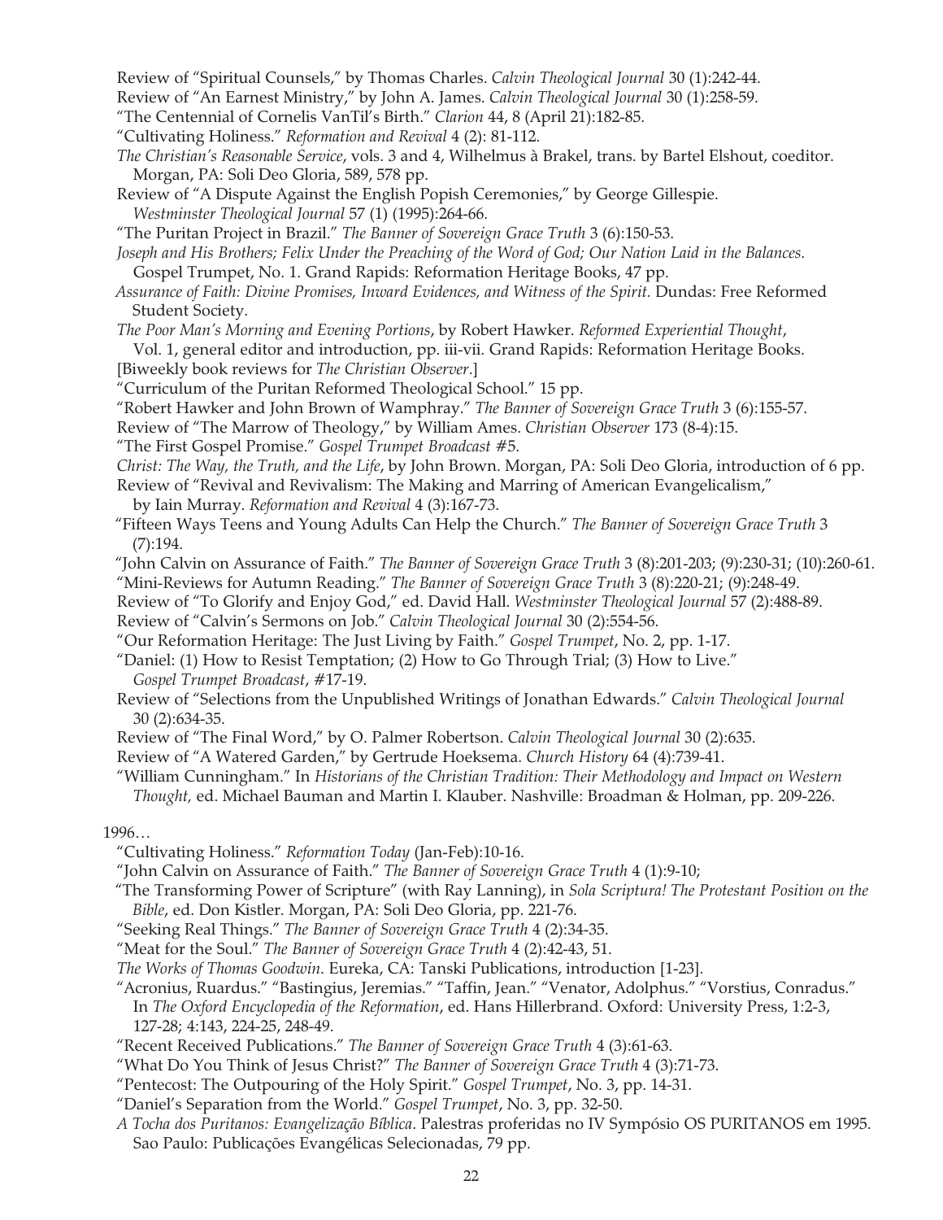Review of "Spiritual Counsels," by Thomas Charles. *Calvin Theological Journal* 30 (1):242-44.

Review of "An Earnest Ministry," by John A. James. *Calvin Theological Journal* 30 (1):258-59.

"The Centennial of Cornelis VanTil's Birth." *Clarion* 44, 8 (April 21):182-85.

"Cultivating Holiness." *Reformation and Revival* 4 (2): 81-112.

*The Christian's Reasonable Service*, vols. 3 and 4, Wilhelmus à Brakel, trans. by Bartel Elshout, coeditor. Morgan, PA: Soli Deo Gloria, 589, 578 pp.

Review of "A Dispute Against the English Popish Ceremonies," by George Gillespie. *Westminster Theological Journal* 57 (1) (1995):264-66.

"The Puritan Project in Brazil." *The Banner of Sovereign Grace Truth* 3 (6):150-53.

*Joseph and His Brothers; Felix Under the Preaching of the Word of God; Our Nation Laid in the Balances.* Gospel Trumpet, No. 1. Grand Rapids: Reformation Heritage Books, 47 pp.

*Assurance of Faith: Divine Promises, Inward Evidences, and Witness of the Spirit.* Dundas: Free Reformed Student Society.

*The Poor Man's Morning and Evening Portions*, by Robert Hawker. *Reformed Experiential Thought*, Vol. 1, general editor and introduction, pp. iii-vii. Grand Rapids: Reformation Heritage Books.

[Biweekly book reviews for *The Christian Observer*.]

"Curriculum of the Puritan Reformed Theological School." 15 pp.

"Robert Hawker and John Brown of Wamphray." *The Banner of Sovereign Grace Truth* 3 (6):155-57.

Review of "The Marrow of Theology," by William Ames. *Christian Observer* 173 (8-4):15.

"The First Gospel Promise." *Gospel Trumpet Broadcast* #5.

*Christ: The Way, the Truth, and the Life*, by John Brown. Morgan, PA: Soli Deo Gloria, introduction of 6 pp.

Review of "Revival and Revivalism: The Making and Marring of American Evangelicalism," by Iain Murray. *Reformation and Revival* 4 (3):167-73.

"Fifteen Ways Teens and Young Adults Can Help the Church." *The Banner of Sovereign Grace Truth* 3 (7):194.

"John Calvin on Assurance of Faith." *The Banner of Sovereign Grace Truth* 3 (8):201-203; (9):230-31; (10):260-61.

"Mini-Reviews for Autumn Reading." *The Banner of Sovereign Grace Truth* 3 (8):220-21; (9):248-49.

Review of "To Glorify and Enjoy God," ed. David Hall. *Westminster Theological Journal* 57 (2):488-89.

Review of "Calvin's Sermons on Job." *Calvin Theological Journal* 30 (2):554-56.

"Our Reformation Heritage: The Just Living by Faith." *Gospel Trumpet*, No. 2, pp. 1-17.

"Daniel: (1) How to Resist Temptation; (2) How to Go Through Trial; (3) How to Live." *Gospel Trumpet Broadcast*, #17-19.

Review of "Selections from the Unpublished Writings of Jonathan Edwards." *Calvin Theological Journal* 30 (2):634-35.

Review of "The Final Word," by O. Palmer Robertson. *Calvin Theological Journal* 30 (2):635.

Review of "A Watered Garden," by Gertrude Hoeksema. *Church History* 64 (4):739-41.

"William Cunningham." In *Historians of the Christian Tradition: Their Methodology and Impact on Western Thought,* ed. Michael Bauman and Martin I. Klauber. Nashville: Broadman & Holman, pp. 209-226.

1996…

"Cultivating Holiness." *Reformation Today* (Jan-Feb):10-16.

"John Calvin on Assurance of Faith." *The Banner of Sovereign Grace Truth* 4 (1):9-10;

"The Transforming Power of Scripture" (with Ray Lanning), in *Sola Scriptura! The Protestant Position on the Bible*, ed. Don Kistler. Morgan, PA: Soli Deo Gloria, pp. 221-76.

"Seeking Real Things." *The Banner of Sovereign Grace Truth* 4 (2):34-35.

"Meat for the Soul." *The Banner of Sovereign Grace Truth* 4 (2):42-43, 51.

*The Works of Thomas Goodwin*. Eureka, CA: Tanski Publications, introduction [1-23].

"Acronius, Ruardus." "Bastingius, Jeremias." "Taffin, Jean." "Venator, Adolphus." "Vorstius, Conradus." In *The Oxford Encyclopedia of the Reformation*, ed. Hans Hillerbrand. Oxford: University Press, 1:2-3, 127-28; 4:143, 224-25, 248-49.

"Recent Received Publications." *The Banner of Sovereign Grace Truth* 4 (3):61-63.

"What Do You Think of Jesus Christ?" *The Banner of Sovereign Grace Truth* 4 (3):71-73.

"Pentecost: The Outpouring of the Holy Spirit." *Gospel Trumpet*, No. 3, pp. 14-31.

"Daniel's Separation from the World." *Gospel Trumpet*, No. 3, pp. 32-50.

*A Tocha dos Puritanos: Evangelização Bíblica*. Palestras proferidas no IV Sympósio OS PURITANOS em 1995. Sao Paulo: Publicações Evangélicas Selecionadas, 79 pp.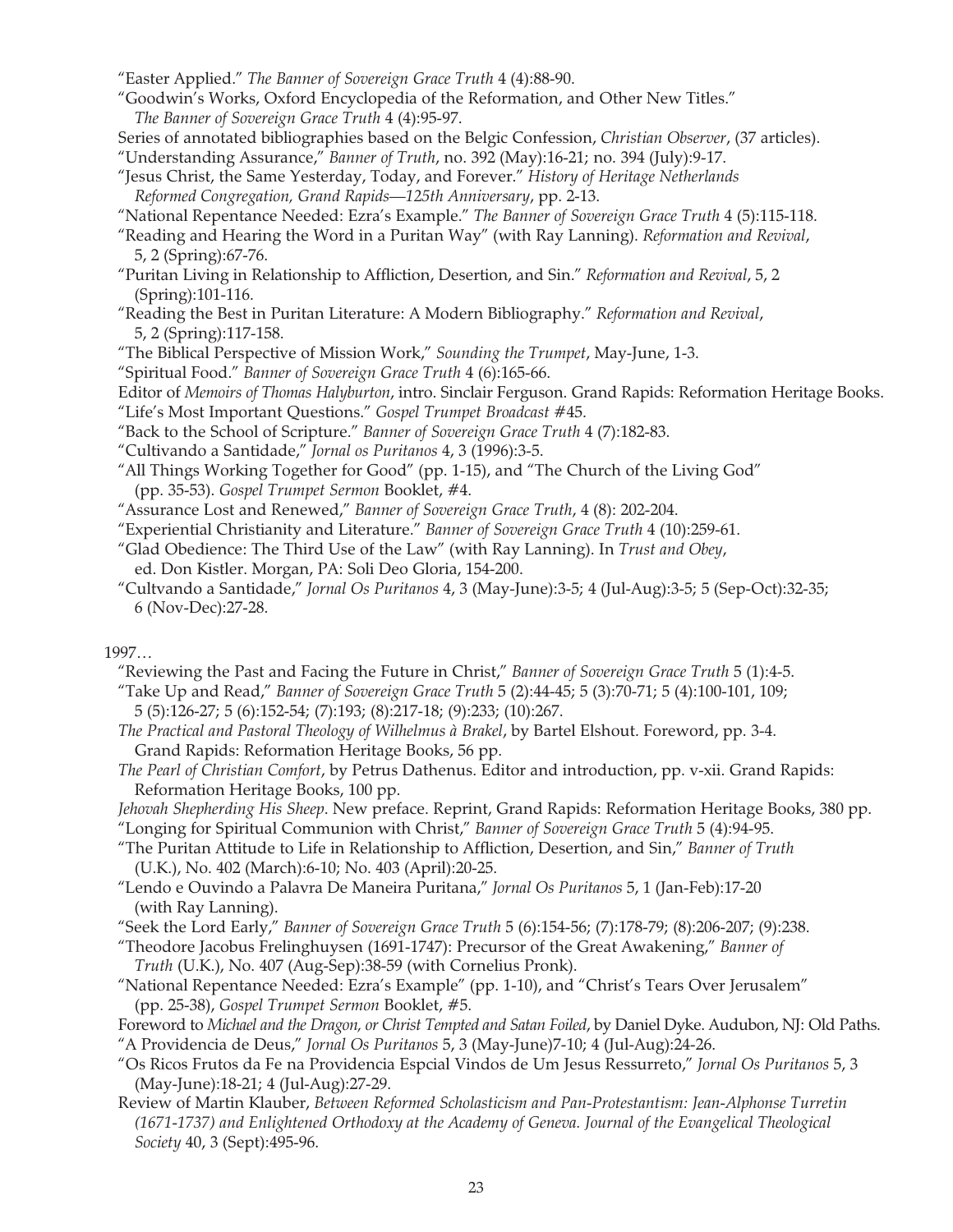"Easter Applied." *The Banner of Sovereign Grace Truth* 4 (4):88-90.

"Goodwin's Works, Oxford Encyclopedia of the Reformation, and Other New Titles." *The Banner of Sovereign Grace Truth* 4 (4):95-97.

Series of annotated bibliographies based on the Belgic Confession, *Christian Observer*, (37 articles).

"Understanding Assurance," *Banner of Truth*, no. 392 (May):16-21; no. 394 (July):9-17.

"Jesus Christ, the Same Yesterday, Today, and Forever." *History of Heritage Netherlands Reformed Congregation, Grand Rapids—125th Anniversary*, pp. 2-13.

"National Repentance Needed: Ezra's Example." *The Banner of Sovereign Grace Truth* 4 (5):115-118.

"Reading and Hearing the Word in a Puritan Way" (with Ray Lanning). *Reformation and Revival*, 5, 2 (Spring):67-76.

"Puritan Living in Relationship to Affliction, Desertion, and Sin." *Reformation and Revival*, 5, 2 (Spring):101-116.

"Reading the Best in Puritan Literature: A Modern Bibliography." *Reformation and Revival*, 5, 2 (Spring):117-158.

"The Biblical Perspective of Mission Work," *Sounding the Trumpet*, May-June, 1-3.

"Spiritual Food." *Banner of Sovereign Grace Truth* 4 (6):165-66.

Editor of *Memoirs of Thomas Halyburton*, intro. Sinclair Ferguson. Grand Rapids: Reformation Heritage Books.

"Life's Most Important Questions." *Gospel Trumpet Broadcast* #45.

"Back to the School of Scripture." *Banner of Sovereign Grace Truth* 4 (7):182-83.

"Cultivando a Santidade," *Jornal os Puritanos* 4, 3 (1996):3-5.

"All Things Working Together for Good" (pp. 1-15), and "The Church of the Living God" (pp. 35-53). *Gospel Trumpet Sermon* Booklet, #4.

"Assurance Lost and Renewed," *Banner of Sovereign Grace Truth*, 4 (8): 202-204.

"Experiential Christianity and Literature." *Banner of Sovereign Grace Truth* 4 (10):259-61.

"Glad Obedience: The Third Use of the Law" (with Ray Lanning). In *Trust and Obey*, ed. Don Kistler. Morgan, PA: Soli Deo Gloria, 154-200.

"Cultvando a Santidade," *Jornal Os Puritanos* 4, 3 (May-June):3-5; 4 (Jul-Aug):3-5; 5 (Sep-Oct):32-35; 6 (Nov-Dec):27-28.

1997…

"Reviewing the Past and Facing the Future in Christ," *Banner of Sovereign Grace Truth* 5 (1):4-5.

"Take Up and Read," *Banner of Sovereign Grace Truth* 5 (2):44-45; 5 (3):70-71; 5 (4):100-101, 109; 5 (5):126-27; 5 (6):152-54; (7):193; (8):217-18; (9):233; (10):267.

*The Practical and Pastoral Theology of Wilhelmus à Brakel*, by Bartel Elshout. Foreword, pp. 3-4. Grand Rapids: Reformation Heritage Books, 56 pp.

*The Pearl of Christian Comfort*, by Petrus Dathenus. Editor and introduction, pp. v-xii. Grand Rapids: Reformation Heritage Books, 100 pp.

*Jehovah Shepherding His Sheep*. New preface. Reprint, Grand Rapids: Reformation Heritage Books, 380 pp.

"Longing for Spiritual Communion with Christ," *Banner of Sovereign Grace Truth* 5 (4):94-95.

"The Puritan Attitude to Life in Relationship to Affliction, Desertion, and Sin," *Banner of Truth* (U.K.), No. 402 (March):6-10; No. 403 (April):20-25.

"Lendo e Ouvindo a Palavra De Maneira Puritana," *Jornal Os Puritanos* 5, 1 (Jan-Feb):17-20 (with Ray Lanning).

"Seek the Lord Early," *Banner of Sovereign Grace Truth* 5 (6):154-56; (7):178-79; (8):206-207; (9):238.

"Theodore Jacobus Frelinghuysen (1691-1747): Precursor of the Great Awakening," *Banner of Truth* (U.K.), No. 407 (Aug-Sep):38-59 (with Cornelius Pronk).

"National Repentance Needed: Ezra's Example" (pp. 1-10), and "Christ's Tears Over Jerusalem" (pp. 25-38), *Gospel Trumpet Sermon* Booklet, #5.

Foreword to *Michael and the Dragon, or Christ Tempted and Satan Foiled*, by Daniel Dyke. Audubon, NJ: Old Paths.

"A Providencia de Deus," *Jornal Os Puritanos* 5, 3 (May-June)7-10; 4 (Jul-Aug):24-26.

"Os Ricos Frutos da Fe na Providencia Espcial Vindos de Um Jesus Ressurreto," *Jornal Os Puritanos* 5, 3 (May-June):18-21; 4 (Jul-Aug):27-29.

Review of Martin Klauber, *Between Reformed Scholasticism and Pan-Protestantism: Jean-Alphonse Turretin (1671-1737) and Enlightened Orthodoxy at the Academy of Geneva. Journal of the Evangelical Theological Society* 40, 3 (Sept):495-96.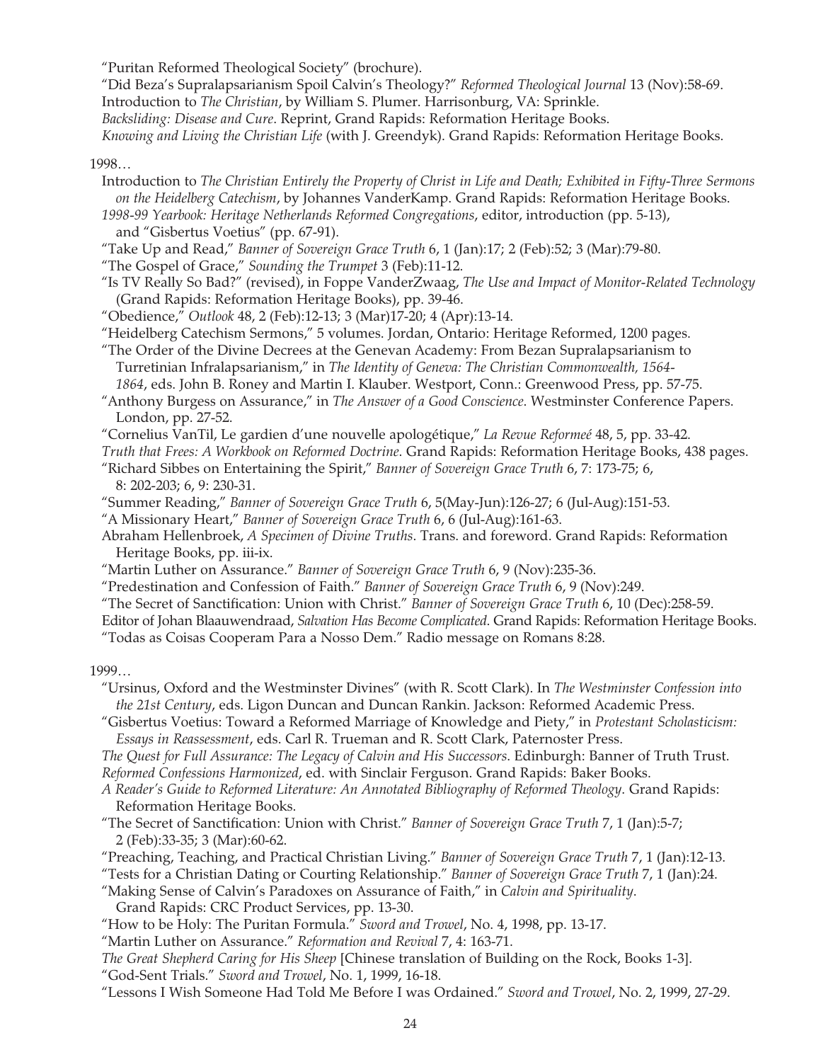"Puritan Reformed Theological Society" (brochure).

"Did Beza's Supralapsarianism Spoil Calvin's Theology?" *Reformed Theological Journal* 13 (Nov):58-69.

Introduction to *The Christian*, by William S. Plumer. Harrisonburg, VA: Sprinkle.

*Backsliding: Disease and Cure*. Reprint, Grand Rapids: Reformation Heritage Books.

*Knowing and Living the Christian Life* (with J. Greendyk). Grand Rapids: Reformation Heritage Books.

1998…

Introduction to *The Christian Entirely the Property of Christ in Life and Death; Exhibited in Fifty-Three Sermons on the Heidelberg Catechism*, by Johannes VanderKamp. Grand Rapids: Reformation Heritage Books.

*1998-99 Yearbook: Heritage Netherlands Reformed Congregations*, editor, introduction (pp. 5-13), and "Gisbertus Voetius" (pp. 67-91).

"Take Up and Read," *Banner of Sovereign Grace Truth* 6, 1 (Jan):17; 2 (Feb):52; 3 (Mar):79-80.

"The Gospel of Grace," *Sounding the Trumpet* 3 (Feb):11-12.

"Is TV Really So Bad?" (revised), in Foppe VanderZwaag, *The Use and Impact of Monitor-Related Technology* (Grand Rapids: Reformation Heritage Books), pp. 39-46.

"Obedience," *Outlook* 48, 2 (Feb):12-13; 3 (Mar)17-20; 4 (Apr):13-14.

"Heidelberg Catechism Sermons," 5 volumes. Jordan, Ontario: Heritage Reformed, 1200 pages.

"The Order of the Divine Decrees at the Genevan Academy: From Bezan Supralapsarianism to Turretinian Infralapsarianism," in *The Identity of Geneva: The Christian Commonwealth, 1564-1864*, eds. John B. Roney and Martin I. Klauber. Westport, Conn.: Greenwood Press, pp. 57-75.

"Anthony Burgess on Assurance," in *The Answer of a Good Conscience*. Westminster Conference Papers. London, pp. 27-52.

"Cornelius VanTil, Le gardien d'une nouvelle apologétique," *La Revue Reformeé* 48, 5, pp. 33-42.

*Truth that Frees: A Workbook on Reformed Doctrine*. Grand Rapids: Reformation Heritage Books, 438 pages.

"Richard Sibbes on Entertaining the Spirit," *Banner of Sovereign Grace Truth* 6, 7: 173-75; 6, 8: 202-203; 6, 9: 230-31.

"Summer Reading," *Banner of Sovereign Grace Truth* 6, 5(May-Jun):126-27; 6 (Jul-Aug):151-53.

"A Missionary Heart," *Banner of Sovereign Grace Truth* 6, 6 (Jul-Aug):161-63.

Abraham Hellenbroek, *A Specimen of Divine Truths*. Trans. and foreword. Grand Rapids: Reformation Heritage Books, pp. iii-ix.

"Martin Luther on Assurance." *Banner of Sovereign Grace Truth* 6, 9 (Nov):235-36.

"Predestination and Confession of Faith." *Banner of Sovereign Grace Truth* 6, 9 (Nov):249.

"The Secret of Sanctification: Union with Christ." *Banner of Sovereign Grace Truth* 6, 10 (Dec):258-59.

Editor of Johan Blaauwendraad, *Salvation Has Become Complicated*. Grand Rapids: Reformation Heritage Books.

"Todas as Coisas Cooperam Para a Nosso Dem." Radio message on Romans 8:28.

1999…

"Ursinus, Oxford and the Westminster Divines" (with R. Scott Clark). In *The Westminster Confession into the 21st Century*, eds. Ligon Duncan and Duncan Rankin. Jackson: Reformed Academic Press.

"Gisbertus Voetius: Toward a Reformed Marriage of Knowledge and Piety," in *Protestant Scholasticism: Essays in Reassessment*, eds. Carl R. Trueman and R. Scott Clark, Paternoster Press.

*The Quest for Full Assurance: The Legacy of Calvin and His Successors*. Edinburgh: Banner of Truth Trust.

*Reformed Confessions Harmonized*, ed. with Sinclair Ferguson. Grand Rapids: Baker Books.

*A Reader's Guide to Reformed Literature: An Annotated Bibliography of Reformed Theology*. Grand Rapids: Reformation Heritage Books.

"The Secret of Sanctification: Union with Christ." *Banner of Sovereign Grace Truth* 7, 1 (Jan):5-7; 2 (Feb):33-35; 3 (Mar):60-62.

"Preaching, Teaching, and Practical Christian Living." *Banner of Sovereign Grace Truth* 7, 1 (Jan):12-13.

"Tests for a Christian Dating or Courting Relationship." *Banner of Sovereign Grace Truth* 7, 1 (Jan):24.

"Making Sense of Calvin's Paradoxes on Assurance of Faith," in *Calvin and Spirituality*. Grand Rapids: CRC Product Services, pp. 13-30.

"How to be Holy: The Puritan Formula." *Sword and Trowel*, No. 4, 1998, pp. 13-17.

"Martin Luther on Assurance." *Reformation and Revival* 7, 4: 163-71.

*The Great Shepherd Caring for His Sheep* [Chinese translation of Building on the Rock, Books 1-3].

"God-Sent Trials." *Sword and Trowel*, No. 1, 1999, 16-18.

"Lessons I Wish Someone Had Told Me Before I was Ordained." *Sword and Trowel*, No. 2, 1999, 27-29.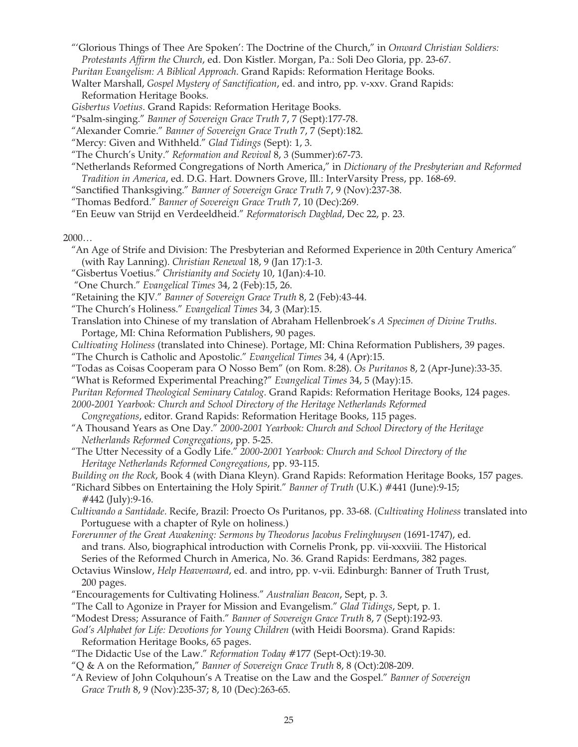"'Glorious Things of Thee Are Spoken': The Doctrine of the Church," in *Onward Christian Soldiers: Protestants Affirm the Church*, ed. Don Kistler. Morgan, Pa.: Soli Deo Gloria, pp. 23-67.

*Puritan Evangelism: A Biblical Approach*. Grand Rapids: Reformation Heritage Books.

Walter Marshall, *Gospel Mystery of Sanctification*, ed. and intro, pp. v-xxv. Grand Rapids: Reformation Heritage Books.

*Gisbertus Voetius*. Grand Rapids: Reformation Heritage Books.

"Psalm-singing." *Banner of Sovereign Grace Truth* 7, 7 (Sept):177-78.

"Alexander Comrie." *Banner of Sovereign Grace Truth* 7, 7 (Sept):182.

"Mercy: Given and Withheld." *Glad Tidings* (Sept): 1, 3.

"The Church's Unity." *Reformation and Revival* 8, 3 (Summer):67-73.

"Netherlands Reformed Congregations of North America," in *Dictionary of the Presbyterian and Reformed Tradition in America*, ed. D.G. Hart. Downers Grove, Ill.: InterVarsity Press, pp. 168-69.

"Sanctified Thanksgiving." *Banner of Sovereign Grace Truth* 7, 9 (Nov):237-38.

"Thomas Bedford." *Banner of Sovereign Grace Truth* 7, 10 (Dec):269.

"En Eeuw van Strijd en Verdeeldheid." *Reformatorisch Dagblad*, Dec 22, p. 23.

2000…

"An Age of Strife and Division: The Presbyterian and Reformed Experience in 20th Century America" (with Ray Lanning). *Christian Renewal* 18, 9 (Jan 17):1-3.

"Gisbertus Voetius." *Christianity and Society* 10, 1(Jan):4-10.

"One Church." *Evangelical Times* 34, 2 (Feb):15, 26.

"Retaining the KJV." *Banner of Sovereign Grace Truth* 8, 2 (Feb):43-44.

"The Church's Holiness." *Evangelical Times* 34, 3 (Mar):15.

Translation into Chinese of my translation of Abraham Hellenbroek's *A Specimen of Divine Truths*. Portage, MI: China Reformation Publishers, 90 pages.

*Cultivating Holiness* (translated into Chinese). Portage, MI: China Reformation Publishers, 39 pages.

"The Church is Catholic and Apostolic." *Evangelical Times* 34, 4 (Apr):15.

"Todas as Coisas Cooperam para O Nosso Bem" (on Rom. 8:28). *Os Puritanos* 8, 2 (Apr-June):33-35.

"What is Reformed Experimental Preaching?" *Evangelical Times* 34, 5 (May):15.

*Puritan Reformed Theological Seminary Catalog*. Grand Rapids: Reformation Heritage Books, 124 pages.

*2000-2001 Yearbook: Church and School Directory of the Heritage Netherlands Reformed Congregations*, editor. Grand Rapids: Reformation Heritage Books, 115 pages.

"A Thousand Years as One Day." *2000-2001 Yearbook: Church and School Directory of the Heritage Netherlands Reformed Congregations*, pp. 5-25.

"The Utter Necessity of a Godly Life." *2000-2001 Yearbook: Church and School Directory of the Heritage Netherlands Reformed Congregations*, pp. 93-115.

*Building on the Rock*, Book 4 (with Diana Kleyn). Grand Rapids: Reformation Heritage Books, 157 pages.

"Richard Sibbes on Entertaining the Holy Spirit." *Banner of Truth* (U.K.) #441 (June):9-15; #442 (July):9-16.

*Cultivando a Santidade*. Recife, Brazil: Proecto Os Puritanos, pp. 33-68. (*Cultivating Holiness* translated into Portuguese with a chapter of Ryle on holiness.)

*Forerunner of the Great Awakening: Sermons by Theodorus Jacobus Frelinghuysen* (1691-1747), ed. and trans. Also, biographical introduction with Cornelis Pronk, pp. vii-xxxviii. The Historical Series of the Reformed Church in America, No. 36. Grand Rapids: Eerdmans, 382 pages.

Octavius Winslow, *Help Heavenward*, ed. and intro, pp. v-vii. Edinburgh: Banner of Truth Trust, 200 pages.

"Encouragements for Cultivating Holiness." *Australian Beacon*, Sept, p. 3.

"The Call to Agonize in Prayer for Mission and Evangelism." *Glad Tidings*, Sept, p. 1.

"Modest Dress; Assurance of Faith." *Banner of Sovereign Grace Truth* 8, 7 (Sept):192-93.

*God's Alphabet for Life: Devotions for Young Children* (with Heidi Boorsma). Grand Rapids: Reformation Heritage Books, 65 pages.

"The Didactic Use of the Law." *Reformation Today* #177 (Sept-Oct):19-30.

"Q & A on the Reformation," *Banner of Sovereign Grace Truth* 8, 8 (Oct):208-209.

"A Review of John Colquhoun's A Treatise on the Law and the Gospel." *Banner of Sovereign Grace Truth* 8, 9 (Nov):235-37; 8, 10 (Dec):263-65.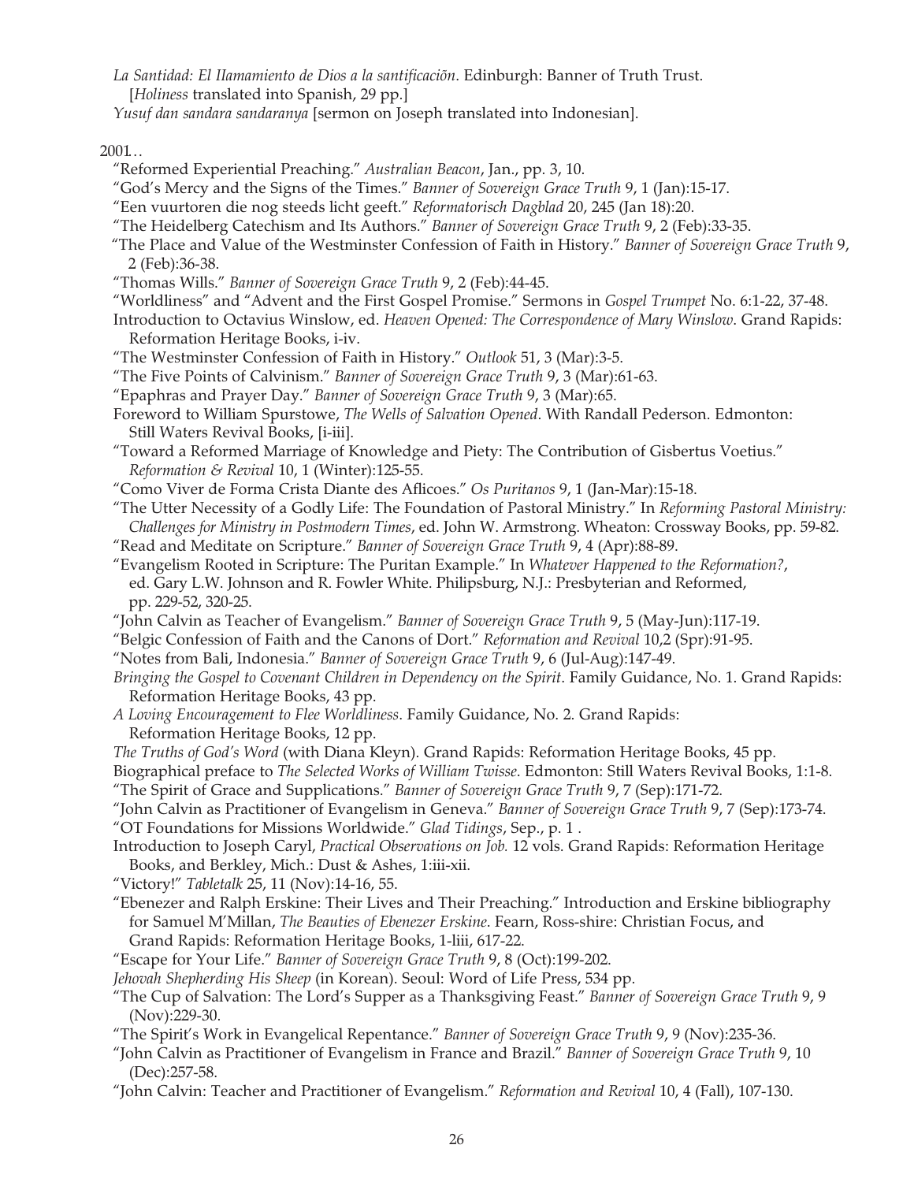*La Santidad: El IIamamiento de Dios a la santificación*. Edinburgh: Banner of Truth Trust. [*Holiness* translated into Spanish, 29 pp.]

*Yusuf dan sandara sandaranya* [sermon on Joseph translated into Indonesian].

2001…

"Reformed Experiential Preaching." *Australian Beacon*, Jan., pp. 3, 10.

"God's Mercy and the Signs of the Times." *Banner of Sovereign Grace Truth* 9, 1 (Jan):15-17.

"Een vuurtoren die nog steeds licht geeft." *Reformatorisch Dagblad* 20, 245 (Jan 18):20.

"The Heidelberg Catechism and Its Authors." *Banner of Sovereign Grace Truth* 9, 2 (Feb):33-35.

"The Place and Value of the Westminster Confession of Faith in History." *Banner of Sovereign Grace Truth* 9, 2 (Feb):36-38.

"Thomas Wills." *Banner of Sovereign Grace Truth* 9, 2 (Feb):44-45.

"Worldliness" and "Advent and the First Gospel Promise." Sermons in *Gospel Trumpet* No. 6:1-22, 37-48.

Introduction to Octavius Winslow, ed. *Heaven Opened: The Correspondence of Mary Winslow*. Grand Rapids: Reformation Heritage Books, i-iv.

"The Westminster Confession of Faith in History." *Outlook* 51, 3 (Mar):3-5.

"The Five Points of Calvinism." *Banner of Sovereign Grace Truth* 9, 3 (Mar):61-63.

"Epaphras and Prayer Day." *Banner of Sovereign Grace Truth* 9, 3 (Mar):65.

Foreword to William Spurstowe, *The Wells of Salvation Opened*. With Randall Pederson. Edmonton: Still Waters Revival Books, [i-iii].

"Toward a Reformed Marriage of Knowledge and Piety: The Contribution of Gisbertus Voetius." *Reformation & Revival* 10, 1 (Winter):125-55.

"Como Viver de Forma Crista Diante des Aflicoes." *Os Puritanos* 9, 1 (Jan-Mar):15-18.

"The Utter Necessity of a Godly Life: The Foundation of Pastoral Ministry." In *Reforming Pastoral Ministry: Challenges for Ministry in Postmodern Times*, ed. John W. Armstrong. Wheaton: Crossway Books, pp. 59-82.

"Read and Meditate on Scripture." *Banner of Sovereign Grace Truth* 9, 4 (Apr):88-89.

"Evangelism Rooted in Scripture: The Puritan Example." In *Whatever Happened to the Reformation?*, ed. Gary L.W. Johnson and R. Fowler White. Philipsburg, N.J.: Presbyterian and Reformed, pp. 229-52, 320-25.

"John Calvin as Teacher of Evangelism." *Banner of Sovereign Grace Truth* 9, 5 (May-Jun):117-19.

"Belgic Confession of Faith and the Canons of Dort." *Reformation and Revival* 10,2 (Spr):91-95.

"Notes from Bali, Indonesia." *Banner of Sovereign Grace Truth* 9, 6 (Jul-Aug):147-49.

*Bringing the Gospel to Covenant Children in Dependency on the Spirit*. Family Guidance, No. 1. Grand Rapids: Reformation Heritage Books, 43 pp.

*A Loving Encouragement to Flee Worldliness*. Family Guidance, No. 2. Grand Rapids: Reformation Heritage Books, 12 pp.

*The Truths of God's Word* (with Diana Kleyn). Grand Rapids: Reformation Heritage Books, 45 pp.

Biographical preface to *The Selected Works of William Twisse*. Edmonton: Still Waters Revival Books, 1:1-8.

"The Spirit of Grace and Supplications." *Banner of Sovereign Grace Truth* 9, 7 (Sep):171-72.

"John Calvin as Practitioner of Evangelism in Geneva." *Banner of Sovereign Grace Truth* 9, 7 (Sep):173-74.

"OT Foundations for Missions Worldwide." *Glad Tidings*, Sep., p. 1 .

Introduction to Joseph Caryl, *Practical Observations on Job.* 12 vols. Grand Rapids: Reformation Heritage Books, and Berkley, Mich.: Dust & Ashes, 1:iii-xii.

"Victory!" *Tabletalk* 25, 11 (Nov):14-16, 55.

"Ebenezer and Ralph Erskine: Their Lives and Their Preaching." Introduction and Erskine bibliography for Samuel M'Millan, *The Beauties of Ebenezer Erskine*. Fearn, Ross-shire: Christian Focus, and Grand Rapids: Reformation Heritage Books, 1-liii, 617-22.

"Escape for Your Life." *Banner of Sovereign Grace Truth* 9, 8 (Oct):199-202.

*Jehovah Shepherding His Sheep* (in Korean). Seoul: Word of Life Press, 534 pp.

"The Cup of Salvation: The Lord's Supper as a Thanksgiving Feast." *Banner of Sovereign Grace Truth* 9, 9 (Nov):229-30.

"The Spirit's Work in Evangelical Repentance." *Banner of Sovereign Grace Truth* 9, 9 (Nov):235-36.

"John Calvin as Practitioner of Evangelism in France and Brazil." *Banner of Sovereign Grace Truth* 9, 10 (Dec):257-58.

"John Calvin: Teacher and Practitioner of Evangelism." *Reformation and Revival* 10, 4 (Fall), 107-130.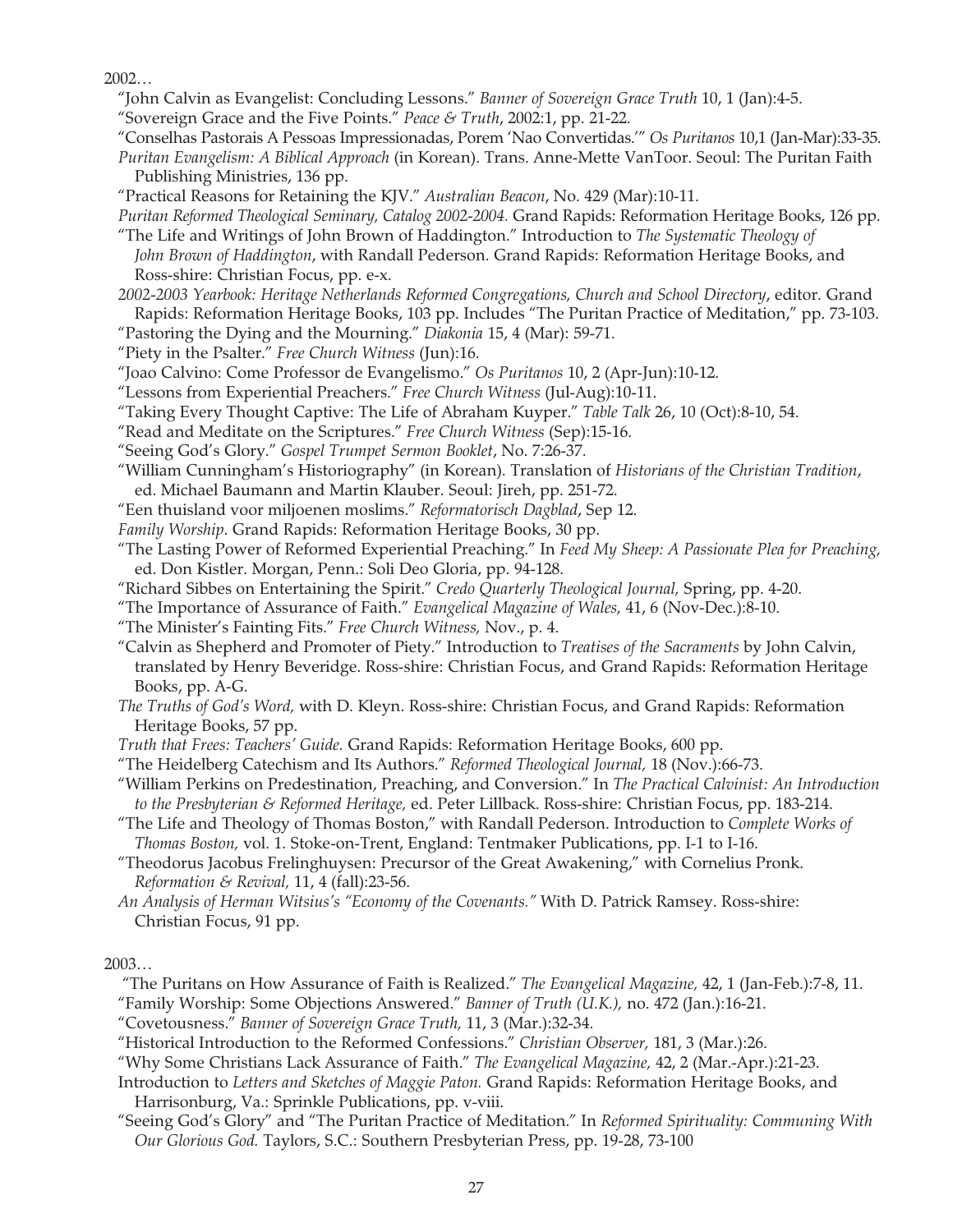2002…

"John Calvin as Evangelist: Concluding Lessons." *Banner of Sovereign Grace Truth* 10, 1 (Jan):4-5.

"Sovereign Grace and the Five Points." *Peace & Truth*, 2002:1, pp. 21-22.

"Conselhas Pastorais A Pessoas Impressionadas, Porem 'Nao Convertidas.'" *Os Puritanos* 10,1 (Jan-Mar):33-35.

*Puritan Evangelism: A Biblical Approach* (in Korean). Trans. Anne-Mette VanToor. Seoul: The Puritan Faith Publishing Ministries, 136 pp.

"Practical Reasons for Retaining the KJV." *Australian Beacon*, No. 429 (Mar):10-11.

*Puritan Reformed Theological Seminary, Catalog 2002-2004.* Grand Rapids: Reformation Heritage Books, 126 pp.

"The Life and Writings of John Brown of Haddington." Introduction to *The Systematic Theology of John Brown of Haddington*, with Randall Pederson. Grand Rapids: Reformation Heritage Books, and Ross-shire: Christian Focus, pp. e-x.

*2002-2003 Yearbook: Heritage Netherlands Reformed Congregations, Church and School Directory*, editor. Grand Rapids: Reformation Heritage Books, 103 pp. Includes "The Puritan Practice of Meditation," pp. 73-103.

"Pastoring the Dying and the Mourning." *Diakonia* 15, 4 (Mar): 59-71.

"Piety in the Psalter." *Free Church Witness* (Jun):16.

"Joao Calvino: Come Professor de Evangelismo." *Os Puritanos* 10, 2 (Apr-Jun):10-12.

"Lessons from Experiential Preachers." *Free Church Witness* (Jul-Aug):10-11.

"Taking Every Thought Captive: The Life of Abraham Kuyper." *Table Talk* 26, 10 (Oct):8-10, 54.

"Read and Meditate on the Scriptures." *Free Church Witness* (Sep):15-16.

"Seeing God's Glory." *Gospel Trumpet Sermon Booklet*, No. 7:26-37.

"William Cunningham's Historiography" (in Korean). Translation of *Historians of the Christian Tradition*, ed. Michael Baumann and Martin Klauber. Seoul: Jireh, pp. 251-72.

"Een thuisland voor miljoenen moslims." *Reformatorisch Dagblad*, Sep 12.

*Family Worship*. Grand Rapids: Reformation Heritage Books, 30 pp.

"The Lasting Power of Reformed Experiential Preaching." In *Feed My Sheep: A Passionate Plea for Preaching,* ed. Don Kistler. Morgan, Penn.: Soli Deo Gloria, pp. 94-128.

"Richard Sibbes on Entertaining the Spirit." *Credo Quarterly Theological Journal,* Spring, pp. 4-20.

"The Importance of Assurance of Faith." *Evangelical Magazine of Wales,* 41, 6 (Nov-Dec.):8-10.

"The Minister's Fainting Fits." *Free Church Witness,* Nov., p. 4.

"Calvin as Shepherd and Promoter of Piety." Introduction to *Treatises of the Sacraments* by John Calvin, translated by Henry Beveridge. Ross-shire: Christian Focus, and Grand Rapids: Reformation Heritage Books, pp. A-G.

*The Truths of God's Word,* with D. Kleyn. Ross-shire: Christian Focus, and Grand Rapids: Reformation Heritage Books, 57 pp.

*Truth that Frees: Teachers' Guide.* Grand Rapids: Reformation Heritage Books, 600 pp.

"The Heidelberg Catechism and Its Authors." *Reformed Theological Journal,* 18 (Nov.):66-73.

"William Perkins on Predestination, Preaching, and Conversion." In *The Practical Calvinist: An Introduction to the Presbyterian & Reformed Heritage,* ed. Peter Lillback. Ross-shire: Christian Focus, pp. 183-214.

"The Life and Theology of Thomas Boston," with Randall Pederson. Introduction to *Complete Works of Thomas Boston,* vol. 1. Stoke-on-Trent, England: Tentmaker Publications, pp. I-1 to I-16.

"Theodorus Jacobus Frelinghuysen: Precursor of the Great Awakening," with Cornelius Pronk. *Reformation & Revival,* 11, 4 (fall):23-56.

*An Analysis of Herman Witsius's "Economy of the Covenants."* With D. Patrick Ramsey. Ross-shire: Christian Focus, 91 pp.

2003…

"The Puritans on How Assurance of Faith is Realized." *The Evangelical Magazine,* 42, 1 (Jan-Feb.):7-8, 11.

"Family Worship: Some Objections Answered." *Banner of Truth (U.K.),* no. 472 (Jan.):16-21.

"Covetousness." *Banner of Sovereign Grace Truth,* 11, 3 (Mar.):32-34.

"Historical Introduction to the Reformed Confessions." *Christian Observer,* 181, 3 (Mar.):26.

"Why Some Christians Lack Assurance of Faith." *The Evangelical Magazine,* 42, 2 (Mar.-Apr.):21-23.

Introduction to *Letters and Sketches of Maggie Paton.* Grand Rapids: Reformation Heritage Books, and Harrisonburg, Va.: Sprinkle Publications, pp. v-viii.

"Seeing God's Glory" and "The Puritan Practice of Meditation." In *Reformed Spirituality: Communing With Our Glorious God.* Taylors, S.C.: Southern Presbyterian Press, pp. 19-28, 73-100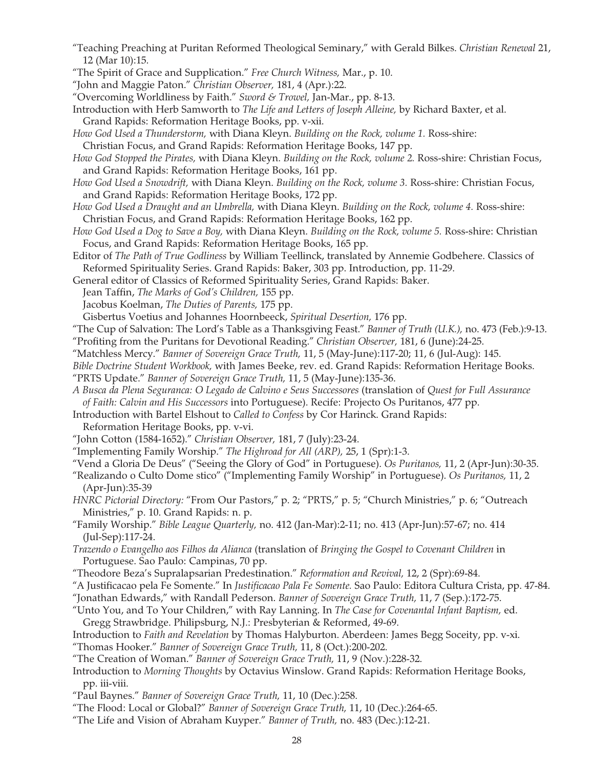"Teaching Preaching at Puritan Reformed Theological Seminary," with Gerald Bilkes. *Christian Renewal* 21, 12 (Mar 10):15.

"The Spirit of Grace and Supplication." *Free Church Witness,* Mar., p. 10.

"John and Maggie Paton." *Christian Observer,* 181, 4 (Apr.):22.

"Overcoming Worldliness by Faith." *Sword & Trowel,* Jan-Mar., pp. 8-13.

Introduction with Herb Samworth to *The Life and Letters of Joseph Alleine,* by Richard Baxter, et al. Grand Rapids: Reformation Heritage Books, pp. v-xii.

*How God Used a Thunderstorm,* with Diana Kleyn. *Building on the Rock, volume 1.* Ross-shire: Christian Focus, and Grand Rapids: Reformation Heritage Books, 147 pp.

*How God Stopped the Pirates,* with Diana Kleyn. *Building on the Rock, volume 2.* Ross-shire: Christian Focus, and Grand Rapids: Reformation Heritage Books, 161 pp.

*How God Used a Snowdrift,* with Diana Kleyn. *Building on the Rock, volume 3.* Ross-shire: Christian Focus, and Grand Rapids: Reformation Heritage Books, 172 pp.

*How God Used a Draught and an Umbrella,* with Diana Kleyn. *Building on the Rock, volume 4.* Ross-shire: Christian Focus, and Grand Rapids: Reformation Heritage Books, 162 pp.

*How God Used a Dog to Save a Boy,* with Diana Kleyn. *Building on the Rock, volume 5.* Ross-shire: Christian Focus, and Grand Rapids: Reformation Heritage Books, 165 pp.

Editor of *The Path of True Godliness* by William Teellinck, translated by Annemie Godbehere. Classics of Reformed Spirituality Series. Grand Rapids: Baker, 303 pp. Introduction, pp. 11-29.

General editor of Classics of Reformed Spirituality Series, Grand Rapids: Baker.
Jean Taffin, *The Marks of God's Children,* 155 pp.
Jacobus Koelman, *The Duties of Parents,* 175 pp.
Gisbertus Voetius and Johannes Hoornbeeck, *Spiritual Desertion,* 176 pp.

"The Cup of Salvation: The Lord's Table as a Thanksgiving Feast." *Banner of Truth (U.K.),* no. 473 (Feb.):9-13.

"Profiting from the Puritans for Devotional Reading." *Christian Observer,* 181, 6 (June):24-25.

"Matchless Mercy." *Banner of Sovereign Grace Truth,* 11, 5 (May-June):117-20; 11, 6 (Jul-Aug): 145.

*Bible Doctrine Student Workbook,* with James Beeke, rev. ed. Grand Rapids: Reformation Heritage Books.

"PRTS Update." *Banner of Sovereign Grace Truth,* 11, 5 (May-June):135-36.

*A Busca da Plena Seguranca: O Legado de Calvino e Seus Successores* (translation of *Quest for Full Assurance of Faith: Calvin and His Successors* into Portuguese). Recife: Projecto Os Puritanos, 477 pp.

Introduction with Bartel Elshout to *Called to Confess* by Cor Harinck. Grand Rapids: Reformation Heritage Books, pp. v-vi.

"John Cotton (1584-1652)." *Christian Observer,* 181, 7 (July):23-24.

"Implementing Family Worship." *The Highroad for All (ARP),* 25, 1 (Spr):1-3.

"Vend a Gloria De Deus" ("Seeing the Glory of God" in Portuguese). *Os Puritanos,* 11, 2 (Apr-Jun):30-35.

"Realizando o Culto Dome stico" ("Implementing Family Worship" in Portuguese). *Os Puritanos,* 11, 2 (Apr-Jun):35-39

*HNRC Pictorial Directory:* "From Our Pastors," p. 2; "PRTS," p. 5; "Church Ministries," p. 6; "Outreach Ministries," p. 10. Grand Rapids: n. p.

"Family Worship." *Bible League Quarterly,* no. 412 (Jan-Mar):2-11; no. 413 (Apr-Jun):57-67; no. 414 (Jul-Sep):117-24.

*Trazendo o Evangelho aos Filhos da Alianca* (translation of *Bringing the Gospel to Covenant Children* in Portuguese. Sao Paulo: Campinas, 70 pp.

"Theodore Beza's Supralapsarian Predestination." *Reformation and Revival,* 12, 2 (Spr):69-84.

"A Justificacao pela Fe Somente." In *Justificacao Pala Fe Somente.* Sao Paulo: Editora Cultura Crista, pp. 47-84.

"Jonathan Edwards," with Randall Pederson. *Banner of Sovereign Grace Truth,* 11, 7 (Sep.):172-75.

"Unto You, and To Your Children," with Ray Lanning. In *The Case for Covenantal Infant Baptism,* ed. Gregg Strawbridge. Philipsburg, N.J.: Presbyterian & Reformed, 49-69.

Introduction to *Faith and Revelation* by Thomas Halyburton. Aberdeen: James Begg Soceity, pp. v-xi.

"Thomas Hooker." *Banner of Sovereign Grace Truth,* 11, 8 (Oct.):200-202.

"The Creation of Woman." *Banner of Sovereign Grace Truth,* 11, 9 (Nov.):228-32.

Introduction to *Morning Thoughts* by Octavius Winslow. Grand Rapids: Reformation Heritage Books, pp. iii-viii.

"Paul Baynes." *Banner of Sovereign Grace Truth,* 11, 10 (Dec.):258.

"The Flood: Local or Global?" *Banner of Sovereign Grace Truth,* 11, 10 (Dec.):264-65.

"The Life and Vision of Abraham Kuyper." *Banner of Truth,* no. 483 (Dec.):12-21.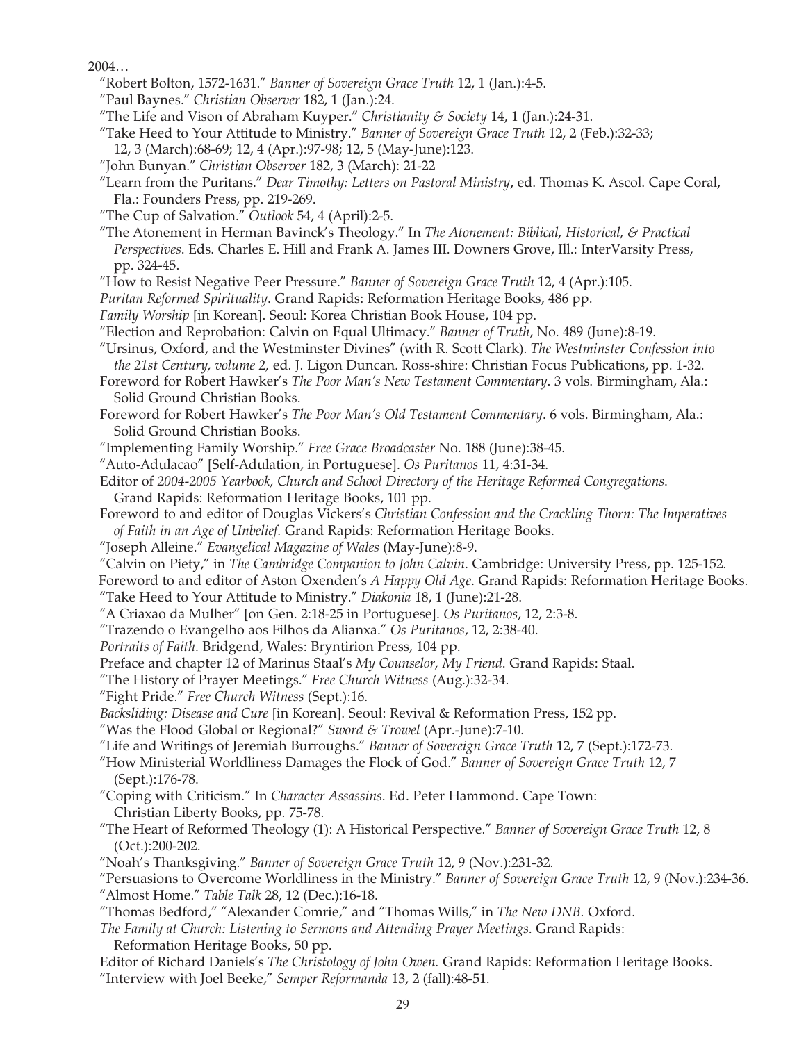2004…

"Robert Bolton, 1572-1631." *Banner of Sovereign Grace Truth* 12, 1 (Jan.):4-5.

"Paul Baynes." *Christian Observer* 182, 1 (Jan.):24.

"The Life and Vison of Abraham Kuyper." *Christianity & Society* 14, 1 (Jan.):24-31.

"Take Heed to Your Attitude to Ministry." *Banner of Sovereign Grace Truth* 12, 2 (Feb.):32-33; 12, 3 (March):68-69; 12, 4 (Apr.):97-98; 12, 5 (May-June):123.

"John Bunyan." *Christian Observer* 182, 3 (March): 21-22

"Learn from the Puritans." *Dear Timothy: Letters on Pastoral Ministry*, ed. Thomas K. Ascol. Cape Coral, Fla.: Founders Press, pp. 219-269.

"The Cup of Salvation." *Outlook* 54, 4 (April):2-5.

"The Atonement in Herman Bavinck's Theology." In *The Atonement: Biblical, Historical, & Practical Perspectives*. Eds. Charles E. Hill and Frank A. James III. Downers Grove, Ill.: InterVarsity Press, pp. 324-45.

"How to Resist Negative Peer Pressure." *Banner of Sovereign Grace Truth* 12, 4 (Apr.):105.

*Puritan Reformed Spirituality*. Grand Rapids: Reformation Heritage Books, 486 pp.

*Family Worship* [in Korean]. Seoul: Korea Christian Book House, 104 pp.

"Election and Reprobation: Calvin on Equal Ultimacy." *Banner of Truth*, No. 489 (June):8-19.

"Ursinus, Oxford, and the Westminster Divines" (with R. Scott Clark). *The Westminster Confession into the 21st Century, volume 2,* ed. J. Ligon Duncan. Ross-shire: Christian Focus Publications, pp. 1-32.

Foreword for Robert Hawker's *The Poor Man's New Testament Commentary*. 3 vols. Birmingham, Ala.: Solid Ground Christian Books.

Foreword for Robert Hawker's *The Poor Man's Old Testament Commentary*. 6 vols. Birmingham, Ala.: Solid Ground Christian Books.

"Implementing Family Worship." *Free Grace Broadcaster* No. 188 (June):38-45.

"Auto-Adulacao" [Self-Adulation, in Portuguese]. *Os Puritanos* 11, 4:31-34.

Editor of *2004-2005 Yearbook, Church and School Directory of the Heritage Reformed Congregations*. Grand Rapids: Reformation Heritage Books, 101 pp.

Foreword to and editor of Douglas Vickers's *Christian Confession and the Crackling Thorn: The Imperatives of Faith in an Age of Unbelief*. Grand Rapids: Reformation Heritage Books.

"Joseph Alleine." *Evangelical Magazine of Wales* (May-June):8-9.

"Calvin on Piety," in *The Cambridge Companion to John Calvin*. Cambridge: University Press, pp. 125-152.

Foreword to and editor of Aston Oxenden's *A Happy Old Age*. Grand Rapids: Reformation Heritage Books.

"Take Heed to Your Attitude to Ministry." *Diakonia* 18, 1 (June):21-28.

"A Criaxao da Mulher" [on Gen. 2:18-25 in Portuguese]. *Os Puritanos*, 12, 2:3-8.

"Trazendo o Evangelho aos Filhos da Alianxa." *Os Puritanos*, 12, 2:38-40.

*Portraits of Faith*. Bridgend, Wales: Bryntirion Press, 104 pp.

Preface and chapter 12 of Marinus Staal's *My Counselor, My Friend*. Grand Rapids: Staal.

"The History of Prayer Meetings." *Free Church Witness* (Aug.):32-34.

"Fight Pride." *Free Church Witness* (Sept.):16.

*Backsliding: Disease and Cure* [in Korean]. Seoul: Revival & Reformation Press, 152 pp.

"Was the Flood Global or Regional?" *Sword & Trowel* (Apr.-June):7-10.

"Life and Writings of Jeremiah Burroughs." *Banner of Sovereign Grace Truth* 12, 7 (Sept.):172-73.

"How Ministerial Worldliness Damages the Flock of God." *Banner of Sovereign Grace Truth* 12, 7 (Sept.):176-78.

"Coping with Criticism." In *Character Assassins*. Ed. Peter Hammond. Cape Town: Christian Liberty Books, pp. 75-78.

"The Heart of Reformed Theology (1): A Historical Perspective." *Banner of Sovereign Grace Truth* 12, 8 (Oct.):200-202.

"Noah's Thanksgiving." *Banner of Sovereign Grace Truth* 12, 9 (Nov.):231-32.

"Persuasions to Overcome Worldliness in the Ministry." *Banner of Sovereign Grace Truth* 12, 9 (Nov.):234-36.

"Almost Home." *Table Talk* 28, 12 (Dec.):16-18.

"Thomas Bedford," "Alexander Comrie," and "Thomas Wills," in *The New DNB*. Oxford.

*The Family at Church: Listening to Sermons and Attending Prayer Meetings*. Grand Rapids: Reformation Heritage Books, 50 pp.

Editor of Richard Daniels's *The Christology of John Owen.* Grand Rapids: Reformation Heritage Books.

"Interview with Joel Beeke," *Semper Reformanda* 13, 2 (fall):48-51.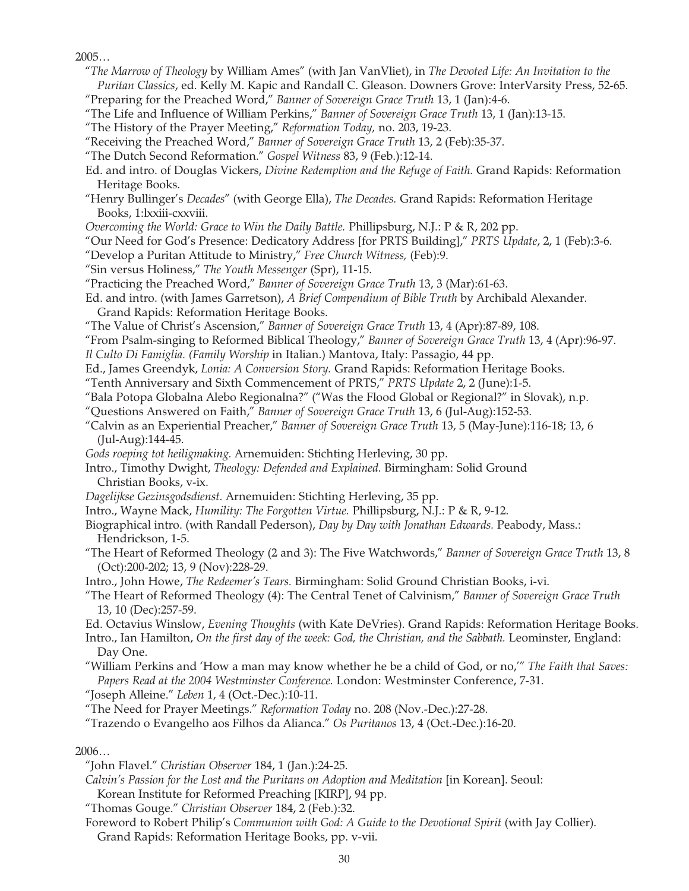2005…

- "*The Marrow of Theology* by William Ames" (with Jan VanVliet), in *The Devoted Life: An Invitation to the Puritan Classics*, ed. Kelly M. Kapic and Randall C. Gleason. Downers Grove: InterVarsity Press, 52-65.
- "Preparing for the Preached Word," *Banner of Sovereign Grace Truth* 13, 1 (Jan):4-6.
- "The Life and Influence of William Perkins," *Banner of Sovereign Grace Truth* 13, 1 (Jan):13-15.
- "The History of the Prayer Meeting," *Reformation Today,* no. 203, 19-23.
- "Receiving the Preached Word," *Banner of Sovereign Grace Truth* 13, 2 (Feb):35-37.
- "The Dutch Second Reformation." *Gospel Witness* 83, 9 (Feb.):12-14.
- Ed. and intro. of Douglas Vickers, *Divine Redemption and the Refuge of Faith.* Grand Rapids: Reformation Heritage Books.
- "Henry Bullinger's *Decades*" (with George Ella), *The Decades.* Grand Rapids: Reformation Heritage Books, 1:lxxiii-cxxviii.
- *Overcoming the World: Grace to Win the Daily Battle.* Phillipsburg, N.J.: P & R, 202 pp.
- "Our Need for God's Presence: Dedicatory Address [for PRTS Building]," *PRTS Update*, 2, 1 (Feb):3-6.
- "Develop a Puritan Attitude to Ministry," *Free Church Witness,* (Feb):9.
- "Sin versus Holiness," *The Youth Messenger* (Spr), 11-15.
- "Practicing the Preached Word," *Banner of Sovereign Grace Truth* 13, 3 (Mar):61-63.
- Ed. and intro. (with James Garretson), *A Brief Compendium of Bible Truth* by Archibald Alexander. Grand Rapids: Reformation Heritage Books.
- "The Value of Christ's Ascension," *Banner of Sovereign Grace Truth* 13, 4 (Apr):87-89, 108.
- "From Psalm-singing to Reformed Biblical Theology," *Banner of Sovereign Grace Truth* 13, 4 (Apr):96-97.
- *Il Culto Di Famiglia. (Family Worship* in Italian.) Mantova, Italy: Passagio, 44 pp.
- Ed., James Greendyk, *Lonia: A Conversion Story.* Grand Rapids: Reformation Heritage Books.
- "Tenth Anniversary and Sixth Commencement of PRTS," *PRTS Update* 2, 2 (June):1-5.
- "Bala Potopa Globalna Alebo Regionalna?" ("Was the Flood Global or Regional?" in Slovak), n.p.
- "Questions Answered on Faith," *Banner of Sovereign Grace Truth* 13, 6 (Jul-Aug):152-53.
- "Calvin as an Experiential Preacher," *Banner of Sovereign Grace Truth* 13, 5 (May-June):116-18; 13, 6 (Jul-Aug):144-45.
- *Gods roeping tot heiligmaking.* Arnemuiden: Stichting Herleving, 30 pp.
- Intro., Timothy Dwight, *Theology: Defended and Explained.* Birmingham: Solid Ground Christian Books, v-ix.
- *Dagelijkse Gezinsgodsdienst.* Arnemuiden: Stichting Herleving, 35 pp.
- Intro., Wayne Mack, *Humility: The Forgotten Virtue.* Phillipsburg, N.J.: P & R, 9-12.
- Biographical intro. (with Randall Pederson), *Day by Day with Jonathan Edwards.* Peabody, Mass.: Hendrickson, 1-5.
- "The Heart of Reformed Theology (2 and 3): The Five Watchwords," *Banner of Sovereign Grace Truth* 13, 8 (Oct):200-202; 13, 9 (Nov):228-29.
- Intro., John Howe, *The Redeemer's Tears.* Birmingham: Solid Ground Christian Books, i-vi.
- "The Heart of Reformed Theology (4): The Central Tenet of Calvinism," *Banner of Sovereign Grace Truth* 13, 10 (Dec):257-59.
- Ed. Octavius Winslow, *Evening Thoughts* (with Kate DeVries). Grand Rapids: Reformation Heritage Books.
- Intro., Ian Hamilton, *On the first day of the week: God, the Christian, and the Sabbath.* Leominster, England: Day One.
- "William Perkins and 'How a man may know whether he be a child of God, or no,'" *The Faith that Saves: Papers Read at the 2004 Westminster Conference.* London: Westminster Conference, 7-31.
- "Joseph Alleine." *Leben* 1, 4 (Oct.-Dec.):10-11.
- "The Need for Prayer Meetings." *Reformation Today* no. 208 (Nov.-Dec.):27-28.
- "Trazendo o Evangelho aos Filhos da Alianca." *Os Puritanos* 13, 4 (Oct.-Dec.):16-20.

2006…

- "John Flavel." *Christian Observer* 184, 1 (Jan.):24-25.
- *Calvin's Passion for the Lost and the Puritans on Adoption and Meditation* [in Korean]. Seoul: Korean Institute for Reformed Preaching [KIRP], 94 pp.
- "Thomas Gouge." *Christian Observer* 184, 2 (Feb.):32.
- Foreword to Robert Philip's *Communion with God: A Guide to the Devotional Spirit* (with Jay Collier). Grand Rapids: Reformation Heritage Books, pp. v-vii.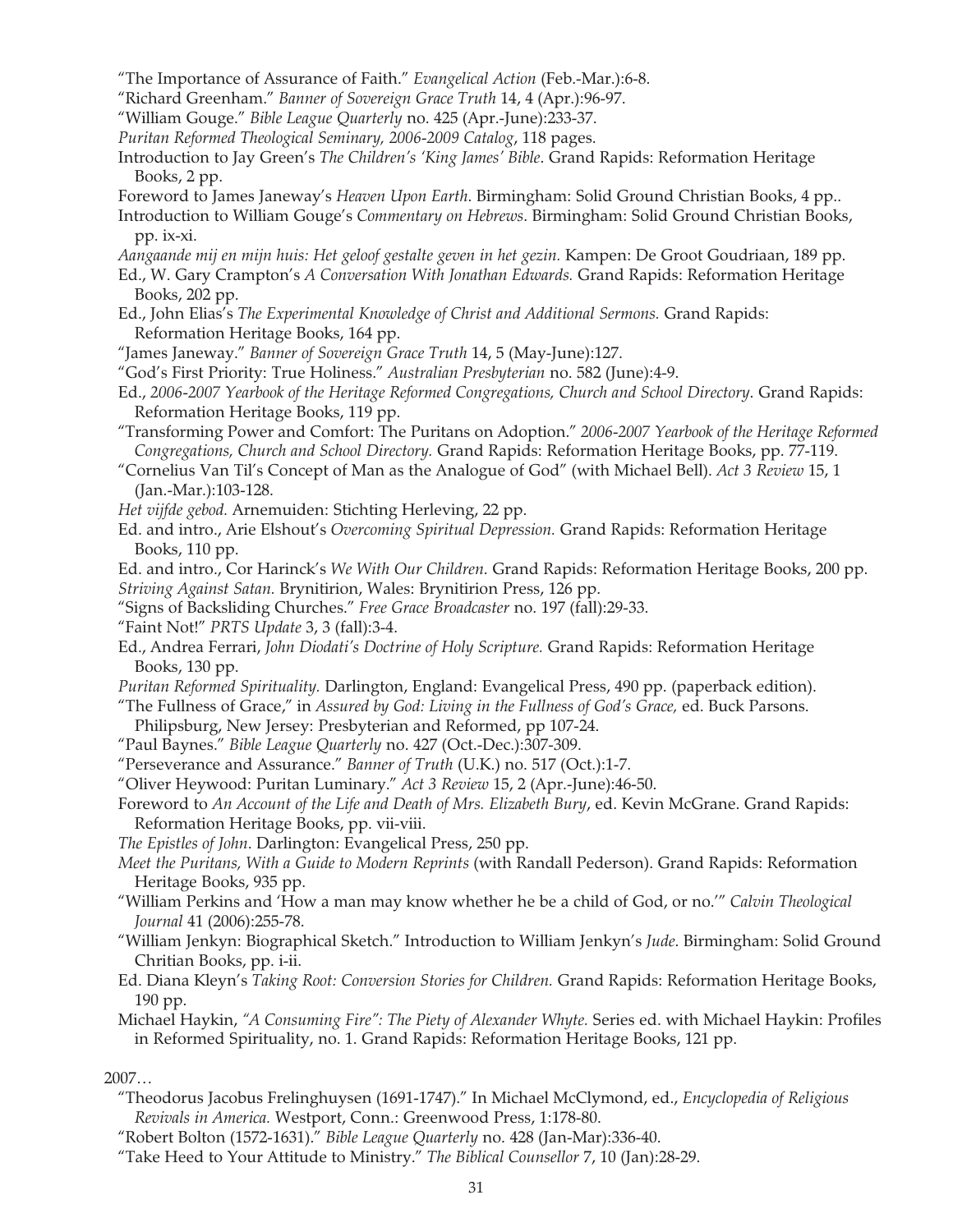"The Importance of Assurance of Faith." *Evangelical Action* (Feb.-Mar.):6-8.

"Richard Greenham." *Banner of Sovereign Grace Truth* 14, 4 (Apr.):96-97.

"William Gouge." *Bible League Quarterly* no. 425 (Apr.-June):233-37.

*Puritan Reformed Theological Seminary, 2006-2009 Catalog*, 118 pages.

Introduction to Jay Green's *The Children's 'King James' Bible*. Grand Rapids: Reformation Heritage Books, 2 pp.

Foreword to James Janeway's *Heaven Upon Earth*. Birmingham: Solid Ground Christian Books, 4 pp..

Introduction to William Gouge's *Commentary on Hebrews*. Birmingham: Solid Ground Christian Books, pp. ix-xi.

*Aangaande mij en mijn huis: Het geloof gestalte geven in het gezin.* Kampen: De Groot Goudriaan, 189 pp.

Ed., W. Gary Crampton's *A Conversation With Jonathan Edwards.* Grand Rapids: Reformation Heritage Books, 202 pp.

Ed., John Elias's *The Experimental Knowledge of Christ and Additional Sermons.* Grand Rapids: Reformation Heritage Books, 164 pp.

"James Janeway." *Banner of Sovereign Grace Truth* 14, 5 (May-June):127.

"God's First Priority: True Holiness." *Australian Presbyterian* no. 582 (June):4-9.

Ed., *2006-2007 Yearbook of the Heritage Reformed Congregations, Church and School Directory*. Grand Rapids: Reformation Heritage Books, 119 pp.

"Transforming Power and Comfort: The Puritans on Adoption." *2006-2007 Yearbook of the Heritage Reformed Congregations, Church and School Directory.* Grand Rapids: Reformation Heritage Books, pp. 77-119.

"Cornelius Van Til's Concept of Man as the Analogue of God" (with Michael Bell). *Act 3 Review* 15, 1 (Jan.-Mar.):103-128.

*Het vijfde gebod.* Arnemuiden: Stichting Herleving, 22 pp.

Ed. and intro., Arie Elshout's *Overcoming Spiritual Depression.* Grand Rapids: Reformation Heritage Books, 110 pp.

Ed. and intro., Cor Harinck's *We With Our Children.* Grand Rapids: Reformation Heritage Books, 200 pp.

*Striving Against Satan.* Brynitirion, Wales: Brynitirion Press, 126 pp.

"Signs of Backsliding Churches." *Free Grace Broadcaster* no. 197 (fall):29-33.

"Faint Not!" *PRTS Update* 3, 3 (fall):3-4.

Ed., Andrea Ferrari, *John Diodati's Doctrine of Holy Scripture.* Grand Rapids: Reformation Heritage Books, 130 pp.

*Puritan Reformed Spirituality.* Darlington, England: Evangelical Press, 490 pp. (paperback edition).

"The Fullness of Grace," in *Assured by God: Living in the Fullness of God's Grace,* ed. Buck Parsons. Philipsburg, New Jersey: Presbyterian and Reformed, pp 107-24.

"Paul Baynes." *Bible League Quarterly* no. 427 (Oct.-Dec.):307-309.

"Perseverance and Assurance." *Banner of Truth* (U.K.) no. 517 (Oct.):1-7.

"Oliver Heywood: Puritan Luminary." *Act 3 Review* 15, 2 (Apr.-June):46-50.

Foreword to *An Account of the Life and Death of Mrs. Elizabeth Bury*, ed. Kevin McGrane. Grand Rapids: Reformation Heritage Books, pp. vii-viii.

*The Epistles of John*. Darlington: Evangelical Press, 250 pp.

*Meet the Puritans, With a Guide to Modern Reprints* (with Randall Pederson). Grand Rapids: Reformation Heritage Books, 935 pp.

"William Perkins and 'How a man may know whether he be a child of God, or no.'" *Calvin Theological Journal* 41 (2006):255-78.

"William Jenkyn: Biographical Sketch." Introduction to William Jenkyn's *Jude*. Birmingham: Solid Ground Chritian Books, pp. i-ii.

Ed. Diana Kleyn's *Taking Root: Conversion Stories for Children.* Grand Rapids: Reformation Heritage Books, 190 pp.

Michael Haykin, *"A Consuming Fire": The Piety of Alexander Whyte.* Series ed. with Michael Haykin: Profiles in Reformed Spirituality, no. 1. Grand Rapids: Reformation Heritage Books, 121 pp.

2007…

"Theodorus Jacobus Frelinghuysen (1691-1747)." In Michael McClymond, ed., *Encyclopedia of Religious Revivals in America.* Westport, Conn.: Greenwood Press, 1:178-80.

"Robert Bolton (1572-1631)." *Bible League Quarterly* no. 428 (Jan-Mar):336-40.

"Take Heed to Your Attitude to Ministry." *The Biblical Counsellor* 7, 10 (Jan):28-29.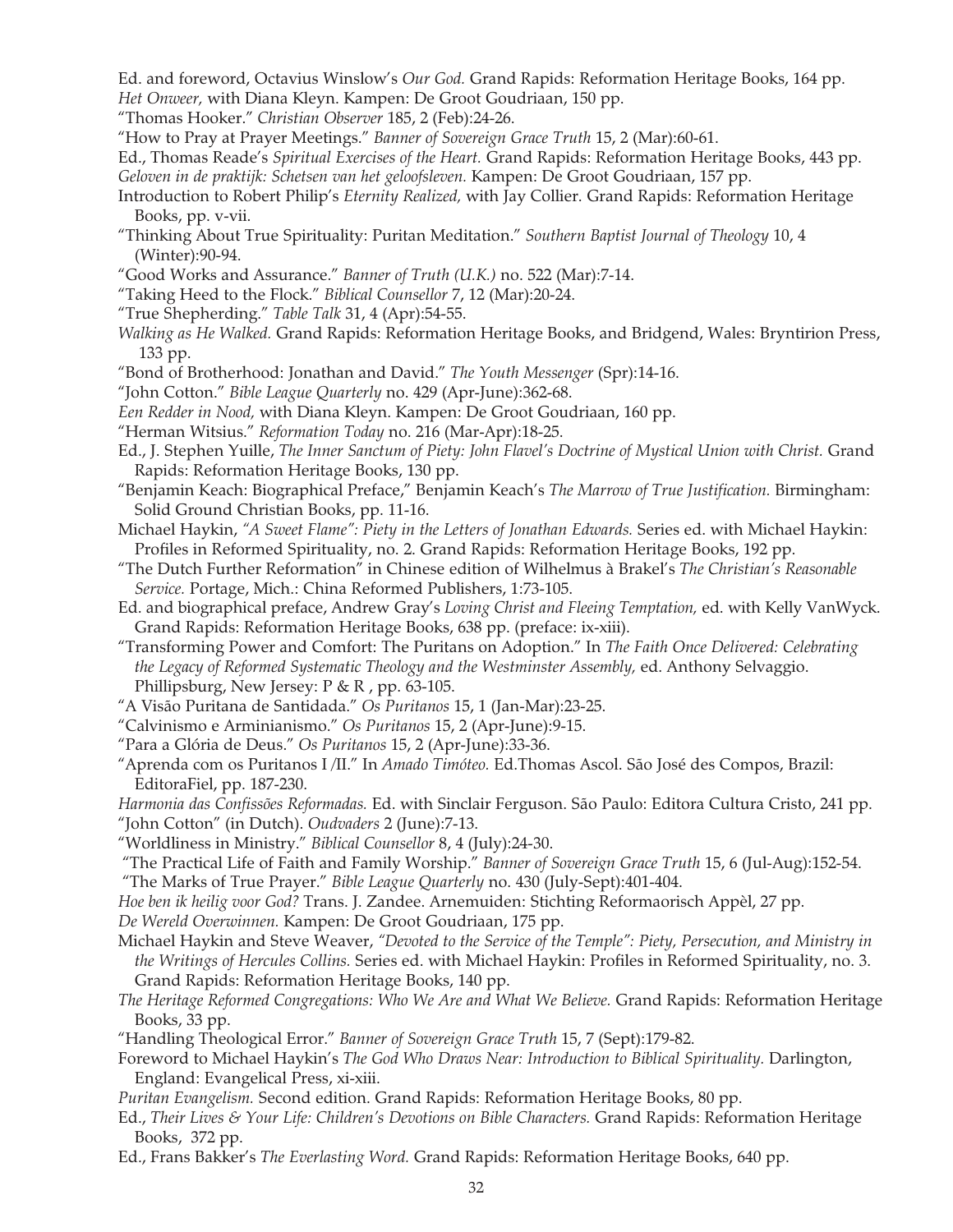Ed. and foreword, Octavius Winslow's *Our God.* Grand Rapids: Reformation Heritage Books, 164 pp.

*Het Onweer,* with Diana Kleyn. Kampen: De Groot Goudriaan, 150 pp.

"Thomas Hooker." *Christian Observer* 185, 2 (Feb):24-26.

"How to Pray at Prayer Meetings." *Banner of Sovereign Grace Truth* 15, 2 (Mar):60-61.

Ed., Thomas Reade's *Spiritual Exercises of the Heart.* Grand Rapids: Reformation Heritage Books, 443 pp.

*Geloven in de praktijk: Schetsen van het geloofsleven.* Kampen: De Groot Goudriaan, 157 pp.

Introduction to Robert Philip's *Eternity Realized,* with Jay Collier. Grand Rapids: Reformation Heritage Books, pp. v-vii.

"Thinking About True Spirituality: Puritan Meditation." *Southern Baptist Journal of Theology* 10, 4 (Winter):90-94.

"Good Works and Assurance." *Banner of Truth (U.K.)* no. 522 (Mar):7-14.

"Taking Heed to the Flock." *Biblical Counsellor* 7, 12 (Mar):20-24.

"True Shepherding." *Table Talk* 31, 4 (Apr):54-55.

*Walking as He Walked.* Grand Rapids: Reformation Heritage Books, and Bridgend, Wales: Bryntirion Press, 133 pp.

"Bond of Brotherhood: Jonathan and David." *The Youth Messenger* (Spr):14-16.

"John Cotton." *Bible League Quarterly* no. 429 (Apr-June):362-68.

*Een Redder in Nood,* with Diana Kleyn. Kampen: De Groot Goudriaan, 160 pp.

"Herman Witsius." *Reformation Today* no. 216 (Mar-Apr):18-25.

Ed., J. Stephen Yuille, *The Inner Sanctum of Piety: John Flavel's Doctrine of Mystical Union with Christ.* Grand Rapids: Reformation Heritage Books, 130 pp.

"Benjamin Keach: Biographical Preface," Benjamin Keach's *The Marrow of True Justification.* Birmingham: Solid Ground Christian Books, pp. 11-16.

Michael Haykin, *"A Sweet Flame": Piety in the Letters of Jonathan Edwards.* Series ed. with Michael Haykin: Profiles in Reformed Spirituality, no. 2. Grand Rapids: Reformation Heritage Books, 192 pp.

"The Dutch Further Reformation" in Chinese edition of Wilhelmus à Brakel's *The Christian's Reasonable Service.* Portage, Mich.: China Reformed Publishers, 1:73-105.

Ed. and biographical preface, Andrew Gray's *Loving Christ and Fleeing Temptation,* ed. with Kelly VanWyck. Grand Rapids: Reformation Heritage Books, 638 pp. (preface: ix-xiii).

"Transforming Power and Comfort: The Puritans on Adoption." In *The Faith Once Delivered: Celebrating the Legacy of Reformed Systematic Theology and the Westminster Assembly,* ed. Anthony Selvaggio. Phillipsburg, New Jersey: P & R , pp. 63-105.

"A Visão Puritana de Santidada." *Os Puritanos* 15, 1 (Jan-Mar):23-25.

"Calvinismo e Arminianismo." *Os Puritanos* 15, 2 (Apr-June):9-15.

"Para a Glória de Deus." *Os Puritanos* 15, 2 (Apr-June):33-36.

"Aprenda com os Puritanos I /II." In *Amado Timóteo.* Ed.Thomas Ascol. São José des Compos, Brazil: EditoraFiel, pp. 187-230.

*Harmonia das Confissões Reformadas.* Ed. with Sinclair Ferguson. São Paulo: Editora Cultura Cristo, 241 pp.

"John Cotton" (in Dutch). *Oudvaders* 2 (June):7-13.

"Worldliness in Ministry." *Biblical Counsellor* 8, 4 (July):24-30.

"The Practical Life of Faith and Family Worship." *Banner of Sovereign Grace Truth* 15, 6 (Jul-Aug):152-54.

"The Marks of True Prayer." *Bible League Quarterly* no. 430 (July-Sept):401-404.

*Hoe ben ik heilig voor God?* Trans. J. Zandee. Arnemuiden: Stichting Reformaorisch Appèl, 27 pp.

*De Wereld Overwinnen.* Kampen: De Groot Goudriaan, 175 pp.

Michael Haykin and Steve Weaver, *"Devoted to the Service of the Temple": Piety, Persecution, and Ministry in the Writings of Hercules Collins.* Series ed. with Michael Haykin: Profiles in Reformed Spirituality, no. 3. Grand Rapids: Reformation Heritage Books, 140 pp.

*The Heritage Reformed Congregations: Who We Are and What We Believe.* Grand Rapids: Reformation Heritage Books, 33 pp.

"Handling Theological Error." *Banner of Sovereign Grace Truth* 15, 7 (Sept):179-82.

Foreword to Michael Haykin's *The God Who Draws Near: Introduction to Biblical Spirituality.* Darlington, England: Evangelical Press, xi-xiii.

*Puritan Evangelism.* Second edition. Grand Rapids: Reformation Heritage Books, 80 pp.

Ed., *Their Lives & Your Life: Children's Devotions on Bible Characters.* Grand Rapids: Reformation Heritage Books, 372 pp.

Ed., Frans Bakker's *The Everlasting Word.* Grand Rapids: Reformation Heritage Books, 640 pp.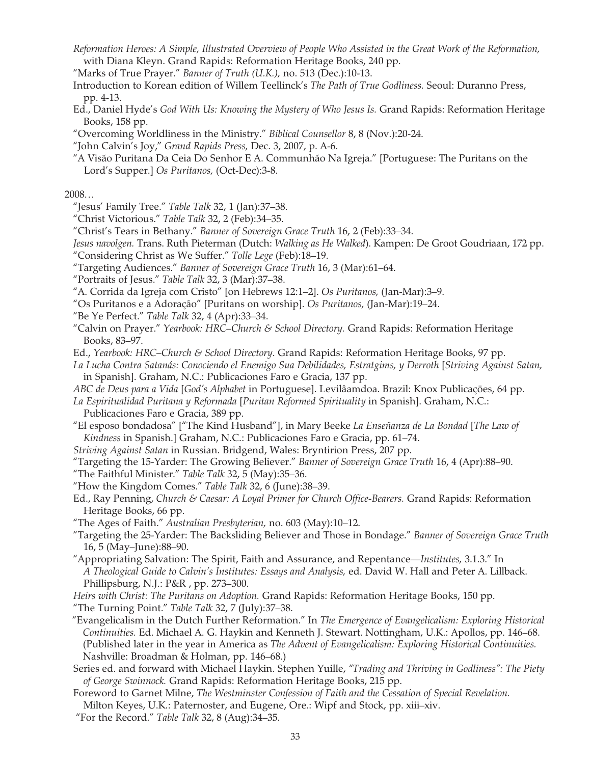*Reformation Heroes: A Simple, Illustrated Overview of People Who Assisted in the Great Work of the Reformation,* with Diana Kleyn. Grand Rapids: Reformation Heritage Books, 240 pp.

"Marks of True Prayer." *Banner of Truth (U.K.),* no. 513 (Dec.):10-13.

Introduction to Korean edition of Willem Teellinck's *The Path of True Godliness.* Seoul: Duranno Press, pp. 4-13.

Ed., Daniel Hyde's *God With Us: Knowing the Mystery of Who Jesus Is.* Grand Rapids: Reformation Heritage Books, 158 pp.

"Overcoming Worldliness in the Ministry." *Biblical Counsellor* 8, 8 (Nov.):20-24.

"John Calvin's Joy," *Grand Rapids Press,* Dec. 3, 2007, p. A-6.

"A Visão Puritana Da Ceia Do Senhor E A. Communhão Na Igreja." [Portuguese: The Puritans on the Lord's Supper.] *Os Puritanos,* (Oct-Dec):3-8.

2008…

"Jesus' Family Tree." *Table Talk* 32, 1 (Jan):37–38.

"Christ Victorious." *Table Talk* 32, 2 (Feb):34–35.

"Christ's Tears in Bethany." *Banner of Sovereign Grace Truth* 16, 2 (Feb):33–34.

*Jesus navolgen.* Trans. Ruth Pieterman (Dutch: *Walking as He Walked*). Kampen: De Groot Goudriaan, 172 pp.

"Considering Christ as We Suffer." *Tolle Lege* (Feb):18–19.

"Targeting Audiences." *Banner of Sovereign Grace Truth* 16, 3 (Mar):61–64.

"Portraits of Jesus." *Table Talk* 32, 3 (Mar):37–38.

"A. Corrida da Igreja com Cristo" [on Hebrews 12:1–2]. *Os Puritanos,* (Jan-Mar):3–9.

"Os Puritanos e a Adoração" [Puritans on worship]. *Os Puritanos,* (Jan-Mar):19–24.

"Be Ye Perfect." *Table Talk* 32, 4 (Apr):33–34.

"Calvin on Prayer." *Yearbook: HRC–Church & School Directory.* Grand Rapids: Reformation Heritage Books, 83–97.

Ed., *Yearbook: HRC–Church & School Directory*. Grand Rapids: Reformation Heritage Books, 97 pp.

*La Lucha Contra Satanás: Conociendo el Enemigo Sua Debilidades, Estratgims, y Derroth* [*Striving Against Satan,* in Spanish]. Graham, N.C.: Publicaciones Faro e Gracia, 137 pp.

*ABC de Deus para a Vida* [*God's Alphabet* in Portuguese]. Levilâamdoa. Brazil: Knox Publicaçöes, 64 pp.

*La Espiritualidad Puritana y Reformada* [*Puritan Reformed Spirituality* in Spanish]. Graham, N.C.: Publicaciones Faro e Gracia, 389 pp.

"El esposo bondadosa" ["The Kind Husband"], in Mary Beeke *La Enseñanza de La Bondad* [*The Law of Kindness* in Spanish.] Graham, N.C.: Publicaciones Faro e Gracia, pp. 61–74.

*Striving Against Satan* in Russian. Bridgend, Wales: Bryntirion Press, 207 pp.

"Targeting the 15-Yarder: The Growing Believer." *Banner of Sovereign Grace Truth* 16, 4 (Apr):88–90.

"The Faithful Minister." *Table Talk* 32, 5 (May):35–36.

"How the Kingdom Comes." *Table Talk* 32, 6 (June):38–39.

Ed., Ray Penning, *Church & Caesar: A Loyal Primer for Church Office-Bearers.* Grand Rapids: Reformation Heritage Books, 66 pp.

"The Ages of Faith." *Australian Presbyterian,* no. 603 (May):10–12.

"Targeting the 25-Yarder: The Backsliding Believer and Those in Bondage." *Banner of Sovereign Grace Truth* 16, 5 (May–June):88–90.

"Appropriating Salvation: The Spirit, Faith and Assurance, and Repentance—*Institutes,* 3.1.3." In *A Theological Guide to Calvin's Institutes: Essays and Analysis,* ed. David W. Hall and Peter A. Lillback. Phillipsburg, N.J.: P&R , pp. 273–300.

*Heirs with Christ: The Puritans on Adoption.* Grand Rapids: Reformation Heritage Books, 150 pp.

"The Turning Point." *Table Talk* 32, 7 (July):37–38.

"Evangelicalism in the Dutch Further Reformation." In *The Emergence of Evangelicalism: Exploring Historical Continuities.* Ed. Michael A. G. Haykin and Kenneth J. Stewart. Nottingham, U.K.: Apollos, pp. 146–68. (Published later in the year in America as *The Advent of Evangelicalism: Exploring Historical Continuities.* Nashville: Broadman & Holman, pp. 146–68.)

Series ed. and forward with Michael Haykin. Stephen Yuille, *"Trading and Thriving in Godliness": The Piety of George Swinnock.* Grand Rapids: Reformation Heritage Books, 215 pp.

Foreword to Garnet Milne, *The Westminster Confession of Faith and the Cessation of Special Revelation.* Milton Keyes, U.K.: Paternoster, and Eugene, Ore.: Wipf and Stock, pp. xiii–xiv.

"For the Record." *Table Talk* 32, 8 (Aug):34–35.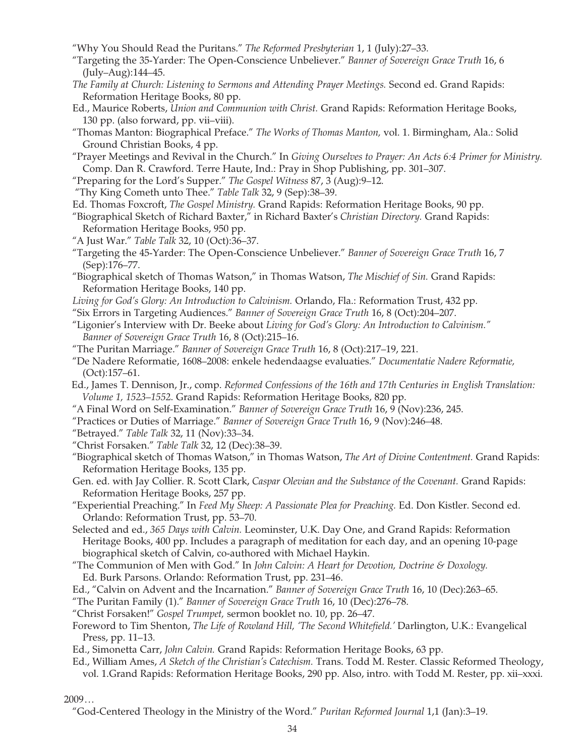"Why You Should Read the Puritans." *The Reformed Presbyterian* 1, 1 (July):27–33.

"Targeting the 35-Yarder: The Open-Conscience Unbeliever." *Banner of Sovereign Grace Truth* 16, 6 (July–Aug):144–45.

*The Family at Church: Listening to Sermons and Attending Prayer Meetings.* Second ed. Grand Rapids: Reformation Heritage Books, 80 pp.

Ed., Maurice Roberts, *Union and Communion with Christ.* Grand Rapids: Reformation Heritage Books, 130 pp. (also forward, pp. vii–viii).

"Thomas Manton: Biographical Preface." *The Works of Thomas Manton,* vol. 1. Birmingham, Ala.: Solid Ground Christian Books, 4 pp.

"Prayer Meetings and Revival in the Church." In *Giving Ourselves to Prayer: An Acts 6:4 Primer for Ministry.* Comp. Dan R. Crawford. Terre Haute, Ind.: Pray in Shop Publishing, pp. 301–307.

"Preparing for the Lord's Supper." *The Gospel Witness* 87, 3 (Aug):9–12.

"Thy King Cometh unto Thee." *Table Talk* 32, 9 (Sep):38–39.

Ed. Thomas Foxcroft, *The Gospel Ministry.* Grand Rapids: Reformation Heritage Books, 90 pp.

"Biographical Sketch of Richard Baxter," in Richard Baxter's *Christian Directory.* Grand Rapids: Reformation Heritage Books, 950 pp.

"A Just War." *Table Talk* 32, 10 (Oct):36–37.

"Targeting the 45-Yarder: The Open-Conscience Unbeliever." *Banner of Sovereign Grace Truth* 16, 7 (Sep):176–77.

"Biographical sketch of Thomas Watson," in Thomas Watson, *The Mischief of Sin.* Grand Rapids: Reformation Heritage Books, 140 pp.

*Living for God's Glory: An Introduction to Calvinism.* Orlando, Fla.: Reformation Trust, 432 pp.

"Six Errors in Targeting Audiences." *Banner of Sovereign Grace Truth* 16, 8 (Oct):204–207.

"Ligonier's Interview with Dr. Beeke about *Living for God's Glory: An Introduction to Calvinism." Banner of Sovereign Grace Truth* 16, 8 (Oct):215–16.

"The Puritan Marriage." *Banner of Sovereign Grace Truth* 16, 8 (Oct):217–19, 221.

"De Nadere Reformatie, 1608–2008: enkele hedendaagse evaluaties." *Documentatie Nadere Reformatie,* (Oct):157–61.

Ed., James T. Dennison, Jr., comp. *Reformed Confessions of the 16th and 17th Centuries in English Translation: Volume 1, 1523–1552.* Grand Rapids: Reformation Heritage Books, 820 pp.

"A Final Word on Self-Examination." *Banner of Sovereign Grace Truth* 16, 9 (Nov):236, 245.

"Practices or Duties of Marriage." *Banner of Sovereign Grace Truth* 16, 9 (Nov):246–48.

"Betrayed." *Table Talk* 32, 11 (Nov):33–34.

"Christ Forsaken." *Table Talk* 32, 12 (Dec):38–39.

"Biographical sketch of Thomas Watson," in Thomas Watson, *The Art of Divine Contentment.* Grand Rapids: Reformation Heritage Books, 135 pp.

Gen. ed. with Jay Collier. R. Scott Clark, *Caspar Olevian and the Substance of the Covenant.* Grand Rapids: Reformation Heritage Books, 257 pp.

"Experiential Preaching." In *Feed My Sheep: A Passionate Plea for Preaching.* Ed. Don Kistler. Second ed. Orlando: Reformation Trust, pp. 53–70.

Selected and ed., *365 Days with Calvin.* Leominster, U.K. Day One, and Grand Rapids: Reformation Heritage Books, 400 pp. Includes a paragraph of meditation for each day, and an opening 10-page biographical sketch of Calvin, co-authored with Michael Haykin.

"The Communion of Men with God." In *John Calvin: A Heart for Devotion, Doctrine & Doxology.* Ed. Burk Parsons. Orlando: Reformation Trust, pp. 231–46.

Ed., "Calvin on Advent and the Incarnation." *Banner of Sovereign Grace Truth* 16, 10 (Dec):263–65.

"The Puritan Family (1)." *Banner of Sovereign Grace Truth* 16, 10 (Dec):276–78.

"Christ Forsaken!" *Gospel Trumpet,* sermon booklet no. 10, pp. 26–47.

Foreword to Tim Shenton, *The Life of Rowland Hill, 'The Second Whitefield.'* Darlington, U.K.: Evangelical Press, pp. 11–13.

Ed., Simonetta Carr, *John Calvin.* Grand Rapids: Reformation Heritage Books, 63 pp.

Ed., William Ames, *A Sketch of the Christian's Catechism.* Trans. Todd M. Rester. Classic Reformed Theology, vol. 1.Grand Rapids: Reformation Heritage Books, 290 pp. Also, intro. with Todd M. Rester, pp. xii–xxxi.

2009…

"God-Centered Theology in the Ministry of the Word." *Puritan Reformed Journal* 1,1 (Jan):3–19.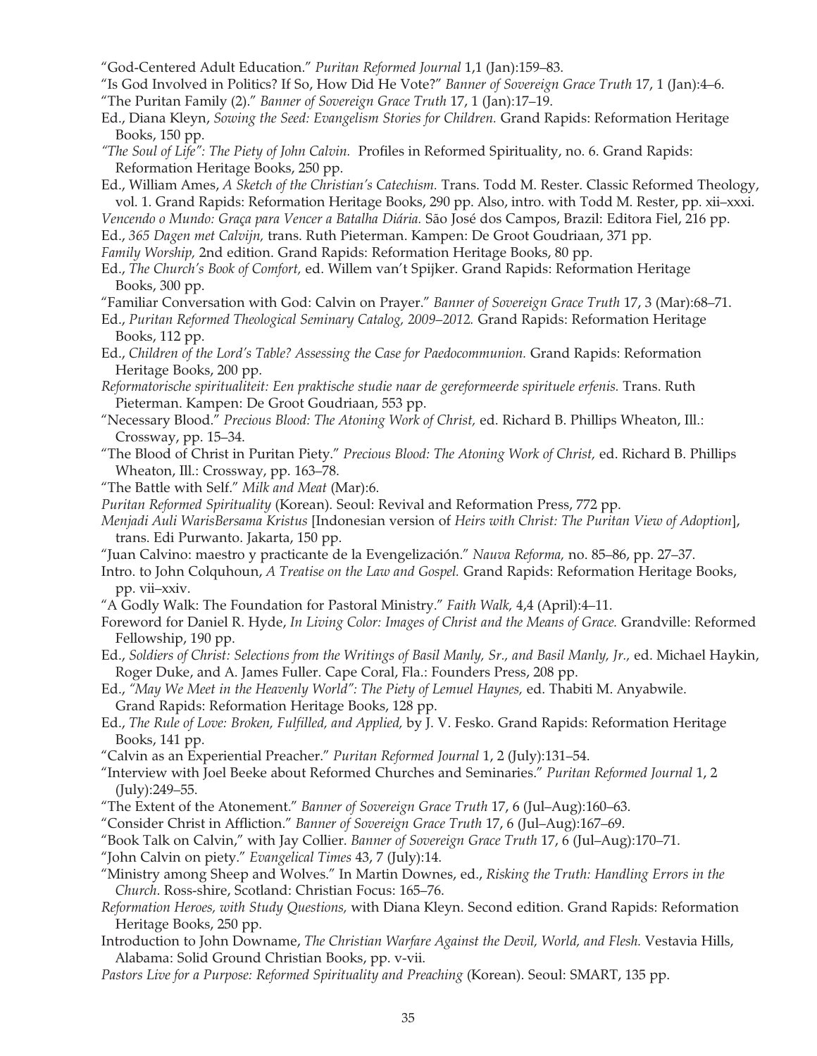"God-Centered Adult Education." *Puritan Reformed Journal* 1,1 (Jan):159–83.

"Is God Involved in Politics? If So, How Did He Vote?" *Banner of Sovereign Grace Truth* 17, 1 (Jan):4–6.

"The Puritan Family (2)." *Banner of Sovereign Grace Truth* 17, 1 (Jan):17–19.

Ed., Diana Kleyn, *Sowing the Seed: Evangelism Stories for Children.* Grand Rapids: Reformation Heritage Books, 150 pp.

*"The Soul of Life": The Piety of John Calvin.* Profiles in Reformed Spirituality, no. 6. Grand Rapids: Reformation Heritage Books, 250 pp.

Ed., William Ames, *A Sketch of the Christian's Catechism.* Trans. Todd M. Rester. Classic Reformed Theology, vol. 1. Grand Rapids: Reformation Heritage Books, 290 pp. Also, intro. with Todd M. Rester, pp. xii–xxxi.

*Vencendo o Mundo: Graça para Vencer a Batalha Diária.* São José dos Campos, Brazil: Editora Fiel, 216 pp.

Ed., *365 Dagen met Calvijn,* trans. Ruth Pieterman. Kampen: De Groot Goudriaan, 371 pp.

*Family Worship,* 2nd edition. Grand Rapids: Reformation Heritage Books, 80 pp.

Ed., *The Church's Book of Comfort,* ed. Willem van't Spijker. Grand Rapids: Reformation Heritage Books, 300 pp.

"Familiar Conversation with God: Calvin on Prayer." *Banner of Sovereign Grace Truth* 17, 3 (Mar):68–71.

Ed., *Puritan Reformed Theological Seminary Catalog, 2009–2012.* Grand Rapids: Reformation Heritage Books, 112 pp.

Ed., *Children of the Lord's Table? Assessing the Case for Paedocommunion.* Grand Rapids: Reformation Heritage Books, 200 pp.

*Reformatorische spiritualiteit: Een praktische studie naar de gereformeerde spirituele erfenis.* Trans. Ruth Pieterman. Kampen: De Groot Goudriaan, 553 pp.

"Necessary Blood." *Precious Blood: The Atoning Work of Christ,* ed. Richard B. Phillips Wheaton, Ill.: Crossway, pp. 15–34.

"The Blood of Christ in Puritan Piety." *Precious Blood: The Atoning Work of Christ,* ed. Richard B. Phillips Wheaton, Ill.: Crossway, pp. 163–78.

"The Battle with Self." *Milk and Meat* (Mar):6.

*Puritan Reformed Spirituality* (Korean). Seoul: Revival and Reformation Press, 772 pp.

*Menjadi Auli WarisBersama Kristus* [Indonesian version of *Heirs with Christ: The Puritan View of Adoption*], trans. Edi Purwanto. Jakarta, 150 pp.

"Juan Calvino: maestro y practicante de la Evengelización." *Nauva Reforma,* no. 85–86, pp. 27–37.

Intro. to John Colquhoun, *A Treatise on the Law and Gospel.* Grand Rapids: Reformation Heritage Books, pp. vii–xxiv.

"A Godly Walk: The Foundation for Pastoral Ministry." *Faith Walk,* 4,4 (April):4–11.

Foreword for Daniel R. Hyde, *In Living Color: Images of Christ and the Means of Grace.* Grandville: Reformed Fellowship, 190 pp.

Ed., *Soldiers of Christ: Selections from the Writings of Basil Manly, Sr., and Basil Manly, Jr.,* ed. Michael Haykin, Roger Duke, and A. James Fuller. Cape Coral, Fla.: Founders Press, 208 pp.

Ed., *"May We Meet in the Heavenly World": The Piety of Lemuel Haynes,* ed. Thabiti M. Anyabwile. Grand Rapids: Reformation Heritage Books, 128 pp.

Ed., *The Rule of Love: Broken, Fulfilled, and Applied,* by J. V. Fesko. Grand Rapids: Reformation Heritage Books, 141 pp.

"Calvin as an Experiential Preacher." *Puritan Reformed Journal* 1, 2 (July):131–54.

"Interview with Joel Beeke about Reformed Churches and Seminaries." *Puritan Reformed Journal* 1, 2 (July):249–55.

"The Extent of the Atonement." *Banner of Sovereign Grace Truth* 17, 6 (Jul–Aug):160–63.

"Consider Christ in Affliction." *Banner of Sovereign Grace Truth* 17, 6 (Jul–Aug):167–69.

"Book Talk on Calvin," with Jay Collier. *Banner of Sovereign Grace Truth* 17, 6 (Jul–Aug):170–71.

"John Calvin on piety." *Evangelical Times* 43, 7 (July):14.

"Ministry among Sheep and Wolves." In Martin Downes, ed., *Risking the Truth: Handling Errors in the Church.* Ross-shire, Scotland: Christian Focus: 165–76.

*Reformation Heroes, with Study Questions,* with Diana Kleyn. Second edition. Grand Rapids: Reformation Heritage Books, 250 pp.

Introduction to John Downame, *The Christian Warfare Against the Devil, World, and Flesh.* Vestavia Hills, Alabama: Solid Ground Christian Books, pp. v-vii.

*Pastors Live for a Purpose: Reformed Spirituality and Preaching* (Korean). Seoul: SMART, 135 pp.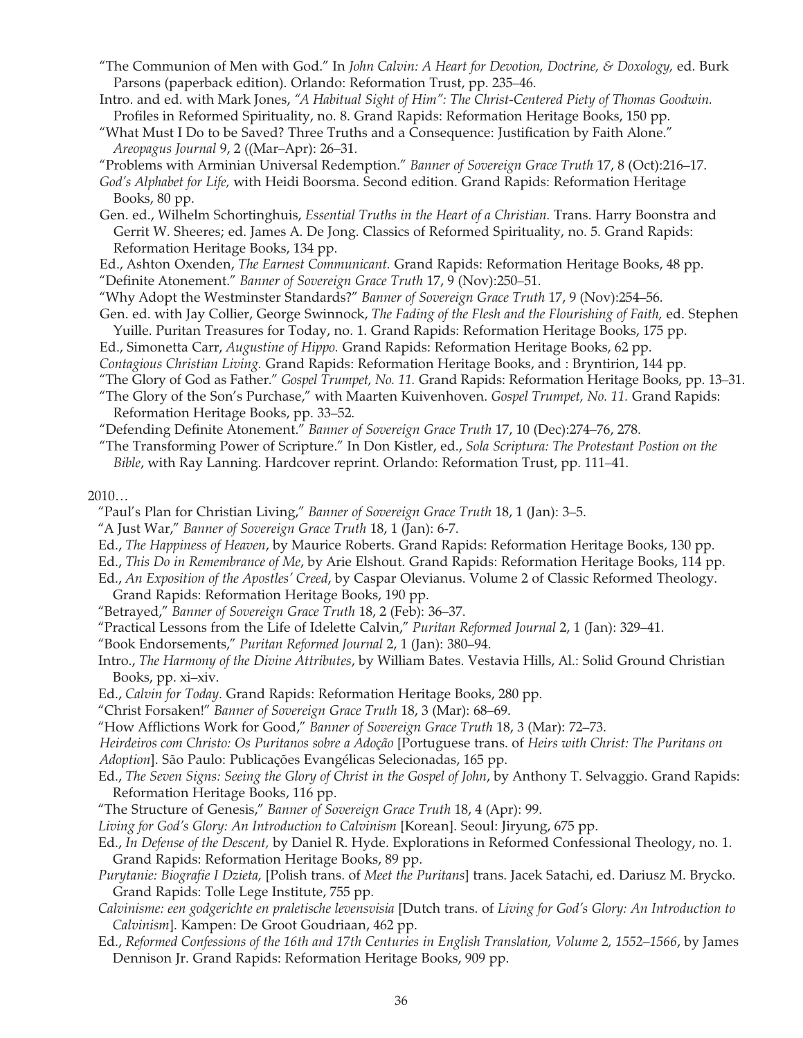"The Communion of Men with God." In *John Calvin: A Heart for Devotion, Doctrine, & Doxology,* ed. Burk Parsons (paperback edition). Orlando: Reformation Trust, pp. 235–46.

Intro. and ed. with Mark Jones, *"A Habitual Sight of Him": The Christ-Centered Piety of Thomas Goodwin.* Profiles in Reformed Spirituality, no. 8. Grand Rapids: Reformation Heritage Books, 150 pp.

"What Must I Do to be Saved? Three Truths and a Consequence: Justification by Faith Alone." *Areopagus Journal* 9, 2 ((Mar–Apr): 26–31.

"Problems with Arminian Universal Redemption." *Banner of Sovereign Grace Truth* 17, 8 (Oct):216–17.

*God's Alphabet for Life,* with Heidi Boorsma. Second edition. Grand Rapids: Reformation Heritage Books, 80 pp.

Gen. ed., Wilhelm Schortinghuis, *Essential Truths in the Heart of a Christian.* Trans. Harry Boonstra and Gerrit W. Sheeres; ed. James A. De Jong. Classics of Reformed Spirituality, no. 5. Grand Rapids: Reformation Heritage Books, 134 pp.

Ed., Ashton Oxenden, *The Earnest Communicant.* Grand Rapids: Reformation Heritage Books, 48 pp.

"Definite Atonement." *Banner of Sovereign Grace Truth* 17, 9 (Nov):250–51.

"Why Adopt the Westminster Standards?" *Banner of Sovereign Grace Truth* 17, 9 (Nov):254–56.

Gen. ed. with Jay Collier, George Swinnock, *The Fading of the Flesh and the Flourishing of Faith,* ed. Stephen Yuille. Puritan Treasures for Today, no. 1. Grand Rapids: Reformation Heritage Books, 175 pp.

Ed., Simonetta Carr, *Augustine of Hippo.* Grand Rapids: Reformation Heritage Books, 62 pp.

*Contagious Christian Living.* Grand Rapids: Reformation Heritage Books, and : Bryntirion, 144 pp.

"The Glory of God as Father." *Gospel Trumpet, No. 11.* Grand Rapids: Reformation Heritage Books, pp. 13–31.

"The Glory of the Son's Purchase," with Maarten Kuivenhoven. *Gospel Trumpet, No. 11.* Grand Rapids: Reformation Heritage Books, pp. 33–52.

"Defending Definite Atonement." *Banner of Sovereign Grace Truth* 17, 10 (Dec):274–76, 278.

"The Transforming Power of Scripture." In Don Kistler, ed., *Sola Scriptura: The Protestant Postion on the Bible*, with Ray Lanning. Hardcover reprint. Orlando: Reformation Trust, pp. 111–41.

2010…

"Paul's Plan for Christian Living," *Banner of Sovereign Grace Truth* 18, 1 (Jan): 3–5.

"A Just War," *Banner of Sovereign Grace Truth* 18, 1 (Jan): 6-7.

Ed., *The Happiness of Heaven*, by Maurice Roberts. Grand Rapids: Reformation Heritage Books, 130 pp.

Ed., *This Do in Remembrance of Me*, by Arie Elshout. Grand Rapids: Reformation Heritage Books, 114 pp.

Ed., *An Exposition of the Apostles' Creed*, by Caspar Olevianus. Volume 2 of Classic Reformed Theology. Grand Rapids: Reformation Heritage Books, 190 pp.

"Betrayed," *Banner of Sovereign Grace Truth* 18, 2 (Feb): 36–37.

"Practical Lessons from the Life of Idelette Calvin," *Puritan Reformed Journal* 2, 1 (Jan): 329–41.

"Book Endorsements," *Puritan Reformed Journal* 2, 1 (Jan): 380–94.

Intro., *The Harmony of the Divine Attributes*, by William Bates. Vestavia Hills, Al.: Solid Ground Christian Books, pp. xi–xiv.

Ed., *Calvin for Today*. Grand Rapids: Reformation Heritage Books, 280 pp.

"Christ Forsaken!" *Banner of Sovereign Grace Truth* 18, 3 (Mar): 68–69.

"How Afflictions Work for Good," *Banner of Sovereign Grace Truth* 18, 3 (Mar): 72–73.

*Heirdeiros com Christo: Os Puritanos sobre a Adoção* [Portuguese trans. of *Heirs with Christ: The Puritans on Adoption*]. São Paulo: Publicações Evangélicas Selecionadas, 165 pp.

Ed., *The Seven Signs: Seeing the Glory of Christ in the Gospel of John*, by Anthony T. Selvaggio. Grand Rapids: Reformation Heritage Books, 116 pp.

"The Structure of Genesis," *Banner of Sovereign Grace Truth* 18, 4 (Apr): 99.

*Living for God's Glory: An Introduction to Calvinism* [Korean]. Seoul: Jiryung, 675 pp.

Ed., *In Defense of the Descent,* by Daniel R. Hyde. Explorations in Reformed Confessional Theology, no. 1. Grand Rapids: Reformation Heritage Books, 89 pp.

*Purytanie: Biografie I Dzieta,* [Polish trans. of *Meet the Puritans*] trans. Jacek Satachi, ed. Dariusz M. Brycko. Grand Rapids: Tolle Lege Institute, 755 pp.

*Calvinisme: een godgerichte en praletische levensvisia* [Dutch trans. of *Living for God's Glory: An Introduction to Calvinism*]. Kampen: De Groot Goudriaan, 462 pp.

Ed., *Reformed Confessions of the 16th and 17th Centuries in English Translation, Volume 2, 1552–1566*, by James Dennison Jr. Grand Rapids: Reformation Heritage Books, 909 pp.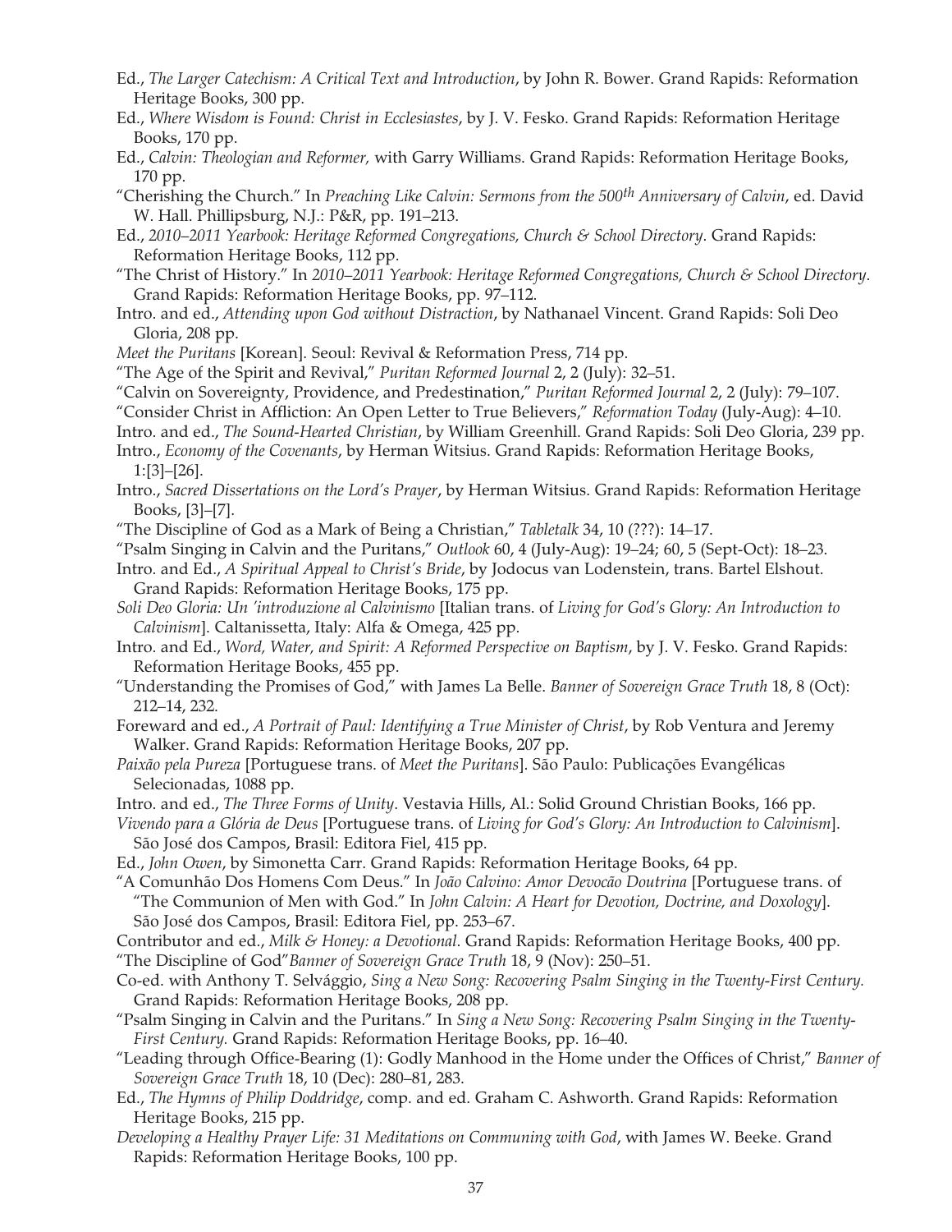Ed., *The Larger Catechism: A Critical Text and Introduction*, by John R. Bower. Grand Rapids: Reformation Heritage Books, 300 pp.

Ed., *Where Wisdom is Found: Christ in Ecclesiastes*, by J. V. Fesko. Grand Rapids: Reformation Heritage Books, 170 pp.

Ed., *Calvin: Theologian and Reformer,* with Garry Williams. Grand Rapids: Reformation Heritage Books, 170 pp.

"Cherishing the Church." In *Preaching Like Calvin: Sermons from the 500th Anniversary of Calvin*, ed. David W. Hall. Phillipsburg, N.J.: P&R, pp. 191–213.

Ed., *2010–2011 Yearbook: Heritage Reformed Congregations, Church & School Directory*. Grand Rapids: Reformation Heritage Books, 112 pp.

"The Christ of History." In *2010–2011 Yearbook: Heritage Reformed Congregations, Church & School Directory*. Grand Rapids: Reformation Heritage Books, pp. 97–112.

Intro. and ed., *Attending upon God without Distraction*, by Nathanael Vincent. Grand Rapids: Soli Deo Gloria, 208 pp.

*Meet the Puritans* [Korean]. Seoul: Revival & Reformation Press, 714 pp.

"The Age of the Spirit and Revival," *Puritan Reformed Journal* 2, 2 (July): 32–51.

"Calvin on Sovereignty, Providence, and Predestination," *Puritan Reformed Journal* 2, 2 (July): 79–107.

"Consider Christ in Affliction: An Open Letter to True Believers," *Reformation Today* (July-Aug): 4–10.

Intro. and ed., *The Sound-Hearted Christian*, by William Greenhill. Grand Rapids: Soli Deo Gloria, 239 pp.

Intro., *Economy of the Covenants*, by Herman Witsius. Grand Rapids: Reformation Heritage Books, 1:[3]–[26].

Intro., *Sacred Dissertations on the Lord's Prayer*, by Herman Witsius. Grand Rapids: Reformation Heritage Books, [3]–[7].

"The Discipline of God as a Mark of Being a Christian," *Tabletalk* 34, 10 (???): 14–17.

"Psalm Singing in Calvin and the Puritans," *Outlook* 60, 4 (July-Aug): 19–24; 60, 5 (Sept-Oct): 18–23.

Intro. and Ed., *A Spiritual Appeal to Christ's Bride*, by Jodocus van Lodenstein, trans. Bartel Elshout. Grand Rapids: Reformation Heritage Books, 175 pp.

*Soli Deo Gloria: Un 'introduzione al Calvinismo* [Italian trans. of *Living for God's Glory: An Introduction to Calvinism*]. Caltanissetta, Italy: Alfa & Omega, 425 pp.

Intro. and Ed., *Word, Water, and Spirit: A Reformed Perspective on Baptism*, by J. V. Fesko. Grand Rapids: Reformation Heritage Books, 455 pp.

"Understanding the Promises of God," with James La Belle. *Banner of Sovereign Grace Truth* 18, 8 (Oct): 212–14, 232.

Foreward and ed., *A Portrait of Paul: Identifying a True Minister of Christ*, by Rob Ventura and Jeremy Walker. Grand Rapids: Reformation Heritage Books, 207 pp.

*Paixão pela Pureza* [Portuguese trans. of *Meet the Puritans*]. São Paulo: Publicações Evangélicas Selecionadas, 1088 pp.

Intro. and ed., *The Three Forms of Unity*. Vestavia Hills, Al.: Solid Ground Christian Books, 166 pp.

*Vivendo para a Glória de Deus* [Portuguese trans. of *Living for God's Glory: An Introduction to Calvinism*]. São José dos Campos, Brasil: Editora Fiel, 415 pp.

Ed., *John Owen*, by Simonetta Carr. Grand Rapids: Reformation Heritage Books, 64 pp.

"A Comunhão Dos Homens Com Deus." In *João Calvino: Amor Devocão Doutrina* [Portuguese trans. of "The Communion of Men with God." In *John Calvin: A Heart for Devotion, Doctrine, and Doxology*]. São José dos Campos, Brasil: Editora Fiel, pp. 253–67.

Contributor and ed., *Milk & Honey: a Devotional*. Grand Rapids: Reformation Heritage Books, 400 pp.

"The Discipline of God"*Banner of Sovereign Grace Truth* 18, 9 (Nov): 250–51.

Co-ed. with Anthony T. Selvággio, *Sing a New Song: Recovering Psalm Singing in the Twenty-First Century.* Grand Rapids: Reformation Heritage Books, 208 pp.

"Psalm Singing in Calvin and the Puritans." In *Sing a New Song: Recovering Psalm Singing in the Twenty-First Century.* Grand Rapids: Reformation Heritage Books, pp. 16–40.

"Leading through Office-Bearing (1): Godly Manhood in the Home under the Offices of Christ," *Banner of Sovereign Grace Truth* 18, 10 (Dec): 280–81, 283.

Ed., *The Hymns of Philip Doddridge*, comp. and ed. Graham C. Ashworth. Grand Rapids: Reformation Heritage Books, 215 pp.

*Developing a Healthy Prayer Life: 31 Meditations on Communing with God*, with James W. Beeke. Grand Rapids: Reformation Heritage Books, 100 pp.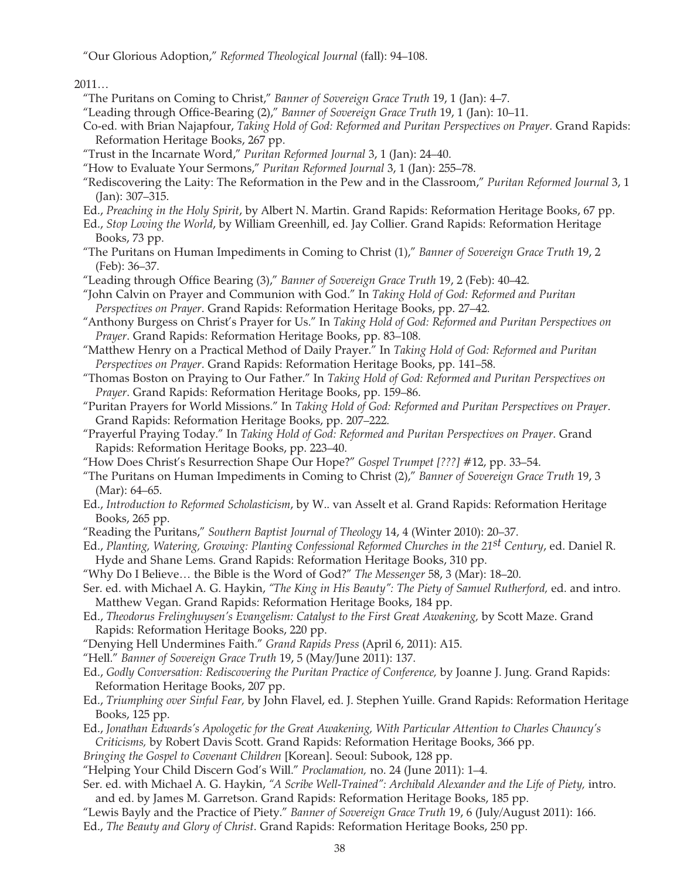"Our Glorious Adoption," *Reformed Theological Journal* (fall): 94–108.

2011…

"The Puritans on Coming to Christ," *Banner of Sovereign Grace Truth* 19, 1 (Jan): 4–7.

"Leading through Office-Bearing (2)," *Banner of Sovereign Grace Truth* 19, 1 (Jan): 10–11.

Co-ed. with Brian Najapfour, *Taking Hold of God: Reformed and Puritan Perspectives on Prayer*. Grand Rapids: Reformation Heritage Books, 267 pp.

"Trust in the Incarnate Word," *Puritan Reformed Journal* 3, 1 (Jan): 24–40.

"How to Evaluate Your Sermons," *Puritan Reformed Journal* 3, 1 (Jan): 255–78.

"Rediscovering the Laity: The Reformation in the Pew and in the Classroom," *Puritan Reformed Journal* 3, 1 (Jan): 307–315.

Ed., *Preaching in the Holy Spirit*, by Albert N. Martin. Grand Rapids: Reformation Heritage Books, 67 pp.

Ed., *Stop Loving the World*, by William Greenhill, ed. Jay Collier. Grand Rapids: Reformation Heritage Books, 73 pp.

"The Puritans on Human Impediments in Coming to Christ (1)," *Banner of Sovereign Grace Truth* 19, 2 (Feb): 36–37.

"Leading through Office Bearing (3)," *Banner of Sovereign Grace Truth* 19, 2 (Feb): 40–42.

"John Calvin on Prayer and Communion with God." In *Taking Hold of God: Reformed and Puritan Perspectives on Prayer*. Grand Rapids: Reformation Heritage Books, pp. 27–42.

"Anthony Burgess on Christ's Prayer for Us." In *Taking Hold of God: Reformed and Puritan Perspectives on Prayer*. Grand Rapids: Reformation Heritage Books, pp. 83–108.

"Matthew Henry on a Practical Method of Daily Prayer." In *Taking Hold of God: Reformed and Puritan Perspectives on Prayer*. Grand Rapids: Reformation Heritage Books, pp. 141–58.

"Thomas Boston on Praying to Our Father." In *Taking Hold of God: Reformed and Puritan Perspectives on Prayer*. Grand Rapids: Reformation Heritage Books, pp. 159–86.

"Puritan Prayers for World Missions." In *Taking Hold of God: Reformed and Puritan Perspectives on Prayer*. Grand Rapids: Reformation Heritage Books, pp. 207–222.

"Prayerful Praying Today." In *Taking Hold of God: Reformed and Puritan Perspectives on Prayer*. Grand Rapids: Reformation Heritage Books, pp. 223–40.

"How Does Christ's Resurrection Shape Our Hope?" *Gospel Trumpet [???]* #12, pp. 33–54.

"The Puritans on Human Impediments in Coming to Christ (2)," *Banner of Sovereign Grace Truth* 19, 3 (Mar): 64–65.

Ed., *Introduction to Reformed Scholasticism*, by W.. van Asselt et al. Grand Rapids: Reformation Heritage Books, 265 pp.

"Reading the Puritans," *Southern Baptist Journal of Theology* 14, 4 (Winter 2010): 20–37.

Ed., *Planting, Watering, Growing: Planting Confessional Reformed Churches in the 21st Century*, ed. Daniel R. Hyde and Shane Lems. Grand Rapids: Reformation Heritage Books, 310 pp.

"Why Do I Believe… the Bible is the Word of God?" *The Messenger* 58, 3 (Mar): 18–20.

Ser. ed. with Michael A. G. Haykin, *"The King in His Beauty": The Piety of Samuel Rutherford,* ed. and intro. Matthew Vegan. Grand Rapids: Reformation Heritage Books, 184 pp.

Ed., *Theodorus Frelinghuysen's Evangelism: Catalyst to the First Great Awakening,* by Scott Maze. Grand Rapids: Reformation Heritage Books, 220 pp.

"Denying Hell Undermines Faith." *Grand Rapids Press* (April 6, 2011): A15.

"Hell." *Banner of Sovereign Grace Truth* 19, 5 (May/June 2011): 137.

Ed., *Godly Conversation: Rediscovering the Puritan Practice of Conference,* by Joanne J. Jung. Grand Rapids: Reformation Heritage Books, 207 pp.

Ed., *Triumphing over Sinful Fear,* by John Flavel, ed. J. Stephen Yuille. Grand Rapids: Reformation Heritage Books, 125 pp.

Ed., *Jonathan Edwards's Apologetic for the Great Awakening, With Particular Attention to Charles Chauncy's Criticisms,* by Robert Davis Scott. Grand Rapids: Reformation Heritage Books, 366 pp.

*Bringing the Gospel to Covenant Children* [Korean]. Seoul: Subook, 128 pp.

"Helping Your Child Discern God's Will." *Proclamation,* no. 24 (June 2011): 1–4.

Ser. ed. with Michael A. G. Haykin, *"A Scribe Well-Trained": Archibald Alexander and the Life of Piety,* intro. and ed. by James M. Garretson. Grand Rapids: Reformation Heritage Books, 185 pp.

"Lewis Bayly and the Practice of Piety." *Banner of Sovereign Grace Truth* 19, 6 (July/August 2011): 166.

Ed., *The Beauty and Glory of Christ*. Grand Rapids: Reformation Heritage Books, 250 pp.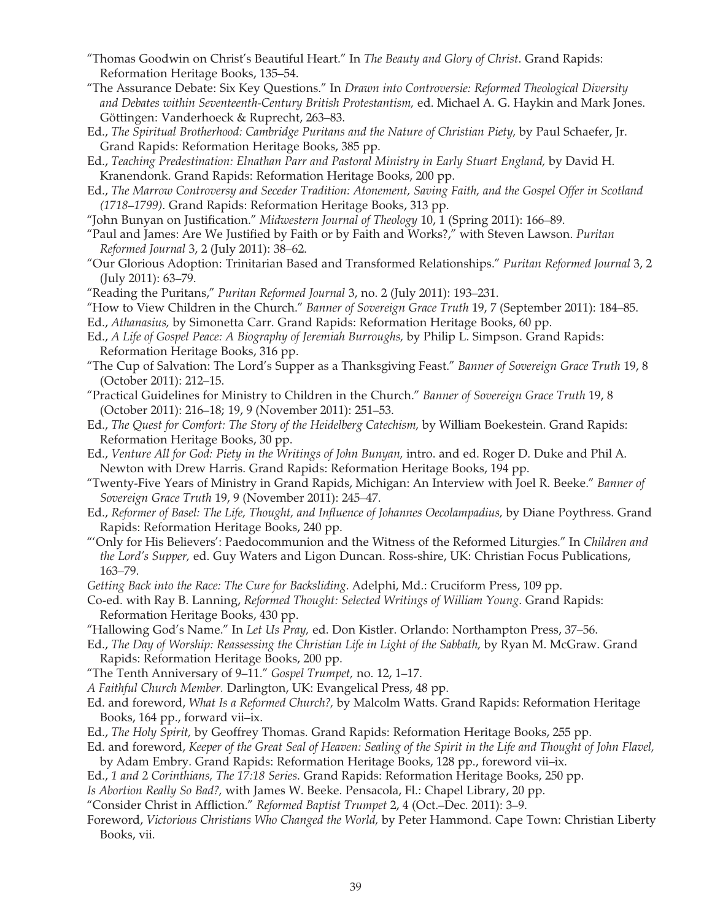"Thomas Goodwin on Christ's Beautiful Heart." In *The Beauty and Glory of Christ*. Grand Rapids: Reformation Heritage Books, 135–54.

"The Assurance Debate: Six Key Questions." In *Drawn into Controversie: Reformed Theological Diversity and Debates within Seventeenth-Century British Protestantism,* ed. Michael A. G. Haykin and Mark Jones. Göttingen: Vanderhoeck & Ruprecht, 263–83.

Ed., *The Spiritual Brotherhood: Cambridge Puritans and the Nature of Christian Piety,* by Paul Schaefer, Jr. Grand Rapids: Reformation Heritage Books, 385 pp.

Ed., *Teaching Predestination: Elnathan Parr and Pastoral Ministry in Early Stuart England,* by David H. Kranendonk. Grand Rapids: Reformation Heritage Books, 200 pp.

Ed., *The Marrow Controversy and Seceder Tradition: Atonement, Saving Faith, and the Gospel Offer in Scotland (1718–1799)*. Grand Rapids: Reformation Heritage Books, 313 pp.

"John Bunyan on Justification." *Midwestern Journal of Theology* 10, 1 (Spring 2011): 166–89.

"Paul and James: Are We Justified by Faith or by Faith and Works?," with Steven Lawson. *Puritan Reformed Journal* 3, 2 (July 2011): 38–62.

"Our Glorious Adoption: Trinitarian Based and Transformed Relationships." *Puritan Reformed Journal* 3, 2 (July 2011): 63–79.

"Reading the Puritans," *Puritan Reformed Journal* 3, no. 2 (July 2011): 193–231.

"How to View Children in the Church." *Banner of Sovereign Grace Truth* 19, 7 (September 2011): 184–85.

Ed., *Athanasius,* by Simonetta Carr. Grand Rapids: Reformation Heritage Books, 60 pp.

Ed., *A Life of Gospel Peace: A Biography of Jeremiah Burroughs,* by Philip L. Simpson. Grand Rapids: Reformation Heritage Books, 316 pp.

"The Cup of Salvation: The Lord's Supper as a Thanksgiving Feast." *Banner of Sovereign Grace Truth* 19, 8 (October 2011): 212–15.

"Practical Guidelines for Ministry to Children in the Church." *Banner of Sovereign Grace Truth* 19, 8 (October 2011): 216–18; 19, 9 (November 2011): 251–53.

Ed., *The Quest for Comfort: The Story of the Heidelberg Catechism,* by William Boekestein. Grand Rapids: Reformation Heritage Books, 30 pp.

Ed., *Venture All for God: Piety in the Writings of John Bunyan,* intro. and ed. Roger D. Duke and Phil A. Newton with Drew Harris. Grand Rapids: Reformation Heritage Books, 194 pp.

"Twenty-Five Years of Ministry in Grand Rapids, Michigan: An Interview with Joel R. Beeke." *Banner of Sovereign Grace Truth* 19, 9 (November 2011): 245–47.

Ed., *Reformer of Basel: The Life, Thought, and Influence of Johannes Oecolampadius,* by Diane Poythress. Grand Rapids: Reformation Heritage Books, 240 pp.

"'Only for His Believers': Paedocommunion and the Witness of the Reformed Liturgies." In *Children and the Lord's Supper,* ed. Guy Waters and Ligon Duncan. Ross-shire, UK: Christian Focus Publications, 163–79.

*Getting Back into the Race: The Cure for Backsliding*. Adelphi, Md.: Cruciform Press, 109 pp.

Co-ed. with Ray B. Lanning, *Reformed Thought: Selected Writings of William Young*. Grand Rapids: Reformation Heritage Books, 430 pp.

"Hallowing God's Name." In *Let Us Pray,* ed. Don Kistler. Orlando: Northampton Press, 37–56.

Ed., *The Day of Worship: Reassessing the Christian Life in Light of the Sabbath,* by Ryan M. McGraw. Grand Rapids: Reformation Heritage Books, 200 pp.

"The Tenth Anniversary of 9–11." *Gospel Trumpet,* no. 12, 1–17.

*A Faithful Church Member.* Darlington, UK: Evangelical Press, 48 pp.

Ed. and foreword, *What Is a Reformed Church?,* by Malcolm Watts. Grand Rapids: Reformation Heritage Books, 164 pp., forward vii–ix.

Ed., *The Holy Spirit,* by Geoffrey Thomas. Grand Rapids: Reformation Heritage Books, 255 pp.

Ed. and foreword, *Keeper of the Great Seal of Heaven: Sealing of the Spirit in the Life and Thought of John Flavel,* by Adam Embry. Grand Rapids: Reformation Heritage Books, 128 pp., foreword vii–ix.

Ed., *1 and 2 Corinthians, The 17:18 Series*. Grand Rapids: Reformation Heritage Books, 250 pp.

*Is Abortion Really So Bad?,* with James W. Beeke. Pensacola, Fl.: Chapel Library, 20 pp.

"Consider Christ in Affliction." *Reformed Baptist Trumpet* 2, 4 (Oct.–Dec. 2011): 3–9.

Foreword, *Victorious Christians Who Changed the World,* by Peter Hammond. Cape Town: Christian Liberty Books, vii.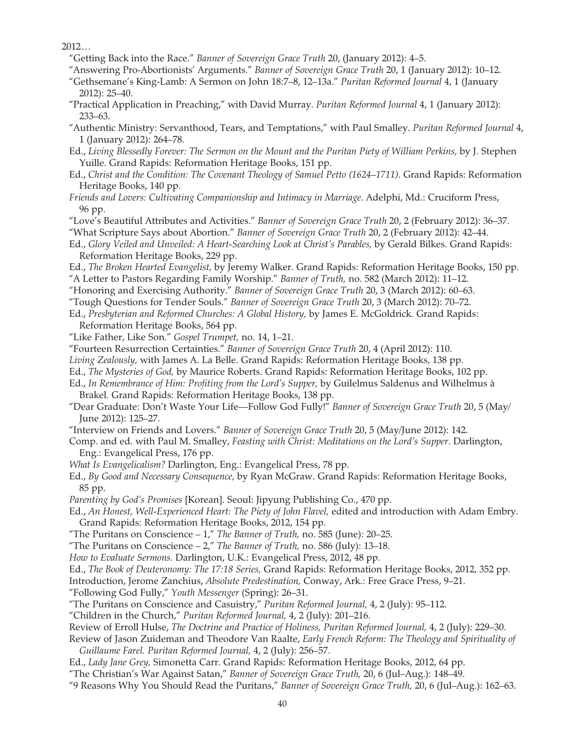2012…

"Getting Back into the Race." *Banner of Sovereign Grace Truth* 20, (January 2012): 4–5.

"Answering Pro-Abortionists' Arguments." *Banner of Sovereign Grace Truth* 20, 1 (January 2012): 10–12.

"Gethsemane's King-Lamb: A Sermon on John 18:7–8, 12–13a." *Puritan Reformed Journal* 4, 1 (January 2012): 25–40.

"Practical Application in Preaching," with David Murray. *Puritan Reformed Journal* 4, 1 (January 2012): 233–63.

"Authentic Ministry: Servanthood, Tears, and Temptations," with Paul Smalley. *Puritan Reformed Journal* 4, 1 (January 2012): 264–78.

Ed., *Living Blessedly Forever: The Sermon on the Mount and the Puritan Piety of William Perkins,* by J. Stephen Yuille. Grand Rapids: Reformation Heritage Books, 151 pp.

Ed., *Christ and the Condition: The Covenant Theology of Samuel Petto (1624–1711)*. Grand Rapids: Reformation Heritage Books, 140 pp.

*Friends and Lovers: Cultivating Companionship and Intimacy in Marriage*. Adelphi, Md.: Cruciform Press, 96 pp.

"Love's Beautiful Attributes and Activities." *Banner of Sovereign Grace Truth* 20, 2 (February 2012): 36–37.

"What Scripture Says about Abortion." *Banner of Sovereign Grace Truth* 20, 2 (February 2012): 42–44.

Ed., *Glory Veiled and Unveiled: A Heart-Searching Look at Christ's Parables,* by Gerald Bilkes. Grand Rapids: Reformation Heritage Books, 229 pp.

Ed., *The Broken Hearted Evangelist,* by Jeremy Walker. Grand Rapids: Reformation Heritage Books, 150 pp.

"A Letter to Pastors Regarding Family Worship." *Banner of Truth,* no. 582 (March 2012): 11–12.

"Honoring and Exercising Authority." *Banner of Sovereign Grace Truth* 20, 3 (March 2012): 60–63.

"Tough Questions for Tender Souls." *Banner of Sovereign Grace Truth* 20, 3 (March 2012): 70–72.

Ed., *Presbyterian and Reformed Churches: A Global History,* by James E. McGoldrick. Grand Rapids: Reformation Heritage Books, 564 pp.

"Like Father, Like Son." *Gospel Trumpet,* no. 14, 1–21.

"Fourteen Resurrection Certainties." *Banner of Sovereign Grace Truth* 20, 4 (April 2012): 110.

*Living Zealously,* with James A. La Belle. Grand Rapids: Reformation Heritage Books, 138 pp.

Ed., *The Mysteries of God,* by Maurice Roberts. Grand Rapids: Reformation Heritage Books, 102 pp.

Ed., *In Remembrance of Him: Profiting from the Lord's Supper,* by Guilelmus Saldenus and Wilhelmus à Brakel. Grand Rapids: Reformation Heritage Books, 138 pp.

"Dear Graduate: Don't Waste Your Life—Follow God Fully!" *Banner of Sovereign Grace Truth* 20, 5 (May/June 2012): 125–27.

"Interview on Friends and Lovers." *Banner of Sovereign Grace Truth* 20, 5 (May/June 2012): 142.

Comp. and ed. with Paul M. Smalley, *Feasting with Christ: Meditations on the Lord's Supper.* Darlington, Eng.: Evangelical Press, 176 pp.

*What Is Evangelicalism?* Darlington, Eng.: Evangelical Press, 78 pp.

Ed., *By Good and Necessary Consequence,* by Ryan McGraw. Grand Rapids: Reformation Heritage Books, 85 pp.

*Parenting by God's Promises* [Korean]. Seoul: Jipyung Publishing Co., 470 pp.

Ed., *An Honest, Well-Experienced Heart: The Piety of John Flavel,* edited and introduction with Adam Embry. Grand Rapids: Reformation Heritage Books, 2012, 154 pp.

"The Puritans on Conscience – 1," *The Banner of Truth,* no. 585 (June): 20–25.

"The Puritans on Conscience – 2," *The Banner of Truth,* no. 586 (July): 13–18.

*How to Evaluate Sermons.* Darlington, U.K.: Evangelical Press, 2012, 48 pp.

Ed., *The Book of Deuteronomy: The 17:18 Series,* Grand Rapids: Reformation Heritage Books, 2012, 352 pp.

Introduction, Jerome Zanchius, *Absolute Predestination,* Conway, Ark.: Free Grace Press, 9–21.

"Following God Fully," *Youth Messenger* (Spring): 26–31.

"The Puritans on Conscience and Casuistry," *Puritan Reformed Journal,* 4, 2 (July): 95–112.

"Children in the Church," *Puritan Reformed Journal,* 4, 2 (July): 201–216.

Review of Erroll Hulse, *The Doctrine and Practice of Holiness, Puritan Reformed Journal,* 4, 2 (July): 229–30.

Review of Jason Zuideman and Theodore Van Raalte, *Early French Reform: The Theology and Spirituality of Guillaume Farel. Puritan Reformed Journal,* 4, 2 (July): 256–57.

Ed., *Lady Jane Grey,* Simonetta Carr. Grand Rapids: Reformation Heritage Books, 2012, 64 pp.

"The Christian's War Against Satan," *Banner of Sovereign Grace Truth,* 20, 6 (Jul–Aug.): 148–49.

"9 Reasons Why You Should Read the Puritans," *Banner of Sovereign Grace Truth,* 20, 6 (Jul–Aug.): 162–63.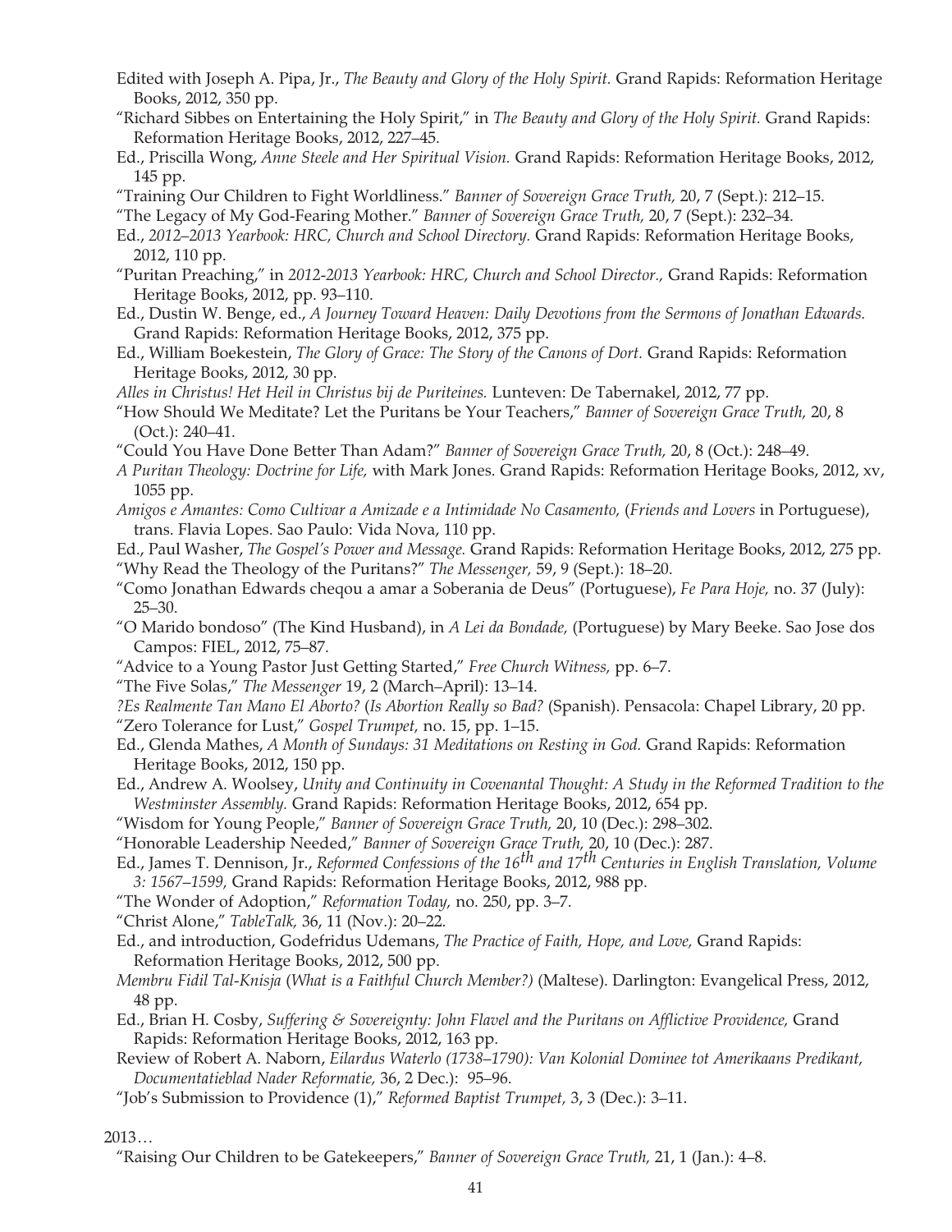Edited with Joseph A. Pipa, Jr., *The Beauty and Glory of the Holy Spirit.* Grand Rapids: Reformation Heritage Books, 2012, 350 pp.

"Richard Sibbes on Entertaining the Holy Spirit," in *The Beauty and Glory of the Holy Spirit.* Grand Rapids: Reformation Heritage Books, 2012, 227–45.

Ed., Priscilla Wong, *Anne Steele and Her Spiritual Vision.* Grand Rapids: Reformation Heritage Books, 2012, 145 pp.

"Training Our Children to Fight Worldliness." *Banner of Sovereign Grace Truth,* 20, 7 (Sept.): 212–15.

"The Legacy of My God-Fearing Mother." *Banner of Sovereign Grace Truth,* 20, 7 (Sept.): 232–34.

Ed., *2012–2013 Yearbook: HRC, Church and School Directory.* Grand Rapids: Reformation Heritage Books, 2012, 110 pp.

"Puritan Preaching," in *2012-2013 Yearbook: HRC, Church and School Director.,* Grand Rapids: Reformation Heritage Books, 2012, pp. 93–110.

Ed., Dustin W. Benge, ed., *A Journey Toward Heaven: Daily Devotions from the Sermons of Jonathan Edwards.* Grand Rapids: Reformation Heritage Books, 2012, 375 pp.

Ed., William Boekestein, *The Glory of Grace: The Story of the Canons of Dort.* Grand Rapids: Reformation Heritage Books, 2012, 30 pp.

*Alles in Christus! Het Heil in Christus bij de Puriteines.* Lunteven: De Tabernakel, 2012, 77 pp.

"How Should We Meditate? Let the Puritans be Your Teachers," *Banner of Sovereign Grace Truth,* 20, 8 (Oct.): 240–41.

"Could You Have Done Better Than Adam?" *Banner of Sovereign Grace Truth,* 20, 8 (Oct.): 248–49.

*A Puritan Theology: Doctrine for Life,* with Mark Jones. Grand Rapids: Reformation Heritage Books, 2012, xv, 1055 pp.

*Amigos e Amantes: Como Cultivar a Amizade e a Intimidade No Casamento,* (*Friends and Lovers* in Portuguese), trans. Flavia Lopes. Sao Paulo: Vida Nova, 110 pp.

Ed., Paul Washer, *The Gospel's Power and Message.* Grand Rapids: Reformation Heritage Books, 2012, 275 pp.

"Why Read the Theology of the Puritans?" *The Messenger,* 59, 9 (Sept.): 18–20.

"Como Jonathan Edwards cheqou a amar a Soberania de Deus" (Portuguese), *Fe Para Hoje,* no. 37 (July): 25–30.

"O Marido bondoso" (The Kind Husband), in *A Lei da Bondade,* (Portuguese) by Mary Beeke. Sao Jose dos Campos: FIEL, 2012, 75–87.

"Advice to a Young Pastor Just Getting Started," *Free Church Witness,* pp. 6–7.

"The Five Solas," *The Messenger* 19, 2 (March–April): 13–14.

*?Es Realmente Tan Mano El Aborto?* (*Is Abortion Really so Bad?* (Spanish). Pensacola: Chapel Library, 20 pp.

"Zero Tolerance for Lust," *Gospel Trumpet,* no. 15, pp. 1–15.

Ed., Glenda Mathes, *A Month of Sundays: 31 Meditations on Resting in God.* Grand Rapids: Reformation Heritage Books, 2012, 150 pp.

Ed., Andrew A. Woolsey, *Unity and Continuity in Covenantal Thought: A Study in the Reformed Tradition to the Westminster Assembly.* Grand Rapids: Reformation Heritage Books, 2012, 654 pp.

"Wisdom for Young People," *Banner of Sovereign Grace Truth,* 20, 10 (Dec.): 298–302.

"Honorable Leadership Needed," *Banner of Sovereign Grace Truth,* 20, 10 (Dec.): 287.

Ed., James T. Dennison, Jr., *Reformed Confessions of the 16th and 17th Centuries in English Translation, Volume 3: 1567–1599,* Grand Rapids: Reformation Heritage Books, 2012, 988 pp.

"The Wonder of Adoption," *Reformation Today,* no. 250, pp. 3–7.

"Christ Alone," *TableTalk,* 36, 11 (Nov.): 20–22.

Ed., and introduction, Godefridus Udemans, *The Practice of Faith, Hope, and Love,* Grand Rapids: Reformation Heritage Books, 2012, 500 pp.

*Membru Fidil Tal-Knisja* (*What is a Faithful Church Member?*) (Maltese). Darlington: Evangelical Press, 2012, 48 pp.

Ed., Brian H. Cosby, *Suffering & Sovereignty: John Flavel and the Puritans on Afflictive Providence,* Grand Rapids: Reformation Heritage Books, 2012, 163 pp.

Review of Robert A. Naborn, *Eilardus Waterlo (1738–1790): Van Kolonial Dominee tot Amerikaans Predikant, Documentatieblad Nader Reformatie,* 36, 2 Dec.): 95–96.

"Job's Submission to Providence (1)," *Reformed Baptist Trumpet,* 3, 3 (Dec.): 3–11.

2013…

"Raising Our Children to be Gatekeepers," *Banner of Sovereign Grace Truth,* 21, 1 (Jan.): 4–8.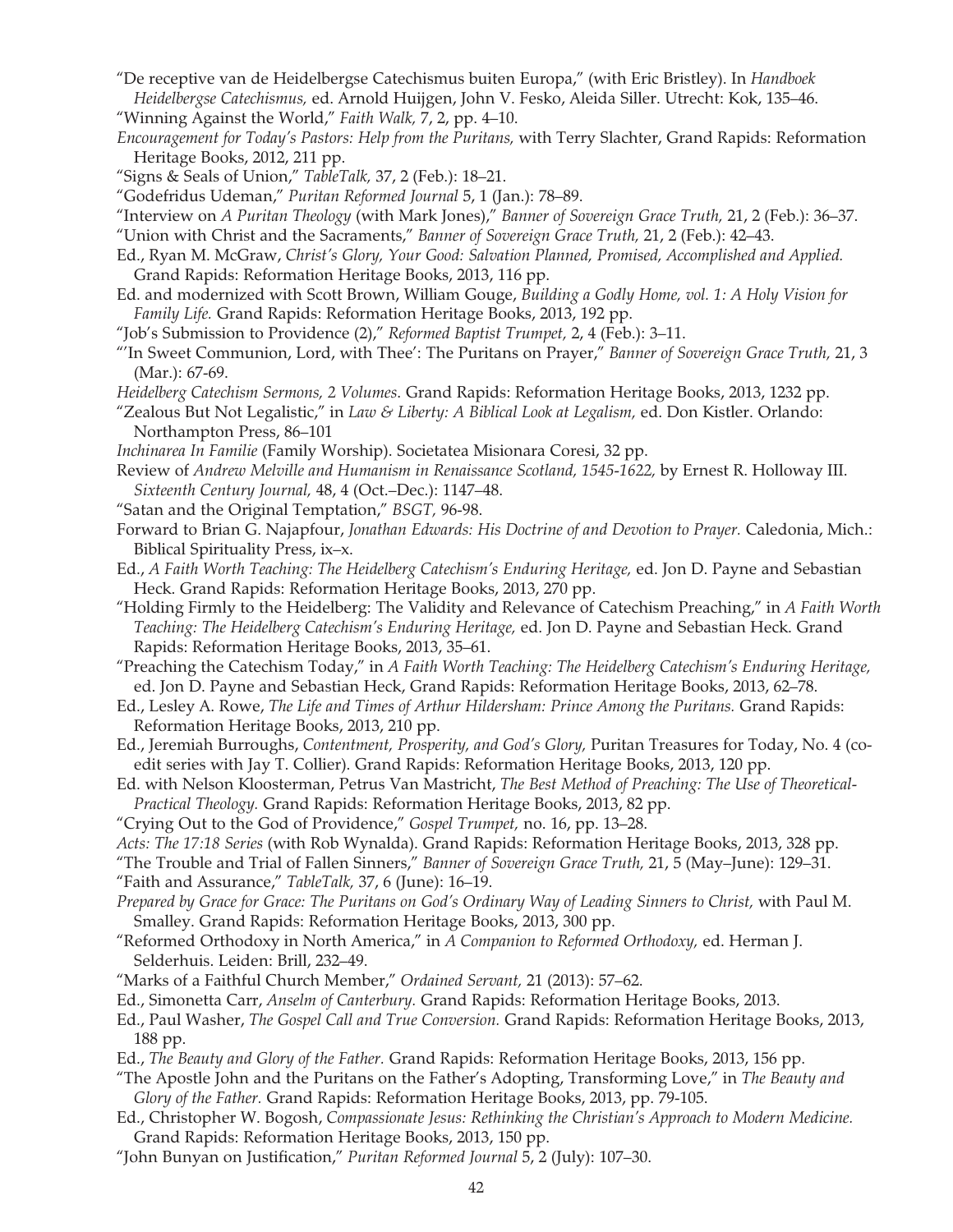"De receptive van de Heidelbergse Catechismus buiten Europa," (with Eric Bristley). In *Handboek Heidelbergse Catechismus,* ed. Arnold Huijgen, John V. Fesko, Aleida Siller. Utrecht: Kok, 135–46.

"Winning Against the World," *Faith Walk,* 7, 2, pp. 4–10.

*Encouragement for Today's Pastors: Help from the Puritans,* with Terry Slachter, Grand Rapids: Reformation Heritage Books, 2012, 211 pp.

"Signs & Seals of Union," *TableTalk,* 37, 2 (Feb.): 18–21.

"Godefridus Udeman," *Puritan Reformed Journal* 5, 1 (Jan.): 78–89.

"Interview on *A Puritan Theology* (with Mark Jones)," *Banner of Sovereign Grace Truth,* 21, 2 (Feb.): 36–37.

"Union with Christ and the Sacraments," *Banner of Sovereign Grace Truth,* 21, 2 (Feb.): 42–43.

Ed., Ryan M. McGraw, *Christ's Glory, Your Good: Salvation Planned, Promised, Accomplished and Applied.* Grand Rapids: Reformation Heritage Books, 2013, 116 pp.

Ed. and modernized with Scott Brown, William Gouge, *Building a Godly Home, vol. 1: A Holy Vision for Family Life.* Grand Rapids: Reformation Heritage Books, 2013, 192 pp.

"Job's Submission to Providence (2)," *Reformed Baptist Trumpet,* 2, 4 (Feb.): 3–11.

"'In Sweet Communion, Lord, with Thee': The Puritans on Prayer," *Banner of Sovereign Grace Truth,* 21, 3 (Mar.): 67-69.

*Heidelberg Catechism Sermons, 2 Volumes.* Grand Rapids: Reformation Heritage Books, 2013, 1232 pp.

"Zealous But Not Legalistic," in *Law & Liberty: A Biblical Look at Legalism,* ed. Don Kistler. Orlando: Northampton Press, 86–101

*Inchinarea In Familie* (Family Worship). Societatea Misionara Coresi, 32 pp.

Review of *Andrew Melville and Humanism in Renaissance Scotland, 1545-1622,* by Ernest R. Holloway III. *Sixteenth Century Journal,* 48, 4 (Oct.–Dec.): 1147–48.

"Satan and the Original Temptation," *BSGT,* 96-98.

Forward to Brian G. Najapfour, *Jonathan Edwards: His Doctrine of and Devotion to Prayer.* Caledonia, Mich.: Biblical Spirituality Press, ix–x.

Ed., *A Faith Worth Teaching: The Heidelberg Catechism's Enduring Heritage,* ed. Jon D. Payne and Sebastian Heck. Grand Rapids: Reformation Heritage Books, 2013, 270 pp.

"Holding Firmly to the Heidelberg: The Validity and Relevance of Catechism Preaching," in *A Faith Worth Teaching: The Heidelberg Catechism's Enduring Heritage,* ed. Jon D. Payne and Sebastian Heck. Grand Rapids: Reformation Heritage Books, 2013, 35–61.

"Preaching the Catechism Today," in *A Faith Worth Teaching: The Heidelberg Catechism's Enduring Heritage,* ed. Jon D. Payne and Sebastian Heck, Grand Rapids: Reformation Heritage Books, 2013, 62–78.

Ed., Lesley A. Rowe, *The Life and Times of Arthur Hildersham: Prince Among the Puritans.* Grand Rapids: Reformation Heritage Books, 2013, 210 pp.

Ed., Jeremiah Burroughs, *Contentment, Prosperity, and God's Glory,* Puritan Treasures for Today, No. 4 (co-edit series with Jay T. Collier). Grand Rapids: Reformation Heritage Books, 2013, 120 pp.

Ed. with Nelson Kloosterman, Petrus Van Mastricht, *The Best Method of Preaching: The Use of Theoretical-Practical Theology.* Grand Rapids: Reformation Heritage Books, 2013, 82 pp.

"Crying Out to the God of Providence," *Gospel Trumpet,* no. 16, pp. 13–28.

*Acts: The 17:18 Series* (with Rob Wynalda). Grand Rapids: Reformation Heritage Books, 2013, 328 pp.

"The Trouble and Trial of Fallen Sinners," *Banner of Sovereign Grace Truth,* 21, 5 (May–June): 129–31.

"Faith and Assurance," *TableTalk,* 37, 6 (June): 16–19.

*Prepared by Grace for Grace: The Puritans on God's Ordinary Way of Leading Sinners to Christ,* with Paul M. Smalley. Grand Rapids: Reformation Heritage Books, 2013, 300 pp.

"Reformed Orthodoxy in North America," in *A Companion to Reformed Orthodoxy,* ed. Herman J. Selderhuis. Leiden: Brill, 232–49.

"Marks of a Faithful Church Member," *Ordained Servant,* 21 (2013): 57–62.

Ed., Simonetta Carr, *Anselm of Canterbury.* Grand Rapids: Reformation Heritage Books, 2013.

Ed., Paul Washer, *The Gospel Call and True Conversion.* Grand Rapids: Reformation Heritage Books, 2013, 188 pp.

Ed., *The Beauty and Glory of the Father.* Grand Rapids: Reformation Heritage Books, 2013, 156 pp.

"The Apostle John and the Puritans on the Father's Adopting, Transforming Love," in *The Beauty and Glory of the Father.* Grand Rapids: Reformation Heritage Books, 2013, pp. 79-105.

Ed., Christopher W. Bogosh, *Compassionate Jesus: Rethinking the Christian's Approach to Modern Medicine.* Grand Rapids: Reformation Heritage Books, 2013, 150 pp.

"John Bunyan on Justification," *Puritan Reformed Journal* 5, 2 (July): 107–30.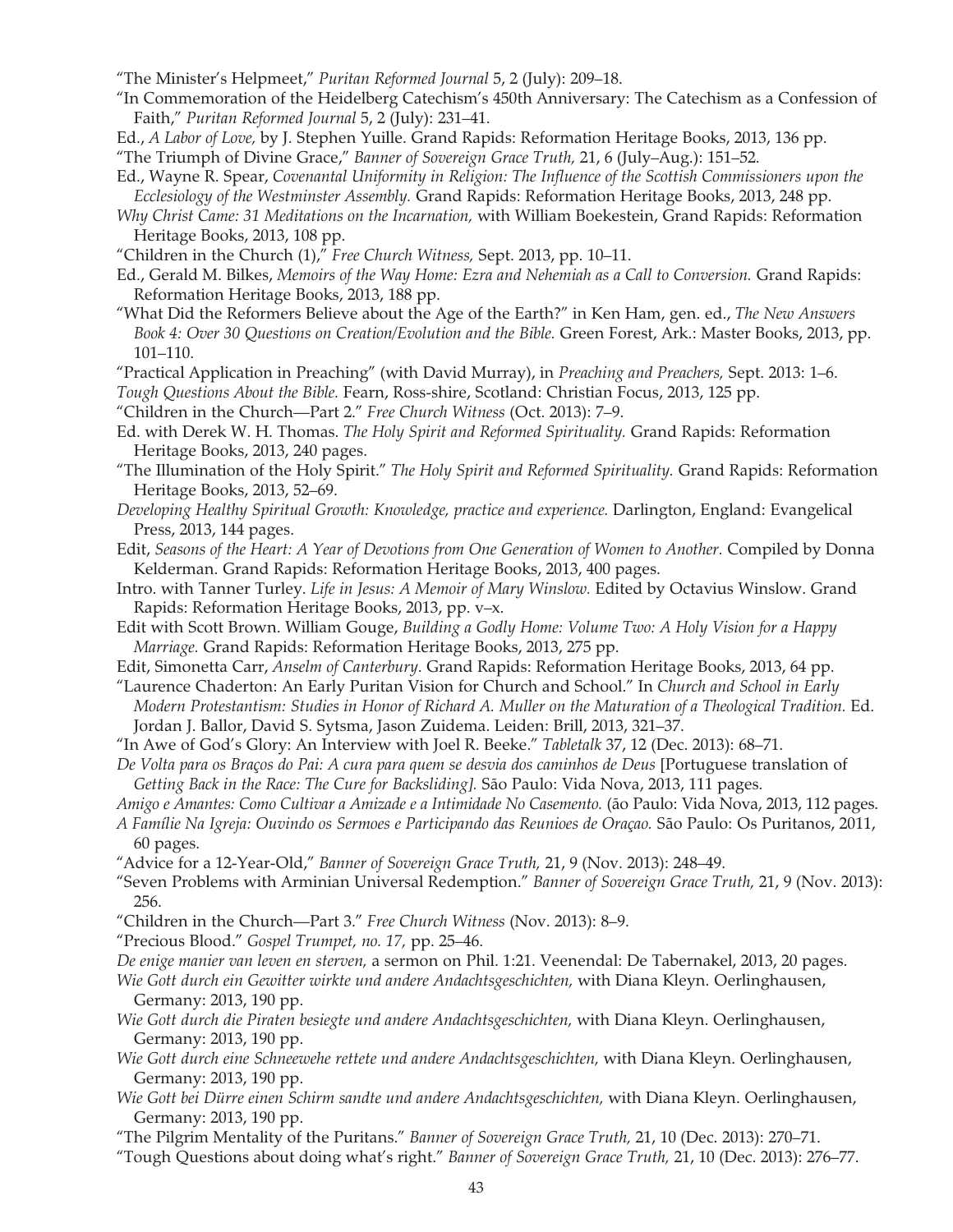"The Minister's Helpmeet," *Puritan Reformed Journal* 5, 2 (July): 209–18.

"In Commemoration of the Heidelberg Catechism's 450th Anniversary: The Catechism as a Confession of Faith," *Puritan Reformed Journal* 5, 2 (July): 231–41.

Ed., *A Labor of Love,* by J. Stephen Yuille. Grand Rapids: Reformation Heritage Books, 2013, 136 pp.

"The Triumph of Divine Grace," *Banner of Sovereign Grace Truth,* 21, 6 (July–Aug.): 151–52.

Ed., Wayne R. Spear, *Covenantal Uniformity in Religion: The Influence of the Scottish Commissioners upon the Ecclesiology of the Westminster Assembly.* Grand Rapids: Reformation Heritage Books, 2013, 248 pp.

*Why Christ Came: 31 Meditations on the Incarnation,* with William Boekestein, Grand Rapids: Reformation Heritage Books, 2013, 108 pp.

"Children in the Church (1)," *Free Church Witness,* Sept. 2013, pp. 10–11.

Ed., Gerald M. Bilkes, *Memoirs of the Way Home: Ezra and Nehemiah as a Call to Conversion.* Grand Rapids: Reformation Heritage Books, 2013, 188 pp.

"What Did the Reformers Believe about the Age of the Earth?" in Ken Ham, gen. ed., *The New Answers Book 4: Over 30 Questions on Creation/Evolution and the Bible.* Green Forest, Ark.: Master Books, 2013, pp. 101–110.

"Practical Application in Preaching" (with David Murray), in *Preaching and Preachers,* Sept. 2013: 1–6.

*Tough Questions About the Bible.* Fearn, Ross-shire, Scotland: Christian Focus, 2013, 125 pp.

"Children in the Church—Part 2." *Free Church Witness* (Oct. 2013): 7–9.

Ed. with Derek W. H. Thomas. *The Holy Spirit and Reformed Spirituality.* Grand Rapids: Reformation Heritage Books, 2013, 240 pages.

"The Illumination of the Holy Spirit." *The Holy Spirit and Reformed Spirituality.* Grand Rapids: Reformation Heritage Books, 2013, 52–69.

*Developing Healthy Spiritual Growth: Knowledge, practice and experience.* Darlington, England: Evangelical Press, 2013, 144 pages.

Edit, *Seasons of the Heart: A Year of Devotions from One Generation of Women to Another.* Compiled by Donna Kelderman. Grand Rapids: Reformation Heritage Books, 2013, 400 pages.

Intro. with Tanner Turley. *Life in Jesus: A Memoir of Mary Winslow.* Edited by Octavius Winslow. Grand Rapids: Reformation Heritage Books, 2013, pp. v–x.

Edit with Scott Brown. William Gouge, *Building a Godly Home: Volume Two: A Holy Vision for a Happy Marriage.* Grand Rapids: Reformation Heritage Books, 2013, 275 pp.

Edit, Simonetta Carr, *Anselm of Canterbury*. Grand Rapids: Reformation Heritage Books, 2013, 64 pp.

"Laurence Chaderton: An Early Puritan Vision for Church and School." In *Church and School in Early Modern Protestantism: Studies in Honor of Richard A. Muller on the Maturation of a Theological Tradition.* Ed. Jordan J. Ballor, David S. Sytsma, Jason Zuidema. Leiden: Brill, 2013, 321–37.

"In Awe of God's Glory: An Interview with Joel R. Beeke." *Tabletalk* 37, 12 (Dec. 2013): 68–71.

*De Volta para os Braços do Pai: A cura para quem se desvia dos caminhos de Deus* [Portuguese translation of *Getting Back in the Race: The Cure for Backsliding].* São Paulo: Vida Nova, 2013, 111 pages.

*Amigo e Amantes: Como Cultivar a Amizade e a Intimidade No Casemento.* (ão Paulo: Vida Nova, 2013, 112 pages.

*A Famílie Na Igreja: Ouvindo os Sermoes e Participando das Reunioes de Oraçao.* São Paulo: Os Puritanos, 2011, 60 pages.

"Advice for a 12-Year-Old," *Banner of Sovereign Grace Truth,* 21, 9 (Nov. 2013): 248–49.

"Seven Problems with Arminian Universal Redemption." *Banner of Sovereign Grace Truth,* 21, 9 (Nov. 2013): 256.

"Children in the Church—Part 3." *Free Church Witness* (Nov. 2013): 8–9.

"Precious Blood." *Gospel Trumpet, no. 17,* pp. 25–46.

*De enige manier van leven en sterven,* a sermon on Phil. 1:21. Veenendal: De Tabernakel, 2013, 20 pages.

*Wie Gott durch ein Gewitter wirkte und andere Andachtsgeschichten,* with Diana Kleyn. Oerlinghausen, Germany: 2013, 190 pp.

*Wie Gott durch die Piraten besiegte und andere Andachtsgeschichten,* with Diana Kleyn. Oerlinghausen, Germany: 2013, 190 pp.

*Wie Gott durch eine Schneewehe rettete und andere Andachtsgeschichten,* with Diana Kleyn. Oerlinghausen, Germany: 2013, 190 pp.

*Wie Gott bei Dürre einen Schirm sandte und andere Andachtsgeschichten,* with Diana Kleyn. Oerlinghausen, Germany: 2013, 190 pp.

"The Pilgrim Mentality of the Puritans." *Banner of Sovereign Grace Truth,* 21, 10 (Dec. 2013): 270–71.

"Tough Questions about doing what's right." *Banner of Sovereign Grace Truth,* 21, 10 (Dec. 2013): 276–77.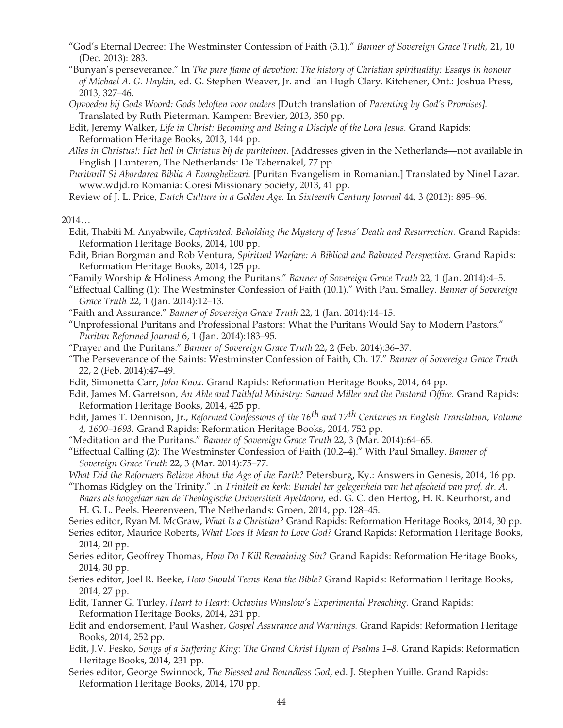"God's Eternal Decree: The Westminster Confession of Faith (3.1)." *Banner of Sovereign Grace Truth,* 21, 10 (Dec. 2013): 283.

"Bunyan's perseverance." In *The pure flame of devotion: The history of Christian spirituality: Essays in honour of Michael A. G. Haykin,* ed. G. Stephen Weaver, Jr. and Ian Hugh Clary. Kitchener, Ont.: Joshua Press, 2013, 327–46.

*Opvoeden bij Gods Woord: Gods beloften voor ouders* [Dutch translation of *Parenting by God's Promises].* Translated by Ruth Pieterman. Kampen: Brevier, 2013, 350 pp.

Edit, Jeremy Walker, *Life in Christ: Becoming and Being a Disciple of the Lord Jesus.* Grand Rapids: Reformation Heritage Books, 2013, 144 pp.

*Alles in Christus!: Het heil in Christus bij de puriteinen.* [Addresses given in the Netherlands—not available in English.] Lunteren, The Netherlands: De Tabernakel, 77 pp.

*PuritanII Si Abordarea Biblia A Evanghelizari.* [Puritan Evangelism in Romanian.] Translated by Ninel Lazar. www.wdjd.ro Romania: Coresi Missionary Society, 2013, 41 pp.

Review of J. L. Price, *Dutch Culture in a Golden Age.* In *Sixteenth Century Journal* 44, 3 (2013): 895–96.

2014…

Edit, Thabiti M. Anyabwile, *Captivated: Beholding the Mystery of Jesus' Death and Resurrection.* Grand Rapids: Reformation Heritage Books, 2014, 100 pp.

Edit, Brian Borgman and Rob Ventura, *Spiritual Warfare: A Biblical and Balanced Perspective.* Grand Rapids: Reformation Heritage Books, 2014, 125 pp.

"Family Worship & Holiness Among the Puritans." *Banner of Sovereign Grace Truth* 22, 1 (Jan. 2014):4–5.

"Effectual Calling (1): The Westminster Confession of Faith (10.1)." With Paul Smalley. *Banner of Sovereign Grace Truth* 22, 1 (Jan. 2014):12–13.

"Faith and Assurance." *Banner of Sovereign Grace Truth* 22, 1 (Jan. 2014):14–15.

"Unprofessional Puritans and Professional Pastors: What the Puritans Would Say to Modern Pastors." *Puritan Reformed Journal* 6, 1 (Jan. 2014):183–95.

"Prayer and the Puritans." *Banner of Sovereign Grace Truth* 22, 2 (Feb. 2014):36–37.

"The Perseverance of the Saints: Westminster Confession of Faith, Ch. 17." *Banner of Sovereign Grace Truth* 22, 2 (Feb. 2014):47–49.

Edit, Simonetta Carr, *John Knox.* Grand Rapids: Reformation Heritage Books, 2014, 64 pp.

Edit, James M. Garretson, *An Able and Faithful Ministry: Samuel Miller and the Pastoral Office.* Grand Rapids: Reformation Heritage Books, 2014, 425 pp.

Edit, James T. Dennison, Jr., *Reformed Confessions of the 16th and 17th Centuries in English Translation, Volume 4, 1600–1693.* Grand Rapids: Reformation Heritage Books, 2014, 752 pp.

"Meditation and the Puritans." *Banner of Sovereign Grace Truth* 22, 3 (Mar. 2014):64–65.

"Effectual Calling (2): The Westminster Confession of Faith (10.2–4)." With Paul Smalley. *Banner of Sovereign Grace Truth* 22, 3 (Mar. 2014):75–77.

*What Did the Reformers Believe About the Age of the Earth?* Petersburg, Ky.: Answers in Genesis, 2014, 16 pp.

"Thomas Ridgley on the Trinity." In *Triniteit en kerk: Bundel ter gelegenheid van het afscheid van prof. dr. A. Baars als hoogelaar aan de Theologische Universiteit Apeldoorn,* ed. G. C. den Hertog, H. R. Keurhorst, and H. G. L. Peels. Heerenveen, The Netherlands: Groen, 2014, pp. 128–45.

Series editor, Ryan M. McGraw, *What Is a Christian?* Grand Rapids: Reformation Heritage Books, 2014, 30 pp.

Series editor, Maurice Roberts, *What Does It Mean to Love God?* Grand Rapids: Reformation Heritage Books, 2014, 20 pp.

Series editor, Geoffrey Thomas, *How Do I Kill Remaining Sin?* Grand Rapids: Reformation Heritage Books, 2014, 30 pp.

Series editor, Joel R. Beeke, *How Should Teens Read the Bible?* Grand Rapids: Reformation Heritage Books, 2014, 27 pp.

Edit, Tanner G. Turley, *Heart to Heart: Octavius Winslow's Experimental Preaching.* Grand Rapids: Reformation Heritage Books, 2014, 231 pp.

Edit and endorsement, Paul Washer, *Gospel Assurance and Warnings.* Grand Rapids: Reformation Heritage Books, 2014, 252 pp.

Edit, J.V. Fesko, *Songs of a Suffering King: The Grand Christ Hymn of Psalms 1–8.* Grand Rapids: Reformation Heritage Books, 2014, 231 pp.

Series editor, George Swinnock, *The Blessed and Boundless God*, ed. J. Stephen Yuille. Grand Rapids: Reformation Heritage Books, 2014, 170 pp.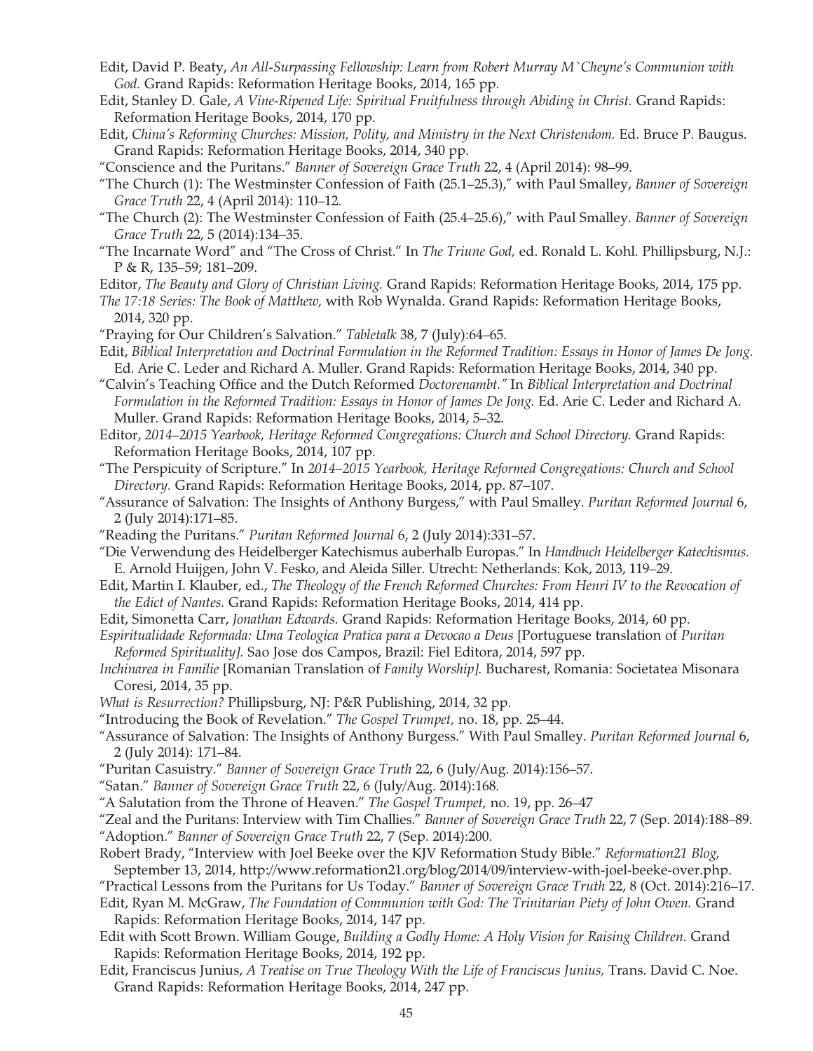Edit, David P. Beaty, *An All-Surpassing Fellowship: Learn from Robert Murray M`Cheyne's Communion with God.* Grand Rapids: Reformation Heritage Books, 2014, 165 pp.

Edit, Stanley D. Gale, *A Vine-Ripened Life: Spiritual Fruitfulness through Abiding in Christ.* Grand Rapids: Reformation Heritage Books, 2014, 170 pp.

Edit, *China's Reforming Churches: Mission, Polity, and Ministry in the Next Christendom.* Ed. Bruce P. Baugus. Grand Rapids: Reformation Heritage Books, 2014, 340 pp.

"Conscience and the Puritans." *Banner of Sovereign Grace Truth* 22, 4 (April 2014): 98–99.

"The Church (1): The Westminster Confession of Faith (25.1–25.3)," with Paul Smalley, *Banner of Sovereign Grace Truth* 22, 4 (April 2014): 110–12.

"The Church (2): The Westminster Confession of Faith (25.4–25.6)," with Paul Smalley. *Banner of Sovereign Grace Truth* 22, 5 (2014):134–35.

"The Incarnate Word" and "The Cross of Christ." In *The Triune God,* ed. Ronald L. Kohl. Phillipsburg, N.J.: P & R, 135–59; 181–209.

Editor, *The Beauty and Glory of Christian Living.* Grand Rapids: Reformation Heritage Books, 2014, 175 pp.

*The 17:18 Series: The Book of Matthew,* with Rob Wynalda. Grand Rapids: Reformation Heritage Books, 2014, 320 pp.

"Praying for Our Children's Salvation." *Tabletalk* 38, 7 (July):64–65.

Edit, *Biblical Interpretation and Doctrinal Formulation in the Reformed Tradition: Essays in Honor of James De Jong.* Ed. Arie C. Leder and Richard A. Muller. Grand Rapids: Reformation Heritage Books, 2014, 340 pp.

"Calvin's Teaching Office and the Dutch Reformed *Doctorenambt."* In *Biblical Interpretation and Doctrinal Formulation in the Reformed Tradition: Essays in Honor of James De Jong.* Ed. Arie C. Leder and Richard A. Muller. Grand Rapids: Reformation Heritage Books, 2014, 5–32.

Editor, *2014–2015 Yearbook, Heritage Reformed Congregations: Church and School Directory.* Grand Rapids: Reformation Heritage Books, 2014, 107 pp.

"The Perspicuity of Scripture." In *2014–2015 Yearbook, Heritage Reformed Congregations: Church and School Directory.* Grand Rapids: Reformation Heritage Books, 2014, pp. 87–107.

"Assurance of Salvation: The Insights of Anthony Burgess," with Paul Smalley. *Puritan Reformed Journal* 6, 2 (July 2014):171–85.

"Reading the Puritans." *Puritan Reformed Journal* 6, 2 (July 2014):331–57.

"Die Verwendung des Heidelberger Katechismus auberhalb Europas." In *Handbuch Heidelberger Katechismus.* E. Arnold Huijgen, John V. Fesko, and Aleida Siller. Utrecht: Netherlands: Kok, 2013, 119–29.

Edit, Martin I. Klauber, ed., *The Theology of the French Reformed Churches: From Henri IV to the Revocation of the Edict of Nantes.* Grand Rapids: Reformation Heritage Books, 2014, 414 pp.

Edit, Simonetta Carr, *Jonathan Edwards.* Grand Rapids: Reformation Heritage Books, 2014, 60 pp.

*Espiritualidade Reformada: Uma Teologica Pratica para a Devocao a Deus* [Portuguese translation of *Puritan Reformed Spirituality].* Sao Jose dos Campos, Brazil: Fiel Editora, 2014, 597 pp.

*Inchinarea in Familie* [Romanian Translation of *Family Worship].* Bucharest, Romania: Societatea Misonara Coresi, 2014, 35 pp.

*What is Resurrection?* Phillipsburg, NJ: P&R Publishing, 2014, 32 pp.

"Introducing the Book of Revelation." *The Gospel Trumpet,* no. 18, pp. 25–44.

"Assurance of Salvation: The Insights of Anthony Burgess." With Paul Smalley. *Puritan Reformed Journal* 6, 2 (July 2014): 171–84.

"Puritan Casuistry." *Banner of Sovereign Grace Truth* 22, 6 (July/Aug. 2014):156–57.

"Satan." *Banner of Sovereign Grace Truth* 22, 6 (July/Aug. 2014):168.

"A Salutation from the Throne of Heaven." *The Gospel Trumpet,* no. 19, pp. 26–47

"Zeal and the Puritans: Interview with Tim Challies." *Banner of Sovereign Grace Truth* 22, 7 (Sep. 2014):188–89.

"Adoption." *Banner of Sovereign Grace Truth* 22, 7 (Sep. 2014):200.

Robert Brady, "Interview with Joel Beeke over the KJV Reformation Study Bible." *Reformation21 Blog,* September 13, 2014, http://www.reformation21.org/blog/2014/09/interview-with-joel-beeke-over.php.

"Practical Lessons from the Puritans for Us Today." *Banner of Sovereign Grace Truth* 22, 8 (Oct. 2014):216–17.

Edit, Ryan M. McGraw, *The Foundation of Communion with God: The Trinitarian Piety of John Owen.* Grand Rapids: Reformation Heritage Books, 2014, 147 pp.

Edit with Scott Brown. William Gouge, *Building a Godly Home: A Holy Vision for Raising Children.* Grand Rapids: Reformation Heritage Books, 2014, 192 pp.

Edit, Franciscus Junius, *A Treatise on True Theology With the Life of Franciscus Junius,* Trans. David C. Noe. Grand Rapids: Reformation Heritage Books, 2014, 247 pp.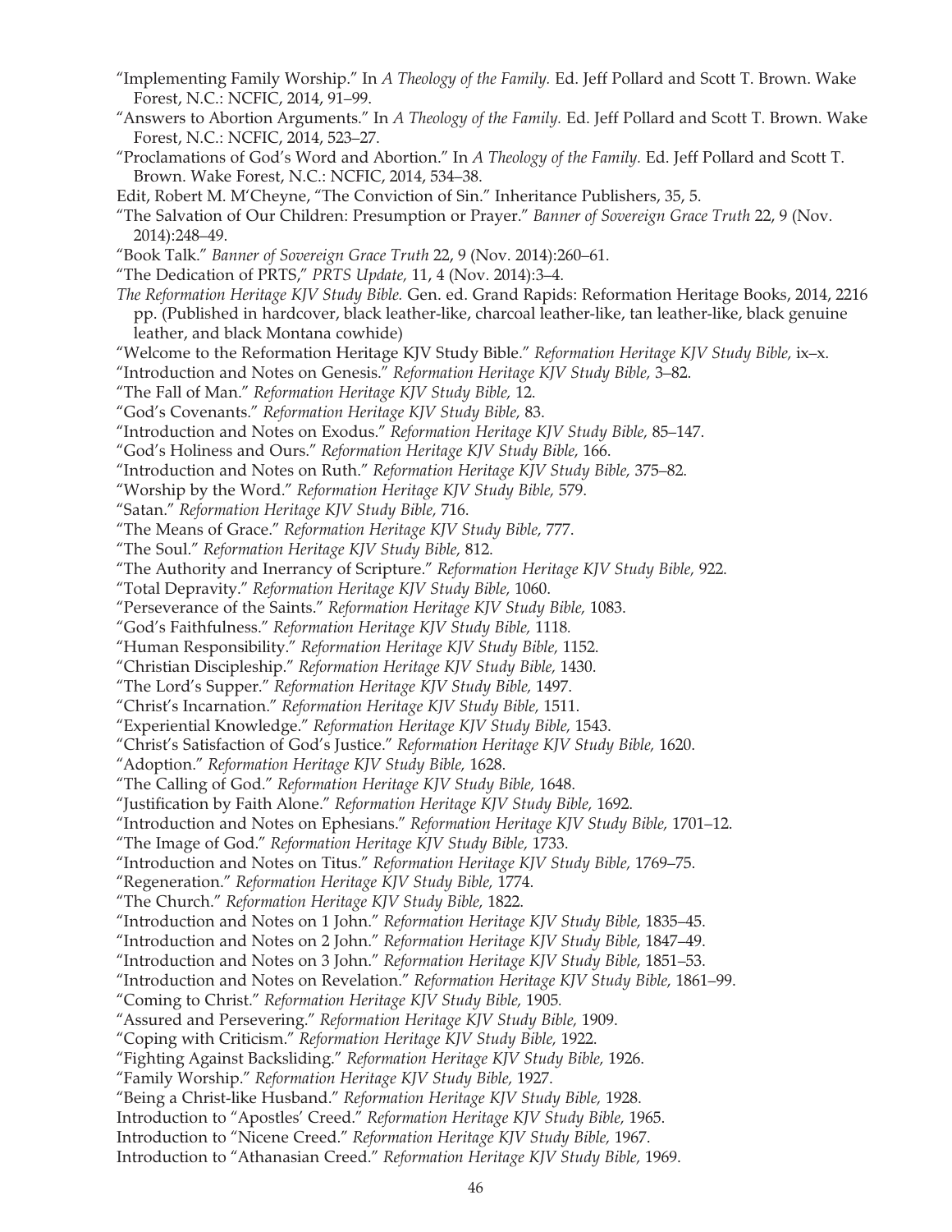"Implementing Family Worship." In *A Theology of the Family.* Ed. Jeff Pollard and Scott T. Brown. Wake Forest, N.C.: NCFIC, 2014, 91–99.

"Answers to Abortion Arguments." In *A Theology of the Family.* Ed. Jeff Pollard and Scott T. Brown. Wake Forest, N.C.: NCFIC, 2014, 523–27.

"Proclamations of God's Word and Abortion." In *A Theology of the Family.* Ed. Jeff Pollard and Scott T. Brown. Wake Forest, N.C.: NCFIC, 2014, 534–38.

Edit, Robert M. M'Cheyne, "The Conviction of Sin." Inheritance Publishers, 35, 5.

"The Salvation of Our Children: Presumption or Prayer." *Banner of Sovereign Grace Truth* 22, 9 (Nov. 2014):248–49.

"Book Talk." *Banner of Sovereign Grace Truth* 22, 9 (Nov. 2014):260–61.

"The Dedication of PRTS," *PRTS Update,* 11, 4 (Nov. 2014):3–4.

*The Reformation Heritage KJV Study Bible.* Gen. ed. Grand Rapids: Reformation Heritage Books, 2014, 2216 pp. (Published in hardcover, black leather-like, charcoal leather-like, tan leather-like, black genuine leather, and black Montana cowhide)

"Welcome to the Reformation Heritage KJV Study Bible." *Reformation Heritage KJV Study Bible,* ix–x.

"Introduction and Notes on Genesis." *Reformation Heritage KJV Study Bible,* 3–82.

"The Fall of Man." *Reformation Heritage KJV Study Bible,* 12.

"God's Covenants." *Reformation Heritage KJV Study Bible,* 83.

"Introduction and Notes on Exodus." *Reformation Heritage KJV Study Bible,* 85–147.

"God's Holiness and Ours." *Reformation Heritage KJV Study Bible,* 166.

"Introduction and Notes on Ruth." *Reformation Heritage KJV Study Bible,* 375–82.

"Worship by the Word." *Reformation Heritage KJV Study Bible,* 579.

"Satan." *Reformation Heritage KJV Study Bible,* 716.

"The Means of Grace." *Reformation Heritage KJV Study Bible,* 777.

"The Soul." *Reformation Heritage KJV Study Bible,* 812.

"The Authority and Inerrancy of Scripture." *Reformation Heritage KJV Study Bible,* 922.

"Total Depravity." *Reformation Heritage KJV Study Bible,* 1060.

"Perseverance of the Saints." *Reformation Heritage KJV Study Bible,* 1083.

"God's Faithfulness." *Reformation Heritage KJV Study Bible,* 1118.

"Human Responsibility." *Reformation Heritage KJV Study Bible,* 1152.

"Christian Discipleship." *Reformation Heritage KJV Study Bible,* 1430.

"The Lord's Supper." *Reformation Heritage KJV Study Bible,* 1497.

"Christ's Incarnation." *Reformation Heritage KJV Study Bible,* 1511.

"Experiential Knowledge." *Reformation Heritage KJV Study Bible,* 1543.

"Christ's Satisfaction of God's Justice." *Reformation Heritage KJV Study Bible,* 1620.

"Adoption." *Reformation Heritage KJV Study Bible,* 1628.

"The Calling of God." *Reformation Heritage KJV Study Bible,* 1648.

"Justification by Faith Alone." *Reformation Heritage KJV Study Bible,* 1692.

"Introduction and Notes on Ephesians." *Reformation Heritage KJV Study Bible,* 1701–12.

"The Image of God." *Reformation Heritage KJV Study Bible,* 1733.

"Introduction and Notes on Titus." *Reformation Heritage KJV Study Bible,* 1769–75.

"Regeneration." *Reformation Heritage KJV Study Bible,* 1774.

"The Church." *Reformation Heritage KJV Study Bible,* 1822.

"Introduction and Notes on 1 John." *Reformation Heritage KJV Study Bible,* 1835–45.

"Introduction and Notes on 2 John." *Reformation Heritage KJV Study Bible,* 1847–49.

"Introduction and Notes on 3 John." *Reformation Heritage KJV Study Bible,* 1851–53.

"Introduction and Notes on Revelation." *Reformation Heritage KJV Study Bible,* 1861–99.

"Coming to Christ." *Reformation Heritage KJV Study Bible,* 1905.

"Assured and Persevering." *Reformation Heritage KJV Study Bible,* 1909.

"Coping with Criticism." *Reformation Heritage KJV Study Bible,* 1922.

"Fighting Against Backsliding." *Reformation Heritage KJV Study Bible,* 1926.

"Family Worship." *Reformation Heritage KJV Study Bible,* 1927.

"Being a Christ-like Husband." *Reformation Heritage KJV Study Bible,* 1928.

Introduction to "Apostles' Creed." *Reformation Heritage KJV Study Bible,* 1965.

Introduction to "Nicene Creed." *Reformation Heritage KJV Study Bible,* 1967.

Introduction to "Athanasian Creed." *Reformation Heritage KJV Study Bible,* 1969.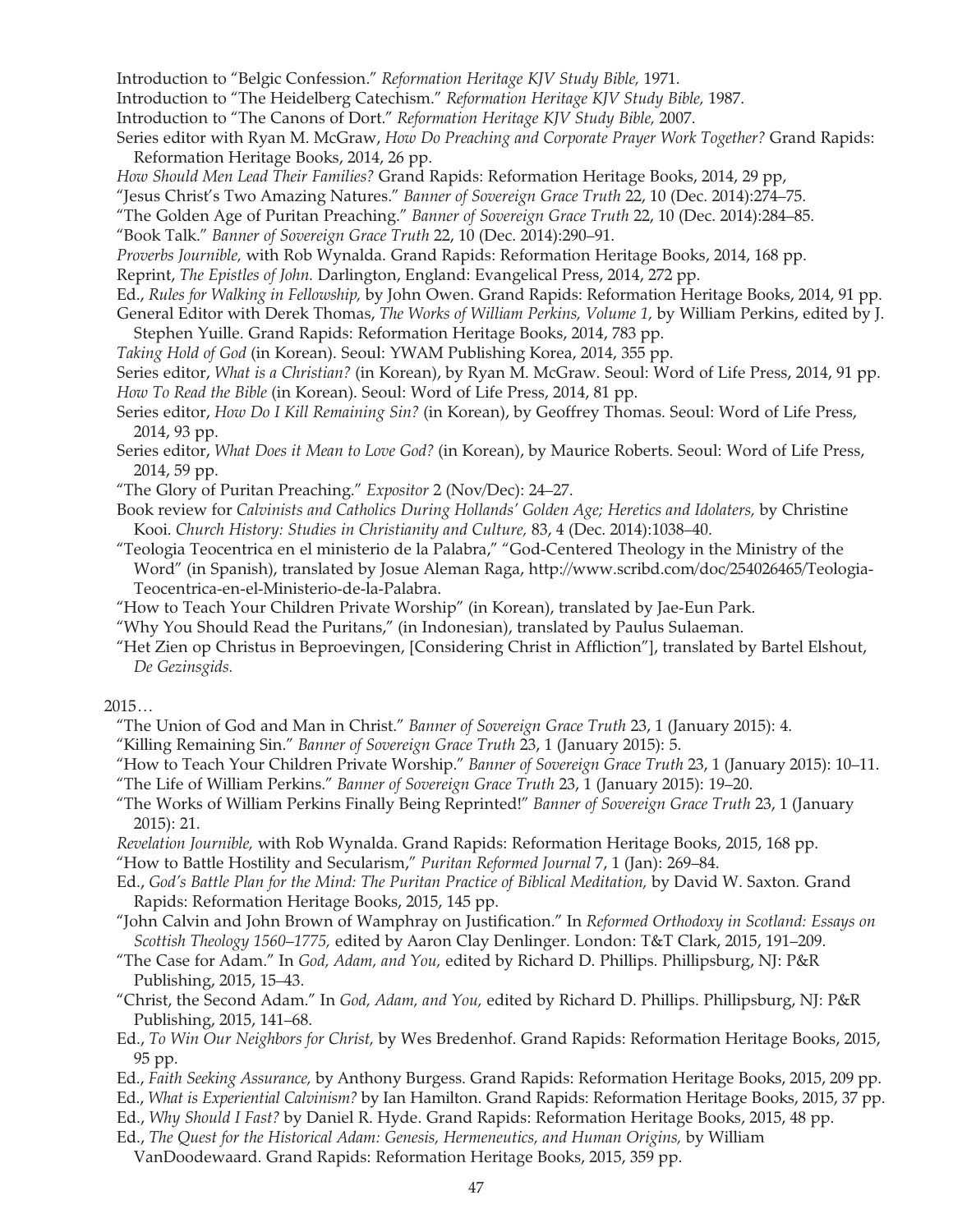Introduction to "Belgic Confession." *Reformation Heritage KJV Study Bible,* 1971.

Introduction to "The Heidelberg Catechism." *Reformation Heritage KJV Study Bible,* 1987.

Introduction to "The Canons of Dort." *Reformation Heritage KJV Study Bible,* 2007.

Series editor with Ryan M. McGraw, *How Do Preaching and Corporate Prayer Work Together?* Grand Rapids: Reformation Heritage Books, 2014, 26 pp.

*How Should Men Lead Their Families?* Grand Rapids: Reformation Heritage Books, 2014, 29 pp,

"Jesus Christ's Two Amazing Natures." *Banner of Sovereign Grace Truth* 22, 10 (Dec. 2014):274–75.

"The Golden Age of Puritan Preaching." *Banner of Sovereign Grace Truth* 22, 10 (Dec. 2014):284–85.

"Book Talk." *Banner of Sovereign Grace Truth* 22, 10 (Dec. 2014):290–91.

*Proverbs Journible,* with Rob Wynalda. Grand Rapids: Reformation Heritage Books, 2014, 168 pp.

Reprint, *The Epistles of John.* Darlington, England: Evangelical Press, 2014, 272 pp.

Ed., *Rules for Walking in Fellowship,* by John Owen. Grand Rapids: Reformation Heritage Books, 2014, 91 pp.

General Editor with Derek Thomas, *The Works of William Perkins, Volume 1,* by William Perkins, edited by J. Stephen Yuille. Grand Rapids: Reformation Heritage Books, 2014, 783 pp.

*Taking Hold of God* (in Korean). Seoul: YWAM Publishing Korea, 2014, 355 pp.

Series editor, *What is a Christian?* (in Korean), by Ryan M. McGraw. Seoul: Word of Life Press, 2014, 91 pp.

*How To Read the Bible* (in Korean). Seoul: Word of Life Press, 2014, 81 pp.

Series editor, *How Do I Kill Remaining Sin?* (in Korean), by Geoffrey Thomas. Seoul: Word of Life Press, 2014, 93 pp.

Series editor, *What Does it Mean to Love God?* (in Korean), by Maurice Roberts. Seoul: Word of Life Press, 2014, 59 pp.

"The Glory of Puritan Preaching." *Expositor* 2 (Nov/Dec): 24–27.

Book review for *Calvinists and Catholics During Hollands' Golden Age; Heretics and Idolaters,* by Christine Kooi. *Church History: Studies in Christianity and Culture,* 83, 4 (Dec. 2014):1038–40.

"Teologia Teocentrica en el ministerio de la Palabra," "God-Centered Theology in the Ministry of the Word" (in Spanish), translated by Josue Aleman Raga, http://www.scribd.com/doc/254026465/Teologia-Teocentrica-en-el-Ministerio-de-la-Palabra.

"How to Teach Your Children Private Worship" (in Korean), translated by Jae-Eun Park.

"Why You Should Read the Puritans," (in Indonesian), translated by Paulus Sulaeman.

"Het Zien op Christus in Beproevingen, [Considering Christ in Affliction"], translated by Bartel Elshout, *De Gezinsgids.*

2015…

"The Union of God and Man in Christ." *Banner of Sovereign Grace Truth* 23, 1 (January 2015): 4.

"Killing Remaining Sin." *Banner of Sovereign Grace Truth* 23, 1 (January 2015): 5.

"How to Teach Your Children Private Worship." *Banner of Sovereign Grace Truth* 23, 1 (January 2015): 10–11.

"The Life of William Perkins." *Banner of Sovereign Grace Truth* 23, 1 (January 2015): 19–20.

"The Works of William Perkins Finally Being Reprinted!" *Banner of Sovereign Grace Truth* 23, 1 (January 2015): 21.

*Revelation Journible,* with Rob Wynalda. Grand Rapids: Reformation Heritage Books, 2015, 168 pp.

"How to Battle Hostility and Secularism," *Puritan Reformed Journal* 7, 1 (Jan): 269–84.

Ed., *God's Battle Plan for the Mind: The Puritan Practice of Biblical Meditation,* by David W. Saxton. Grand Rapids: Reformation Heritage Books, 2015, 145 pp.

"John Calvin and John Brown of Wamphray on Justification." In *Reformed Orthodoxy in Scotland: Essays on Scottish Theology 1560–1775,* edited by Aaron Clay Denlinger. London: T&T Clark, 2015, 191–209.

"The Case for Adam." In *God, Adam, and You,* edited by Richard D. Phillips. Phillipsburg, NJ: P&R Publishing, 2015, 15–43.

"Christ, the Second Adam." In *God, Adam, and You,* edited by Richard D. Phillips. Phillipsburg, NJ: P&R Publishing, 2015, 141–68.

Ed., *To Win Our Neighbors for Christ,* by Wes Bredenhof. Grand Rapids: Reformation Heritage Books, 2015, 95 pp.

Ed., *Faith Seeking Assurance,* by Anthony Burgess. Grand Rapids: Reformation Heritage Books, 2015, 209 pp.

Ed., *What is Experiential Calvinism?* by Ian Hamilton. Grand Rapids: Reformation Heritage Books, 2015, 37 pp.

Ed., *Why Should I Fast?* by Daniel R. Hyde. Grand Rapids: Reformation Heritage Books, 2015, 48 pp.

Ed., *The Quest for the Historical Adam: Genesis, Hermeneutics, and Human Origins,* by William VanDoodewaard. Grand Rapids: Reformation Heritage Books, 2015, 359 pp.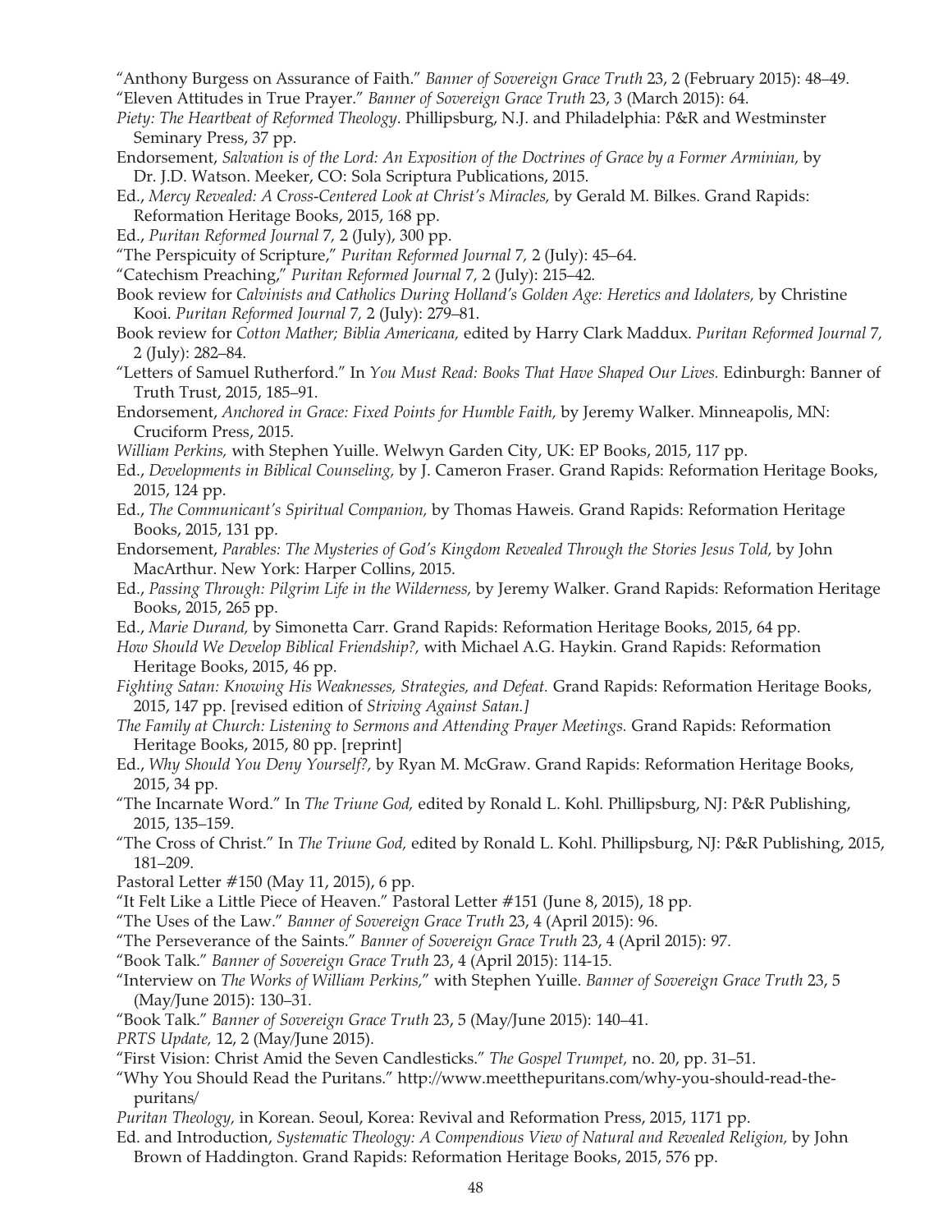"Anthony Burgess on Assurance of Faith." *Banner of Sovereign Grace Truth* 23, 2 (February 2015): 48–49.

"Eleven Attitudes in True Prayer." *Banner of Sovereign Grace Truth* 23, 3 (March 2015): 64.

*Piety: The Heartbeat of Reformed Theology*. Phillipsburg, N.J. and Philadelphia: P&R and Westminster Seminary Press, 37 pp.

Endorsement, *Salvation is of the Lord: An Exposition of the Doctrines of Grace by a Former Arminian,* by Dr. J.D. Watson. Meeker, CO: Sola Scriptura Publications, 2015.

Ed., *Mercy Revealed: A Cross-Centered Look at Christ's Miracles,* by Gerald M. Bilkes. Grand Rapids: Reformation Heritage Books, 2015, 168 pp.

Ed., *Puritan Reformed Journal* 7, 2 (July), 300 pp.

"The Perspicuity of Scripture," *Puritan Reformed Journal* 7, 2 (July): 45–64.

"Catechism Preaching," *Puritan Reformed Journal* 7, 2 (July): 215–42.

Book review for *Calvinists and Catholics During Holland's Golden Age: Heretics and Idolaters,* by Christine Kooi. *Puritan Reformed Journal* 7, 2 (July): 279–81.

Book review for *Cotton Mather; Biblia Americana,* edited by Harry Clark Maddux. *Puritan Reformed Journal* 7, 2 (July): 282–84.

"Letters of Samuel Rutherford." In *You Must Read: Books That Have Shaped Our Lives.* Edinburgh: Banner of Truth Trust, 2015, 185–91.

Endorsement, *Anchored in Grace: Fixed Points for Humble Faith,* by Jeremy Walker. Minneapolis, MN: Cruciform Press, 2015.

*William Perkins,* with Stephen Yuille. Welwyn Garden City, UK: EP Books, 2015, 117 pp.

Ed., *Developments in Biblical Counseling,* by J. Cameron Fraser. Grand Rapids: Reformation Heritage Books, 2015, 124 pp.

Ed., *The Communicant's Spiritual Companion,* by Thomas Haweis. Grand Rapids: Reformation Heritage Books, 2015, 131 pp.

Endorsement, *Parables: The Mysteries of God's Kingdom Revealed Through the Stories Jesus Told,* by John MacArthur. New York: Harper Collins, 2015.

Ed., *Passing Through: Pilgrim Life in the Wilderness,* by Jeremy Walker. Grand Rapids: Reformation Heritage Books, 2015, 265 pp.

Ed., *Marie Durand,* by Simonetta Carr. Grand Rapids: Reformation Heritage Books, 2015, 64 pp.

*How Should We Develop Biblical Friendship?,* with Michael A.G. Haykin. Grand Rapids: Reformation Heritage Books, 2015, 46 pp.

*Fighting Satan: Knowing His Weaknesses, Strategies, and Defeat.* Grand Rapids: Reformation Heritage Books, 2015, 147 pp. [revised edition of *Striving Against Satan.]*

*The Family at Church: Listening to Sermons and Attending Prayer Meetings.* Grand Rapids: Reformation Heritage Books, 2015, 80 pp. [reprint]

Ed., *Why Should You Deny Yourself?,* by Ryan M. McGraw. Grand Rapids: Reformation Heritage Books, 2015, 34 pp.

"The Incarnate Word." In *The Triune God,* edited by Ronald L. Kohl. Phillipsburg, NJ: P&R Publishing, 2015, 135–159.

"The Cross of Christ." In *The Triune God,* edited by Ronald L. Kohl. Phillipsburg, NJ: P&R Publishing, 2015, 181–209.

Pastoral Letter #150 (May 11, 2015), 6 pp.

"It Felt Like a Little Piece of Heaven." Pastoral Letter #151 (June 8, 2015), 18 pp.

"The Uses of the Law." *Banner of Sovereign Grace Truth* 23, 4 (April 2015): 96.

"The Perseverance of the Saints." *Banner of Sovereign Grace Truth* 23, 4 (April 2015): 97.

"Book Talk." *Banner of Sovereign Grace Truth* 23, 4 (April 2015): 114-15.

"Interview on *The Works of William Perkins,*" with Stephen Yuille. *Banner of Sovereign Grace Truth* 23, 5 (May/June 2015): 130–31.

"Book Talk." *Banner of Sovereign Grace Truth* 23, 5 (May/June 2015): 140–41.

*PRTS Update,* 12, 2 (May/June 2015).

"First Vision: Christ Amid the Seven Candlesticks." *The Gospel Trumpet,* no. 20, pp. 31–51.

"Why You Should Read the Puritans." http://www.meetthepuritans.com/why-you-should-read-the-puritans/

*Puritan Theology,* in Korean. Seoul, Korea: Revival and Reformation Press, 2015, 1171 pp.

Ed. and Introduction, *Systematic Theology: A Compendious View of Natural and Revealed Religion,* by John Brown of Haddington. Grand Rapids: Reformation Heritage Books, 2015, 576 pp.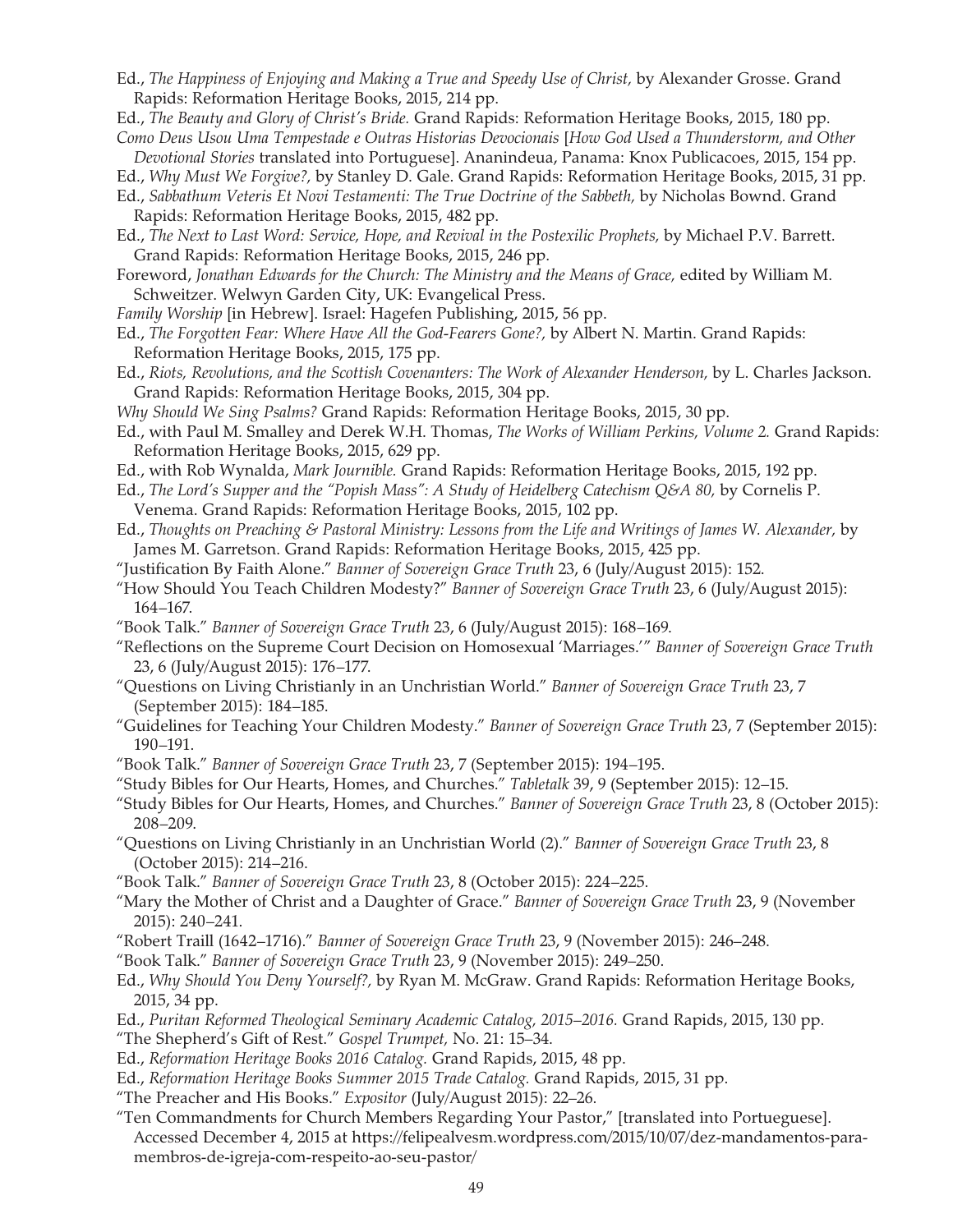Ed., *The Happiness of Enjoying and Making a True and Speedy Use of Christ,* by Alexander Grosse. Grand Rapids: Reformation Heritage Books, 2015, 214 pp.

Ed., *The Beauty and Glory of Christ's Bride.* Grand Rapids: Reformation Heritage Books, 2015, 180 pp.

*Como Deus Usou Uma Tempestade e Outras Historias Devocionais* [*How God Used a Thunderstorm, and Other Devotional Stories* translated into Portuguese]. Ananindeua, Panama: Knox Publicacoes, 2015, 154 pp.

Ed., *Why Must We Forgive?,* by Stanley D. Gale. Grand Rapids: Reformation Heritage Books, 2015, 31 pp.

Ed., *Sabbathum Veteris Et Novi Testamenti: The True Doctrine of the Sabbeth,* by Nicholas Bownd. Grand Rapids: Reformation Heritage Books, 2015, 482 pp.

Ed., *The Next to Last Word: Service, Hope, and Revival in the Postexilic Prophets,* by Michael P.V. Barrett. Grand Rapids: Reformation Heritage Books, 2015, 246 pp.

Foreword, *Jonathan Edwards for the Church: The Ministry and the Means of Grace,* edited by William M. Schweitzer. Welwyn Garden City, UK: Evangelical Press.

*Family Worship* [in Hebrew]. Israel: Hagefen Publishing, 2015, 56 pp.

Ed., *The Forgotten Fear: Where Have All the God-Fearers Gone?,* by Albert N. Martin. Grand Rapids: Reformation Heritage Books, 2015, 175 pp.

Ed., *Riots, Revolutions, and the Scottish Covenanters: The Work of Alexander Henderson,* by L. Charles Jackson. Grand Rapids: Reformation Heritage Books, 2015, 304 pp.

*Why Should We Sing Psalms?* Grand Rapids: Reformation Heritage Books, 2015, 30 pp.

Ed., with Paul M. Smalley and Derek W.H. Thomas, *The Works of William Perkins, Volume 2.* Grand Rapids: Reformation Heritage Books, 2015, 629 pp.

Ed., with Rob Wynalda, *Mark Journible.* Grand Rapids: Reformation Heritage Books, 2015, 192 pp.

Ed., *The Lord's Supper and the "Popish Mass": A Study of Heidelberg Catechism Q&A 80,* by Cornelis P. Venema. Grand Rapids: Reformation Heritage Books, 2015, 102 pp.

Ed., *Thoughts on Preaching & Pastoral Ministry: Lessons from the Life and Writings of James W. Alexander,* by James M. Garretson. Grand Rapids: Reformation Heritage Books, 2015, 425 pp.

"Justification By Faith Alone." *Banner of Sovereign Grace Truth* 23, 6 (July/August 2015): 152.

"How Should You Teach Children Modesty?" *Banner of Sovereign Grace Truth* 23, 6 (July/August 2015): 164–167.

"Book Talk." *Banner of Sovereign Grace Truth* 23, 6 (July/August 2015): 168–169.

"Reflections on the Supreme Court Decision on Homosexual 'Marriages.'" *Banner of Sovereign Grace Truth* 23, 6 (July/August 2015): 176–177.

"Questions on Living Christianly in an Unchristian World." *Banner of Sovereign Grace Truth* 23, 7 (September 2015): 184–185.

"Guidelines for Teaching Your Children Modesty." *Banner of Sovereign Grace Truth* 23, 7 (September 2015): 190–191.

"Book Talk." *Banner of Sovereign Grace Truth* 23, 7 (September 2015): 194–195.

"Study Bibles for Our Hearts, Homes, and Churches." *Tabletalk* 39, 9 (September 2015): 12–15.

"Study Bibles for Our Hearts, Homes, and Churches." *Banner of Sovereign Grace Truth* 23, 8 (October 2015): 208–209.

"Questions on Living Christianly in an Unchristian World (2)." *Banner of Sovereign Grace Truth* 23, 8 (October 2015): 214–216.

"Book Talk." *Banner of Sovereign Grace Truth* 23, 8 (October 2015): 224–225.

"Mary the Mother of Christ and a Daughter of Grace." *Banner of Sovereign Grace Truth* 23, 9 (November 2015): 240–241.

"Robert Traill (1642–1716)." *Banner of Sovereign Grace Truth* 23, 9 (November 2015): 246–248.

"Book Talk." *Banner of Sovereign Grace Truth* 23, 9 (November 2015): 249–250.

Ed., *Why Should You Deny Yourself?,* by Ryan M. McGraw. Grand Rapids: Reformation Heritage Books, 2015, 34 pp.

Ed., *Puritan Reformed Theological Seminary Academic Catalog, 2015–2016.* Grand Rapids, 2015, 130 pp.

"The Shepherd's Gift of Rest." *Gospel Trumpet,* No. 21: 15–34.

Ed., *Reformation Heritage Books 2016 Catalog.* Grand Rapids, 2015, 48 pp.

Ed., *Reformation Heritage Books Summer 2015 Trade Catalog.* Grand Rapids, 2015, 31 pp.

"The Preacher and His Books." *Expositor* (July/August 2015): 22–26.

"Ten Commandments for Church Members Regarding Your Pastor," [translated into Portueguese]. Accessed December 4, 2015 at https://felipealvesm.wordpress.com/2015/10/07/dez-mandamentos-para-membros-de-igreja-com-respeito-ao-seu-pastor/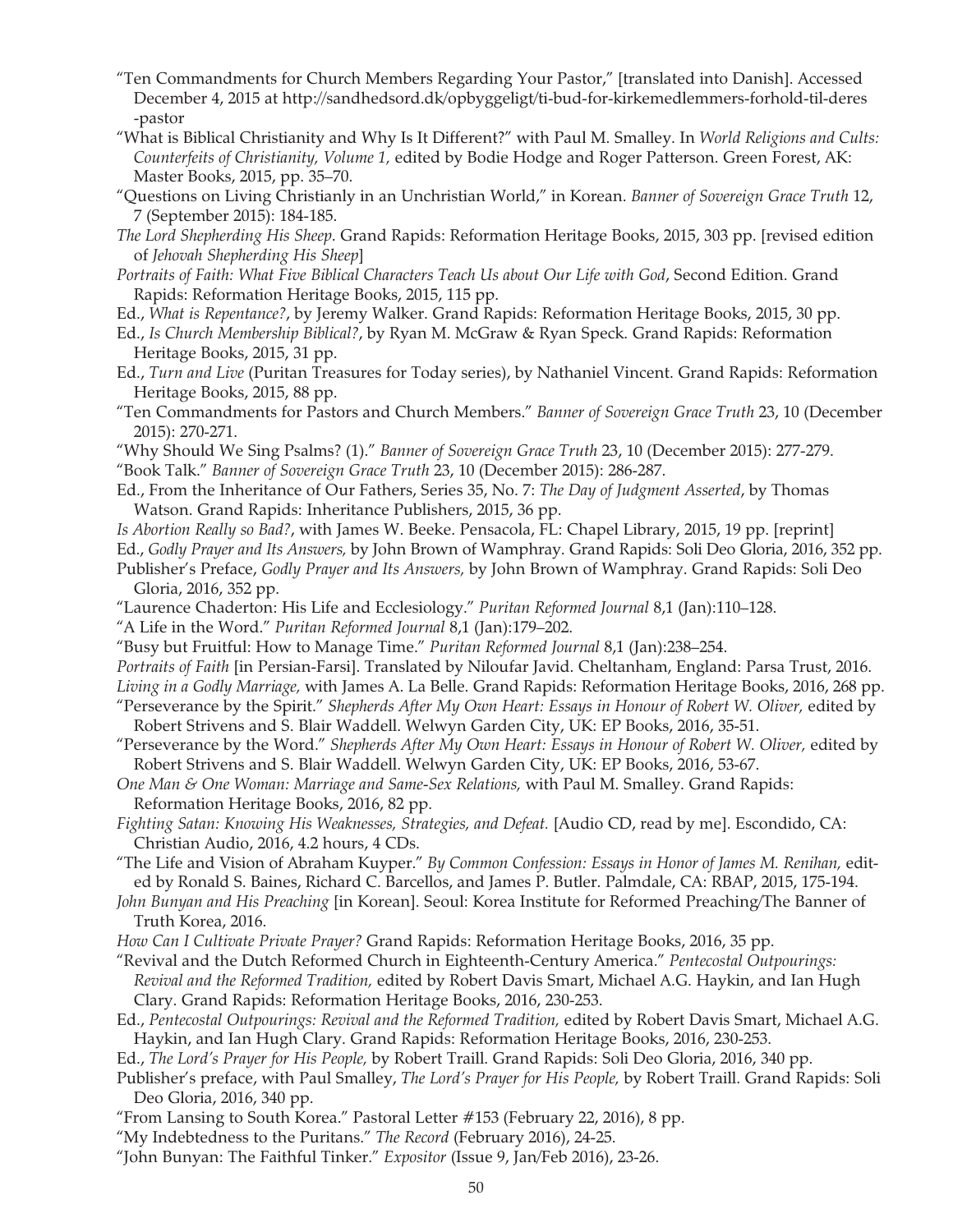"Ten Commandments for Church Members Regarding Your Pastor," [translated into Danish]. Accessed December 4, 2015 at http://sandhedsord.dk/opbyggeligt/ti-bud-for-kirkemedlemmers-forhold-til-deres-pastor

"What is Biblical Christianity and Why Is It Different?" with Paul M. Smalley. In *World Religions and Cults: Counterfeits of Christianity, Volume 1,* edited by Bodie Hodge and Roger Patterson. Green Forest, AK: Master Books, 2015, pp. 35–70.

"Questions on Living Christianly in an Unchristian World," in Korean. *Banner of Sovereign Grace Truth* 12, 7 (September 2015): 184-185.

*The Lord Shepherding His Sheep*. Grand Rapids: Reformation Heritage Books, 2015, 303 pp. [revised edition of *Jehovah Shepherding His Sheep*]

*Portraits of Faith: What Five Biblical Characters Teach Us about Our Life with God*, Second Edition. Grand Rapids: Reformation Heritage Books, 2015, 115 pp.

Ed., *What is Repentance?*, by Jeremy Walker. Grand Rapids: Reformation Heritage Books, 2015, 30 pp.

Ed., *Is Church Membership Biblical?*, by Ryan M. McGraw & Ryan Speck. Grand Rapids: Reformation Heritage Books, 2015, 31 pp.

Ed., *Turn and Live* (Puritan Treasures for Today series), by Nathaniel Vincent. Grand Rapids: Reformation Heritage Books, 2015, 88 pp.

"Ten Commandments for Pastors and Church Members." *Banner of Sovereign Grace Truth* 23, 10 (December 2015): 270-271.

"Why Should We Sing Psalms? (1)." *Banner of Sovereign Grace Truth* 23, 10 (December 2015): 277-279.

"Book Talk." *Banner of Sovereign Grace Truth* 23, 10 (December 2015): 286-287.

Ed., From the Inheritance of Our Fathers, Series 35, No. 7: *The Day of Judgment Asserted*, by Thomas Watson. Grand Rapids: Inheritance Publishers, 2015, 36 pp.

*Is Abortion Really so Bad?*, with James W. Beeke. Pensacola, FL: Chapel Library, 2015, 19 pp. [reprint]

Ed., *Godly Prayer and Its Answers,* by John Brown of Wamphray. Grand Rapids: Soli Deo Gloria, 2016, 352 pp.

Publisher's Preface, *Godly Prayer and Its Answers,* by John Brown of Wamphray. Grand Rapids: Soli Deo Gloria, 2016, 352 pp.

"Laurence Chaderton: His Life and Ecclesiology." *Puritan Reformed Journal* 8,1 (Jan):110–128.

"A Life in the Word." *Puritan Reformed Journal* 8,1 (Jan):179–202.

"Busy but Fruitful: How to Manage Time." *Puritan Reformed Journal* 8,1 (Jan):238–254.

*Portraits of Faith* [in Persian-Farsi]. Translated by Niloufar Javid. Cheltanham, England: Parsa Trust, 2016.

*Living in a Godly Marriage,* with James A. La Belle. Grand Rapids: Reformation Heritage Books, 2016, 268 pp.

"Perseverance by the Spirit." *Shepherds After My Own Heart: Essays in Honour of Robert W. Oliver,* edited by Robert Strivens and S. Blair Waddell. Welwyn Garden City, UK: EP Books, 2016, 35-51.

"Perseverance by the Word." *Shepherds After My Own Heart: Essays in Honour of Robert W. Oliver,* edited by Robert Strivens and S. Blair Waddell. Welwyn Garden City, UK: EP Books, 2016, 53-67.

*One Man & One Woman: Marriage and Same-Sex Relations,* with Paul M. Smalley. Grand Rapids: Reformation Heritage Books, 2016, 82 pp.

*Fighting Satan: Knowing His Weaknesses, Strategies, and Defeat.* [Audio CD, read by me]. Escondido, CA: Christian Audio, 2016, 4.2 hours, 4 CDs.

"The Life and Vision of Abraham Kuyper." *By Common Confession: Essays in Honor of James M. Renihan,* edited by Ronald S. Baines, Richard C. Barcellos, and James P. Butler. Palmdale, CA: RBAP, 2015, 175-194.

*John Bunyan and His Preaching* [in Korean]. Seoul: Korea Institute for Reformed Preaching/The Banner of Truth Korea, 2016.

*How Can I Cultivate Private Prayer?* Grand Rapids: Reformation Heritage Books, 2016, 35 pp.

"Revival and the Dutch Reformed Church in Eighteenth-Century America." *Pentecostal Outpourings: Revival and the Reformed Tradition,* edited by Robert Davis Smart, Michael A.G. Haykin, and Ian Hugh Clary. Grand Rapids: Reformation Heritage Books, 2016, 230-253.

Ed., *Pentecostal Outpourings: Revival and the Reformed Tradition,* edited by Robert Davis Smart, Michael A.G. Haykin, and Ian Hugh Clary. Grand Rapids: Reformation Heritage Books, 2016, 230-253.

Ed., *The Lord's Prayer for His People,* by Robert Traill. Grand Rapids: Soli Deo Gloria, 2016, 340 pp.

Publisher's preface, with Paul Smalley, *The Lord's Prayer for His People,* by Robert Traill. Grand Rapids: Soli Deo Gloria, 2016, 340 pp.

"From Lansing to South Korea." Pastoral Letter #153 (February 22, 2016), 8 pp.

"My Indebtedness to the Puritans." *The Record* (February 2016), 24-25.

"John Bunyan: The Faithful Tinker." *Expositor* (Issue 9, Jan/Feb 2016), 23-26.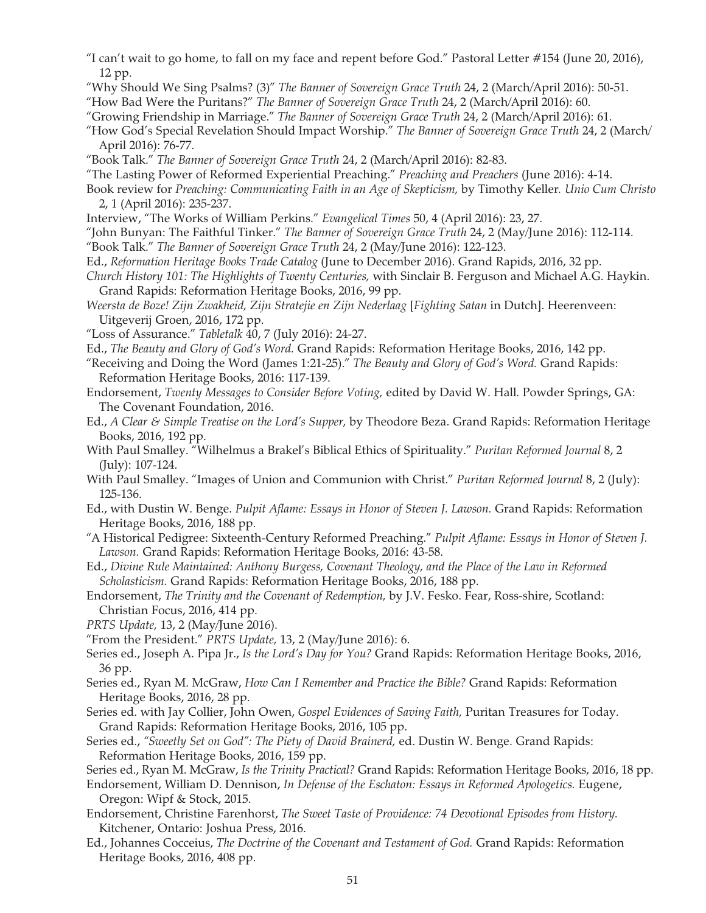"I can't wait to go home, to fall on my face and repent before God." Pastoral Letter #154 (June 20, 2016), 12 pp.

"Why Should We Sing Psalms? (3)" *The Banner of Sovereign Grace Truth* 24, 2 (March/April 2016): 50-51.

"How Bad Were the Puritans?" *The Banner of Sovereign Grace Truth* 24, 2 (March/April 2016): 60.

"Growing Friendship in Marriage." *The Banner of Sovereign Grace Truth* 24, 2 (March/April 2016): 61.

"How God's Special Revelation Should Impact Worship." *The Banner of Sovereign Grace Truth* 24, 2 (March/April 2016): 76-77.

"Book Talk." *The Banner of Sovereign Grace Truth* 24, 2 (March/April 2016): 82-83.

"The Lasting Power of Reformed Experiential Preaching." *Preaching and Preachers* (June 2016): 4-14.

Book review for *Preaching: Communicating Faith in an Age of Skepticism,* by Timothy Keller. *Unio Cum Christo* 2, 1 (April 2016): 235-237.

Interview, "The Works of William Perkins." *Evangelical Times* 50, 4 (April 2016): 23, 27.

"John Bunyan: The Faithful Tinker." *The Banner of Sovereign Grace Truth* 24, 2 (May/June 2016): 112-114.

"Book Talk." *The Banner of Sovereign Grace Truth* 24, 2 (May/June 2016): 122-123.

Ed., *Reformation Heritage Books Trade Catalog* (June to December 2016). Grand Rapids, 2016, 32 pp.

*Church History 101: The Highlights of Twenty Centuries,* with Sinclair B. Ferguson and Michael A.G. Haykin. Grand Rapids: Reformation Heritage Books, 2016, 99 pp.

*Weersta de Boze! Zijn Zwakheid, Zijn Stratejie en Zijn Nederlaag* [*Fighting Satan* in Dutch]. Heerenveen: Uitgeverij Groen, 2016, 172 pp.

"Loss of Assurance." *Tabletalk* 40, 7 (July 2016): 24-27.

Ed., *The Beauty and Glory of God's Word.* Grand Rapids: Reformation Heritage Books, 2016, 142 pp.

"Receiving and Doing the Word (James 1:21-25)." *The Beauty and Glory of God's Word.* Grand Rapids: Reformation Heritage Books, 2016: 117-139.

Endorsement, *Twenty Messages to Consider Before Voting,* edited by David W. Hall. Powder Springs, GA: The Covenant Foundation, 2016.

Ed., *A Clear & Simple Treatise on the Lord's Supper,* by Theodore Beza. Grand Rapids: Reformation Heritage Books, 2016, 192 pp.

With Paul Smalley. "Wilhelmus a Brakel's Biblical Ethics of Spirituality." *Puritan Reformed Journal* 8, 2 (July): 107-124.

With Paul Smalley. "Images of Union and Communion with Christ." *Puritan Reformed Journal* 8, 2 (July): 125-136.

Ed., with Dustin W. Benge. *Pulpit Aflame: Essays in Honor of Steven J. Lawson.* Grand Rapids: Reformation Heritage Books, 2016, 188 pp.

"A Historical Pedigree: Sixteenth-Century Reformed Preaching." *Pulpit Aflame: Essays in Honor of Steven J. Lawson.* Grand Rapids: Reformation Heritage Books, 2016: 43-58.

Ed., *Divine Rule Maintained: Anthony Burgess, Covenant Theology, and the Place of the Law in Reformed Scholasticism.* Grand Rapids: Reformation Heritage Books, 2016, 188 pp.

Endorsement, *The Trinity and the Covenant of Redemption,* by J.V. Fesko. Fear, Ross-shire, Scotland: Christian Focus, 2016, 414 pp.

*PRTS Update,* 13, 2 (May/June 2016).

"From the President." *PRTS Update,* 13, 2 (May/June 2016): 6.

Series ed., Joseph A. Pipa Jr., *Is the Lord's Day for You?* Grand Rapids: Reformation Heritage Books, 2016, 36 pp.

Series ed., Ryan M. McGraw, *How Can I Remember and Practice the Bible?* Grand Rapids: Reformation Heritage Books, 2016, 28 pp.

Series ed. with Jay Collier, John Owen, *Gospel Evidences of Saving Faith,* Puritan Treasures for Today. Grand Rapids: Reformation Heritage Books, 2016, 105 pp.

Series ed., *"Sweetly Set on God": The Piety of David Brainerd,* ed. Dustin W. Benge. Grand Rapids: Reformation Heritage Books, 2016, 159 pp.

Series ed., Ryan M. McGraw, *Is the Trinity Practical?* Grand Rapids: Reformation Heritage Books, 2016, 18 pp.

Endorsement, William D. Dennison, *In Defense of the Eschaton: Essays in Reformed Apologetics.* Eugene, Oregon: Wipf & Stock, 2015.

Endorsement, Christine Farenhorst, *The Sweet Taste of Providence: 74 Devotional Episodes from History.* Kitchener, Ontario: Joshua Press, 2016.

Ed., Johannes Cocceius, *The Doctrine of the Covenant and Testament of God.* Grand Rapids: Reformation Heritage Books, 2016, 408 pp.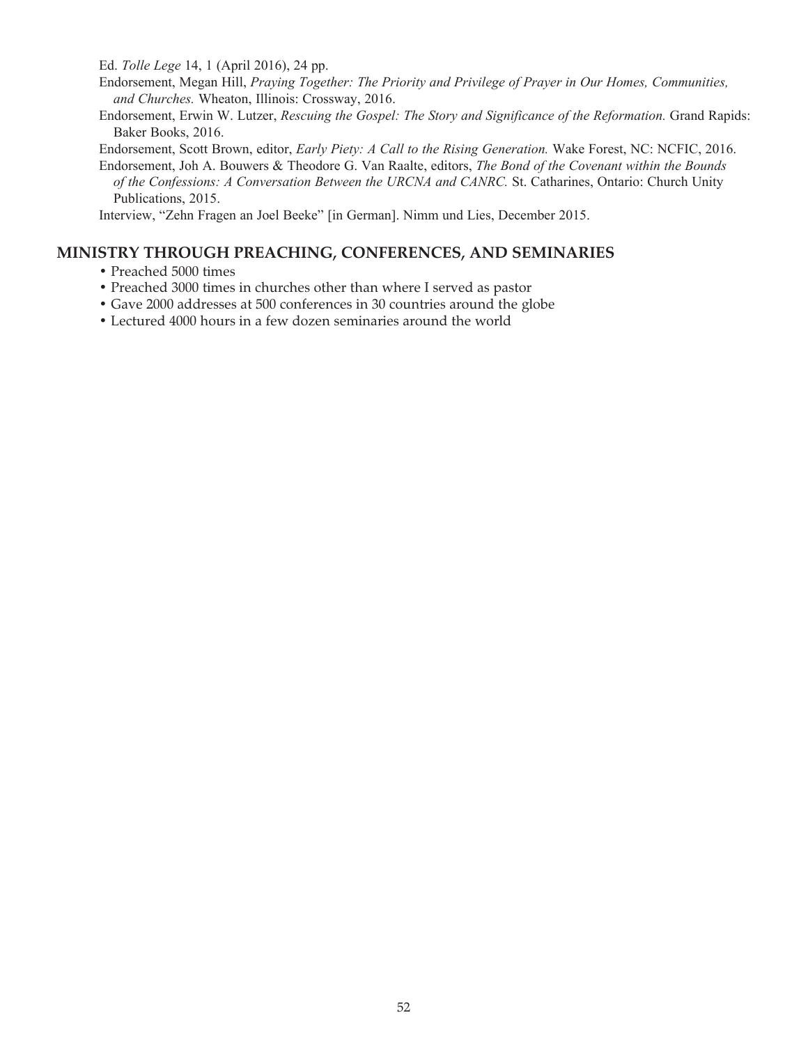Ed. *Tolle Lege* 14, 1 (April 2016), 24 pp.

Endorsement, Megan Hill, *Praying Together: The Priority and Privilege of Prayer in Our Homes, Communities, and Churches.* Wheaton, Illinois: Crossway, 2016.

Endorsement, Erwin W. Lutzer, *Rescuing the Gospel: The Story and Significance of the Reformation.* Grand Rapids: Baker Books, 2016.

Endorsement, Scott Brown, editor, *Early Piety: A Call to the Rising Generation.* Wake Forest, NC: NCFIC, 2016.

Endorsement, Joh A. Bouwers & Theodore G. Van Raalte, editors, *The Bond of the Covenant within the Bounds of the Confessions: A Conversation Between the URCNA and CANRC.* St. Catharines, Ontario: Church Unity Publications, 2015.

Interview, "Zehn Fragen an Joel Beeke" [in German]. Nimm und Lies, December 2015.

## MINISTRY THROUGH PREACHING, CONFERENCES, AND SEMINARIES

- Preached 5000 times
- Preached 3000 times in churches other than where I served as pastor
- Gave 2000 addresses at 500 conferences in 30 countries around the globe
- Lectured 4000 hours in a few dozen seminaries around the world